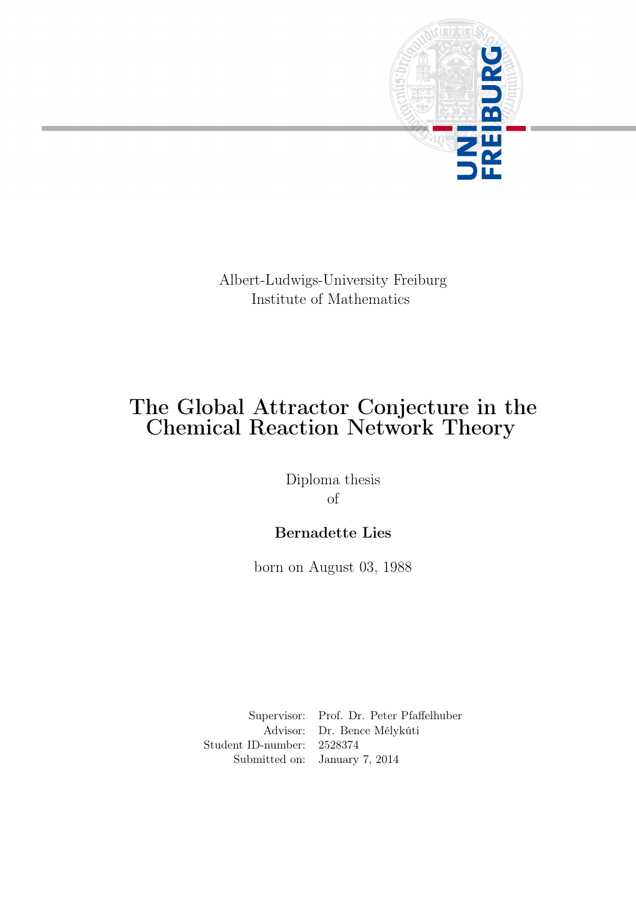Albert-Ludwigs-University Freiburg
Institute of Mathematics

# The Global Attractor Conjecture in the Chemical Reaction Network Theory

Diploma thesis
of

**Bernadette Lies**

born on August 03, 1988

| | |
|---|---|
| Supervisor: | Prof. Dr. Peter Pfaffelhuber |
| Advisor: | Dr. Bence Mélykúti |
| Student ID-number: | 2528374 |
| Submitted on: | January 7, 2014 |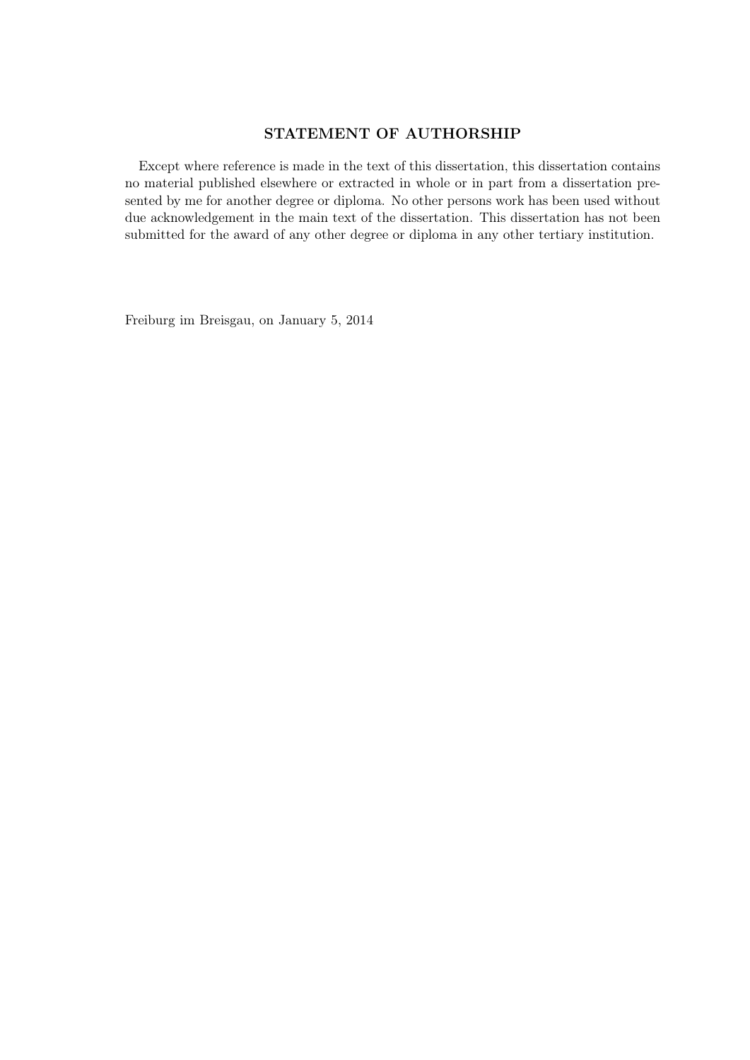## STATEMENT OF AUTHORSHIP

Except where reference is made in the text of this dissertation, this dissertation contains no material published elsewhere or extracted in whole or in part from a dissertation presented by me for another degree or diploma. No other persons work has been used without due acknowledgement in the main text of the dissertation. This dissertation has not been submitted for the award of any other degree or diploma in any other tertiary institution.

Freiburg im Breisgau, on January 5, 2014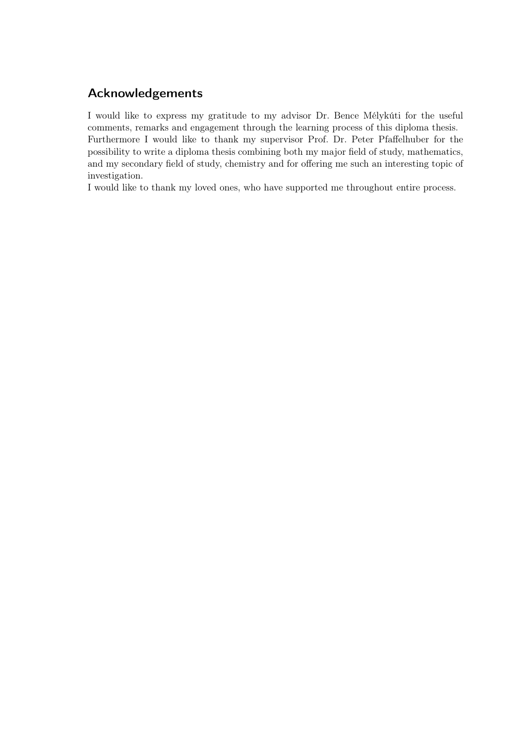## Acknowledgements

I would like to express my gratitude to my advisor Dr. Bence Mélykúti for the useful comments, remarks and engagement through the learning process of this diploma thesis.
Furthermore I would like to thank my supervisor Prof. Dr. Peter Pfaffelhuber for the possibility to write a diploma thesis combining both my major field of study, mathematics, and my secondary field of study, chemistry and for offering me such an interesting topic of investigation.
I would like to thank my loved ones, who have supported me throughout entire process.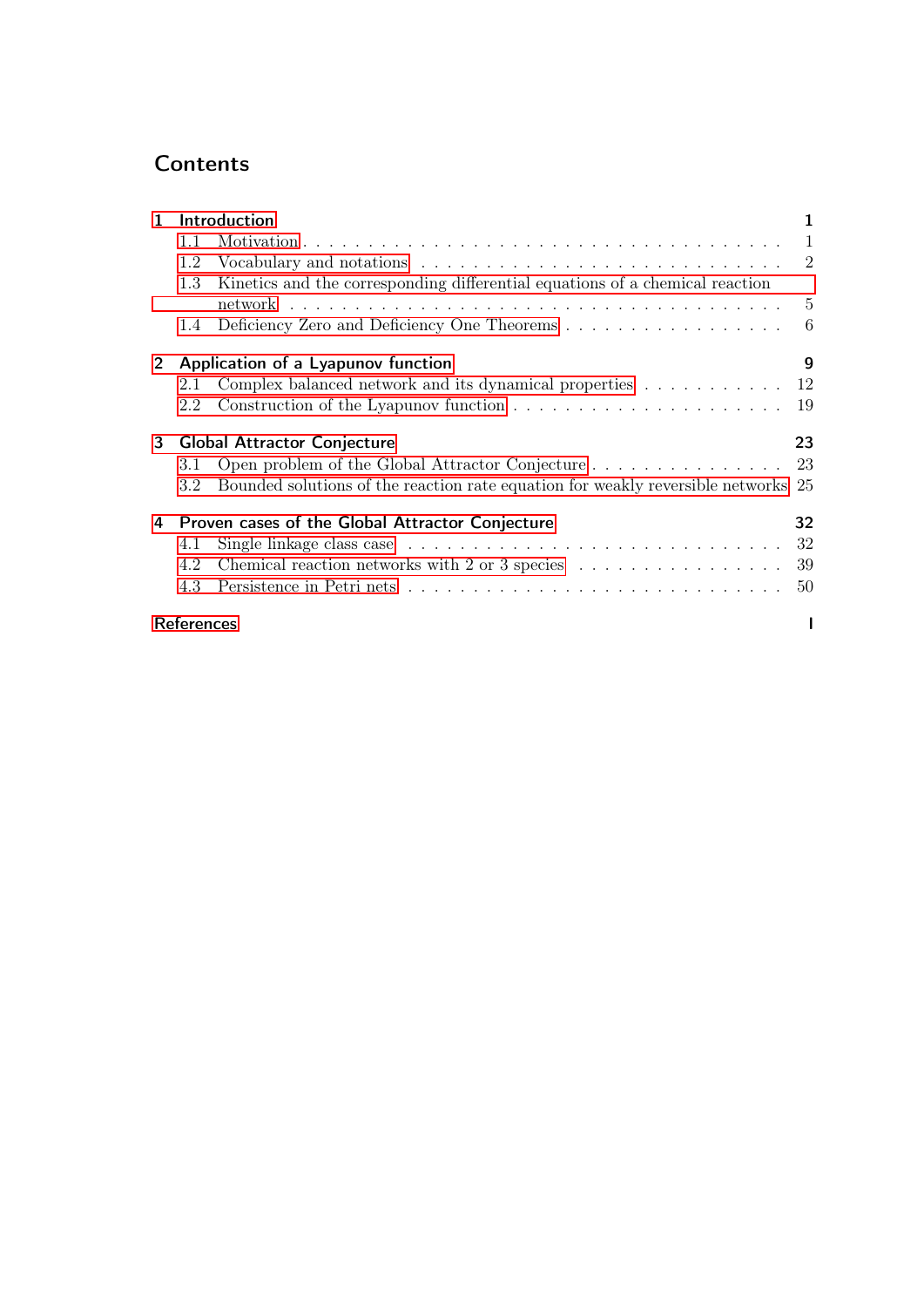# Contents

- **1 Introduction** — 1
  - 1.1 Motivation — 1
  - 1.2 Vocabulary and notations — 2
  - 1.3 Kinetics and the corresponding differential equations of a chemical reaction network — 5
  - 1.4 Deficiency Zero and Deficiency One Theorems — 6
- **2 Application of a Lyapunov function** — 9
  - 2.1 Complex balanced network and its dynamical properties — 12
  - 2.2 Construction of the Lyapunov function — 19
- **3 Global Attractor Conjecture** — 23
  - 3.1 Open problem of the Global Attractor Conjecture — 23
  - 3.2 Bounded solutions of the reaction rate equation for weakly reversible networks — 25
- **4 Proven cases of the Global Attractor Conjecture** — 32
  - 4.1 Single linkage class case — 32
  - 4.2 Chemical reaction networks with 2 or 3 species — 39
  - 4.3 Persistence in Petri nets — 50
- **References** — I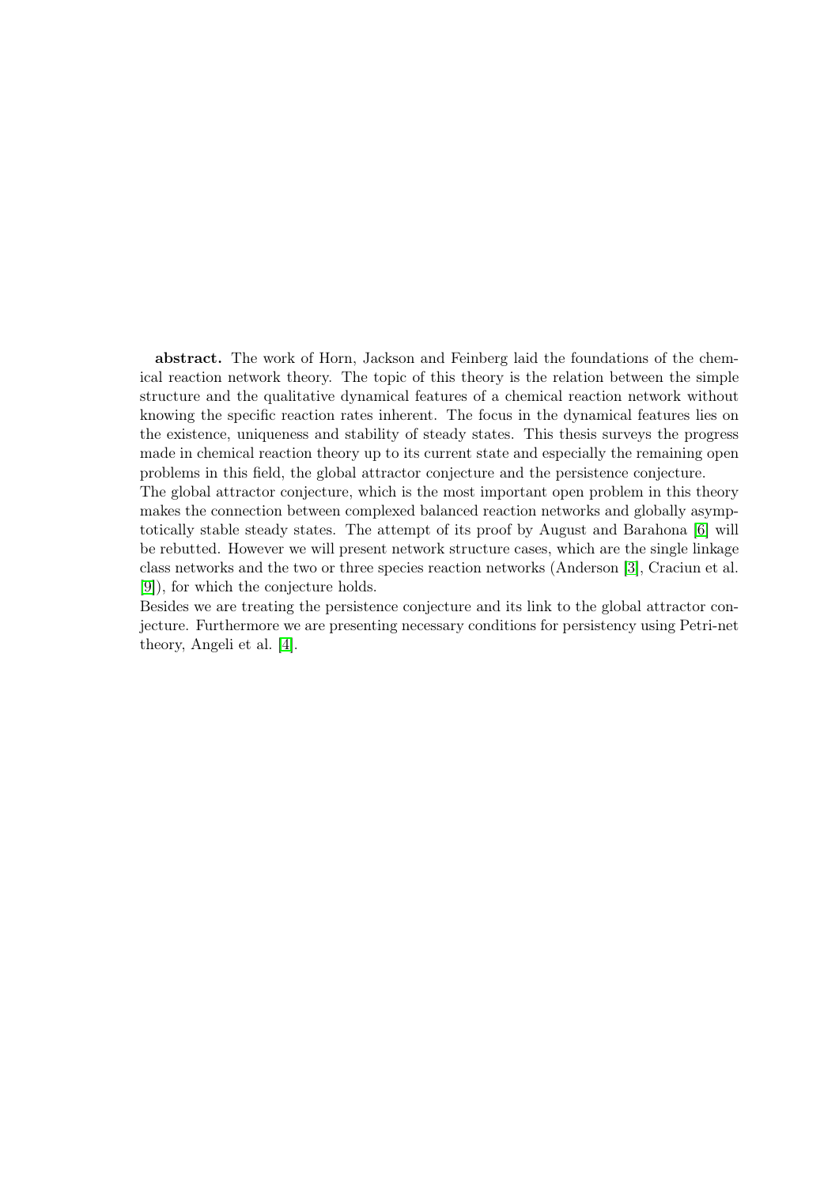**abstract.** The work of Horn, Jackson and Feinberg laid the foundations of the chemical reaction network theory. The topic of this theory is the relation between the simple structure and the qualitative dynamical features of a chemical reaction network without knowing the specific reaction rates inherent. The focus in the dynamical features lies on the existence, uniqueness and stability of steady states. This thesis surveys the progress made in chemical reaction theory up to its current state and especially the remaining open problems in this field, the global attractor conjecture and the persistence conjecture.

The global attractor conjecture, which is the most important open problem in this theory makes the connection between complexed balanced reaction networks and globally asymptotically stable steady states. The attempt of its proof by August and Barahona [6] will be rebutted. However we will present network structure cases, which are the single linkage class networks and the two or three species reaction networks (Anderson [3], Craciun et al. [9]), for which the conjecture holds.

Besides we are treating the persistence conjecture and its link to the global attractor conjecture. Furthermore we are presenting necessary conditions for persistency using Petri-net theory, Angeli et al. [4].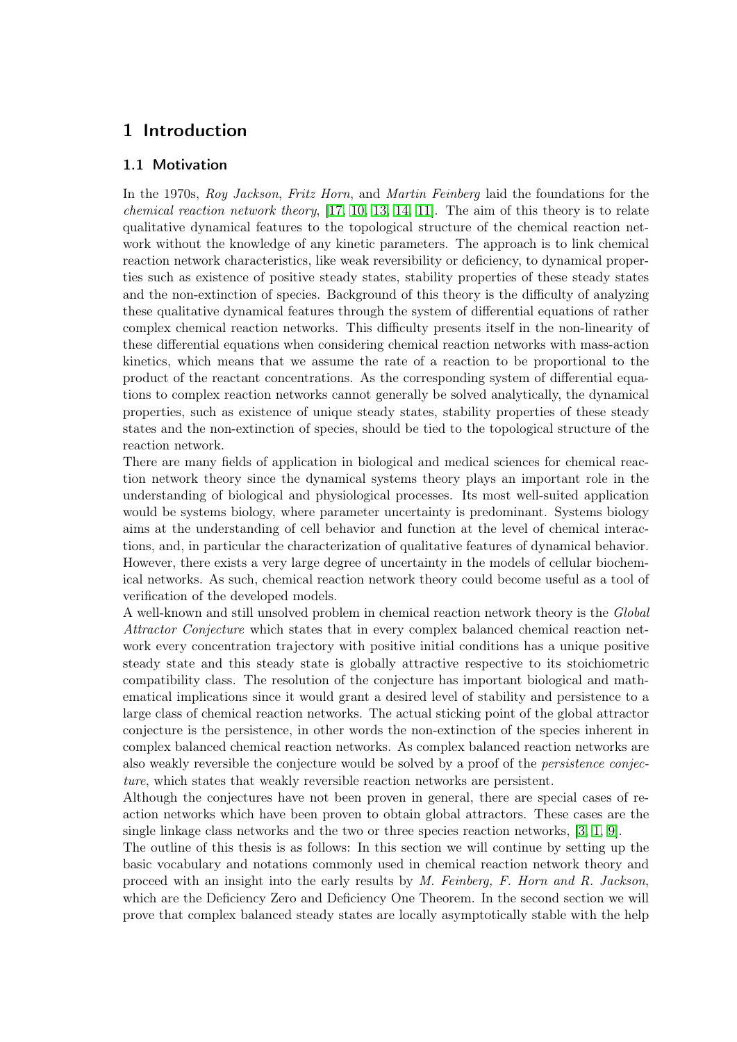# 1 Introduction

## 1.1 Motivation

In the 1970s, *Roy Jackson*, *Fritz Horn*, and *Martin Feinberg* laid the foundations for the *chemical reaction network theory*, [17, 10, 13, 14, 11]. The aim of this theory is to relate qualitative dynamical features to the topological structure of the chemical reaction network without the knowledge of any kinetic parameters. The approach is to link chemical reaction network characteristics, like weak reversibility or deficiency, to dynamical properties such as existence of positive steady states, stability properties of these steady states and the non-extinction of species. Background of this theory is the difficulty of analyzing these qualitative dynamical features through the system of differential equations of rather complex chemical reaction networks. This difficulty presents itself in the non-linearity of these differential equations when considering chemical reaction networks with mass-action kinetics, which means that we assume the rate of a reaction to be proportional to the product of the reactant concentrations. As the corresponding system of differential equations to complex reaction networks cannot generally be solved analytically, the dynamical properties, such as existence of unique steady states, stability properties of these steady states and the non-extinction of species, should be tied to the topological structure of the reaction network.

There are many fields of application in biological and medical sciences for chemical reaction network theory since the dynamical systems theory plays an important role in the understanding of biological and physiological processes. Its most well-suited application would be systems biology, where parameter uncertainty is predominant. Systems biology aims at the understanding of cell behavior and function at the level of chemical interactions, and, in particular the characterization of qualitative features of dynamical behavior. However, there exists a very large degree of uncertainty in the models of cellular biochemical networks. As such, chemical reaction network theory could become useful as a tool of verification of the developed models.

A well-known and still unsolved problem in chemical reaction network theory is the *Global Attractor Conjecture* which states that in every complex balanced chemical reaction network every concentration trajectory with positive initial conditions has a unique positive steady state and this steady state is globally attractive respective to its stoichiometric compatibility class. The resolution of the conjecture has important biological and mathematical implications since it would grant a desired level of stability and persistence to a large class of chemical reaction networks. The actual sticking point of the global attractor conjecture is the persistence, in other words the non-extinction of the species inherent in complex balanced chemical reaction networks. As complex balanced reaction networks are also weakly reversible the conjecture would be solved by a proof of the *persistence conjecture*, which states that weakly reversible reaction networks are persistent.

Although the conjectures have not been proven in general, there are special cases of reaction networks which have been proven to obtain global attractors. These cases are the single linkage class networks and the two or three species reaction networks, [3, 1, 9].

The outline of this thesis is as follows: In this section we will continue by setting up the basic vocabulary and notations commonly used in chemical reaction network theory and proceed with an insight into the early results by *M. Feinberg, F. Horn and R. Jackson*, which are the Deficiency Zero and Deficiency One Theorem. In the second section we will prove that complex balanced steady states are locally asymptotically stable with the help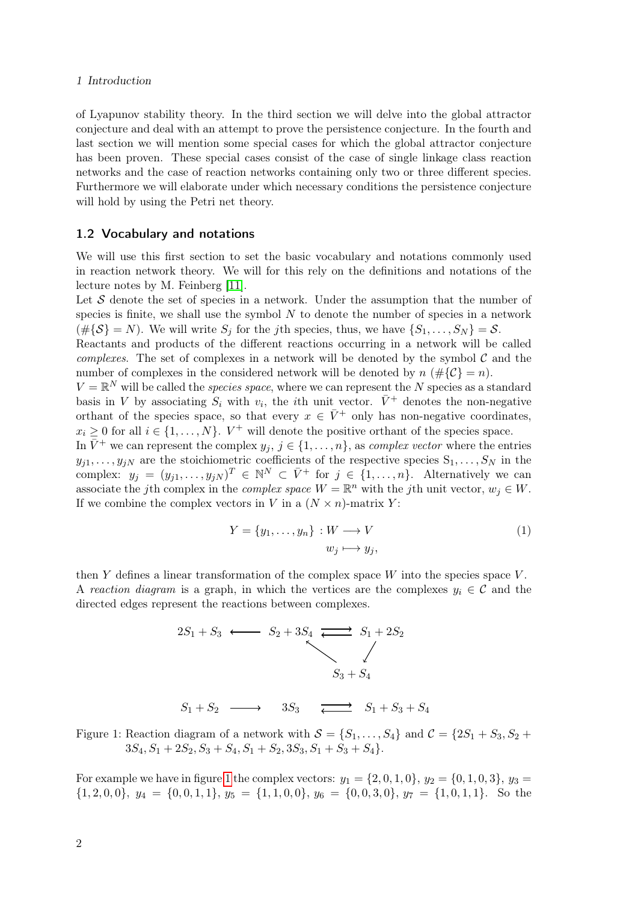of Lyapunov stability theory. In the third section we will delve into the global attractor conjecture and deal with an attempt to prove the persistence conjecture. In the fourth and last section we will mention some special cases for which the global attractor conjecture has been proven. These special cases consist of the case of single linkage class reaction networks and the case of reaction networks containing only two or three different species. Furthermore we will elaborate under which necessary conditions the persistence conjecture will hold by using the Petri net theory.

## 1.2 Vocabulary and notations

We will use this first section to set the basic vocabulary and notations commonly used in reaction network theory. We will for this rely on the definitions and notations of the lecture notes by M. Feinberg [11].

Let $\mathcal{S}$ denote the set of species in a network. Under the assumption that the number of species is finite, we shall use the symbol $N$ to denote the number of species in a network ($\#\{\mathcal{S}\} = N$). We will write $S_j$ for the $j$th species, thus, we have $\{S_1, \ldots, S_N\} = \mathcal{S}$.

Reactants and products of the different reactions occurring in a network will be called *complexes*. The set of complexes in a network will be denoted by the symbol $\mathcal{C}$ and the number of complexes in the considered network will be denoted by $n$ ($\#\{\mathcal{C}\} = n$).

$V = \mathbb{R}^N$ will be called the *species space*, where we can represent the $N$ species as a standard basis in $V$ by associating $S_i$ with $v_i$, the $i$th unit vector. $\bar{V}^+$ denotes the non-negative orthant of the species space, so that every $x \in \bar{V}^+$ only has non-negative coordinates, $x_i \geq 0$ for all $i \in \{1, \ldots, N\}$. $V^+$ will denote the positive orthant of the species space.

In $\bar{V}^+$ we can represent the complex $y_j$, $j \in \{1, \ldots, n\}$, as *complex vector* where the entries $y_{j1}, \ldots, y_{jN}$ are the stoichiometric coefficients of the respective species $\mathrm{S}_1, \ldots, S_N$ in the complex: $y_j = (y_{j1}, \ldots, y_{jN})^T \in \mathbb{N}^N \subset \bar{V}^+$ for $j \in \{1, \ldots, n\}$. Alternatively we can associate the $j$th complex in the *complex space* $W = \mathbb{R}^n$ with the $j$th unit vector, $w_j \in W$. If we combine the complex vectors in $V$ in a $(N \times n)$-matrix $Y$:

$$
\begin{aligned}
Y = \{y_1, \ldots, y_n\} : W &\longrightarrow V \\
w_j &\longmapsto y_j,
\end{aligned}
\tag{1}
$$

then $Y$ defines a linear transformation of the complex space $W$ into the species space $V$.

A *reaction diagram* is a graph, in which the vertices are the complexes $y_i \in \mathcal{C}$ and the directed edges represent the reactions between complexes.

$$
\begin{array}{ccccc}
2S_1 + S_3 & \longleftarrow & S_2 + 3S_4 & \rightleftarrows & S_1 + 2S_2 \\
 & & \nwarrow & & \swarrow \\
 & & & S_3 + S_4 & \\
 & & & & \\
S_1 + S_2 & \longrightarrow & 3S_3 & \rightleftarrows & S_1 + S_3 + S_4
\end{array}
$$

Figure 1: Reaction diagram of a network with $\mathcal{S} = \{S_1, \ldots, S_4\}$ and $\mathcal{C} = \{2S_1 + S_3, S_2 + 3S_4, S_1 + 2S_2, S_3 + S_4, S_1 + S_2, 3S_3, S_1 + S_3 + S_4\}$.

For example we have in figure 1 the complex vectors: $y_1 = \{2, 0, 1, 0\}$, $y_2 = \{0, 1, 0, 3\}$, $y_3 = \{1, 2, 0, 0\}$, $y_4 = \{0, 0, 1, 1\}$, $y_5 = \{1, 1, 0, 0\}$, $y_6 = \{0, 0, 3, 0\}$, $y_7 = \{1, 0, 1, 1\}$. So the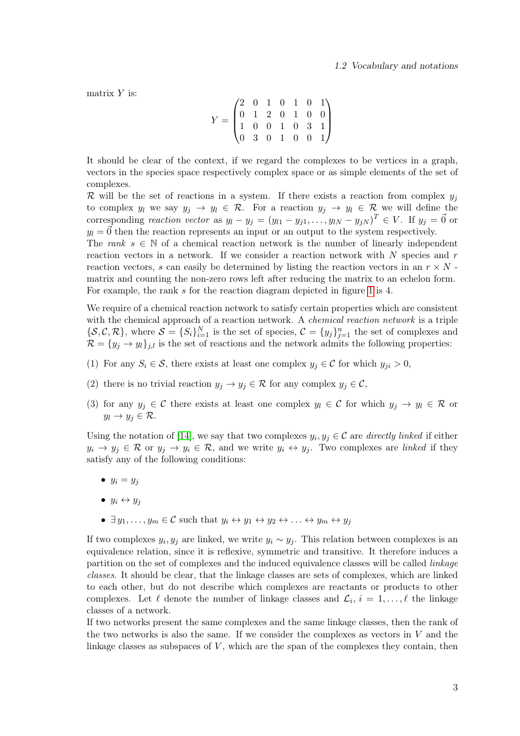matrix $Y$ is:

$$Y = \begin{pmatrix} 2 & 0 & 1 & 0 & 1 & 0 & 1 \\ 0 & 1 & 2 & 0 & 1 & 0 & 0 \\ 1 & 0 & 0 & 1 & 0 & 3 & 1 \\ 0 & 3 & 0 & 1 & 0 & 0 & 1 \end{pmatrix}$$

It should be clear of the context, if we regard the complexes to be vertices in a graph, vectors in the species space respectively complex space or as simple elements of the set of complexes.

$\mathcal{R}$ will be the set of reactions in a system. If there exists a reaction from complex $y_j$ to complex $y_l$ we say $y_j \to y_l \in \mathcal{R}$. For a reaction $y_j \to y_l \in \mathcal{R}$ we will define the corresponding *reaction vector* as $y_l - y_j = (y_{l1} - y_{j1}, \dots, y_{lN} - y_{jN})^T \in V$. If $y_j = \vec{0}$ or $y_l = \vec{0}$ then the reaction represents an input or an output to the system respectively.

The *rank* $s \in \mathbb{N}$ of a chemical reaction network is the number of linearly independent reaction vectors in a network. If we consider a reaction network with $N$ species and $r$ reaction vectors, $s$ can easily be determined by listing the reaction vectors in an $r \times N$ - matrix and counting the non-zero rows left after reducing the matrix to an echelon form. For example, the rank $s$ for the reaction diagram depicted in figure 1 is 4.

We require of a chemical reaction network to satisfy certain properties which are consistent with the chemical approach of a reaction network. A *chemical reaction network* is a triple $\{\mathcal{S}, \mathcal{C}, \mathcal{R}\}$, where $\mathcal{S} = \{S_i\}_{i=1}^N$ is the set of species, $\mathcal{C} = \{y_j\}_{j=1}^n$ the set of complexes and $\mathcal{R} = \{y_j \to y_l\}_{j,l}$ is the set of reactions and the network admits the following properties:

(1) For any $S_i \in \mathcal{S}$, there exists at least one complex $y_j \in \mathcal{C}$ for which $y_{ji} > 0$,

(2) there is no trivial reaction $y_j \to y_j \in \mathcal{R}$ for any complex $y_j \in \mathcal{C}$,

(3) for any $y_j \in \mathcal{C}$ there exists at least one complex $y_l \in \mathcal{C}$ for which $y_j \to y_l \in \mathcal{R}$ or $y_l \to y_j \in \mathcal{R}$.

Using the notation of [14], we say that two complexes $y_i, y_j \in \mathcal{C}$ are *directly linked* if either $y_i \to y_j \in \mathcal{R}$ or $y_j \to y_i \in \mathcal{R}$, and we write $y_i \leftrightarrow y_j$. Two complexes are *linked* if they satisfy any of the following conditions:

- $y_i = y_j$
- $y_i \leftrightarrow y_j$
- $\exists\, y_1, \dots, y_m \in \mathcal{C}$ such that $y_i \leftrightarrow y_1 \leftrightarrow y_2 \leftrightarrow \dots \leftrightarrow y_m \leftrightarrow y_j$

If two complexes $y_i, y_j$ are linked, we write $y_i \sim y_j$. This relation between complexes is an equivalence relation, since it is reflexive, symmetric and transitive. It therefore induces a partition on the set of complexes and the induced equivalence classes will be called *linkage classes*. It should be clear, that the linkage classes are sets of complexes, which are linked to each other, but do not describe which complexes are reactants or products to other complexes. Let $\ell$ denote the number of linkage classes and $\mathcal{L}_i$, $i = 1, \dots, \ell$ the linkage classes of a network.

If two networks present the same complexes and the same linkage classes, then the rank of the two networks is also the same. If we consider the complexes as vectors in $V$ and the linkage classes as subspaces of $V$, which are the span of the complexes they contain, then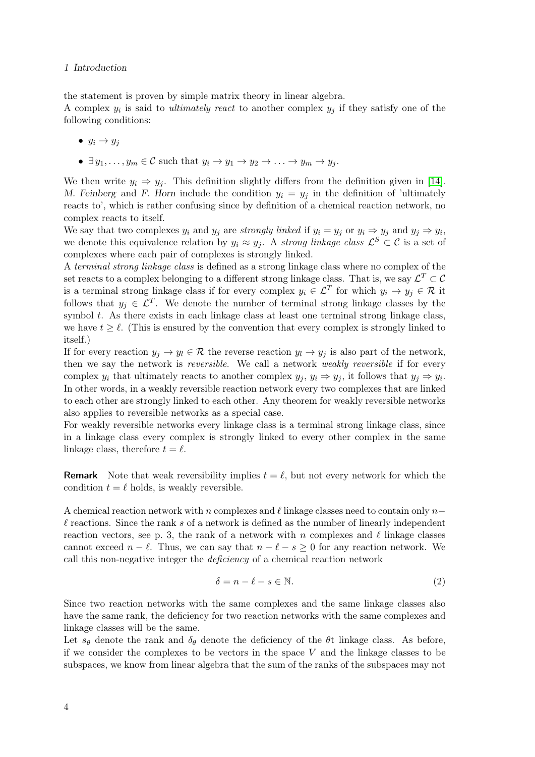the statement is proven by simple matrix theory in linear algebra.
A complex $y_i$ is said to *ultimately react* to another complex $y_j$ if they satisfy one of the following conditions:

- $y_i \to y_j$
- $\exists y_1, \dots, y_m \in \mathcal{C}$ such that $y_i \to y_1 \to y_2 \to \dots \to y_m \to y_j$.

We then write $y_i \Rightarrow y_j$. This definition slightly differs from the definition given in [14]. M. Feinberg and F. Horn include the condition $y_i = y_j$ in the definition of 'ultimately reacts to', which is rather confusing since by definition of a chemical reaction network, no complex reacts to itself.
We say that two complexes $y_i$ and $y_j$ are *strongly linked* if $y_i = y_j$ or $y_i \Rightarrow y_j$ and $y_j \Rightarrow y_i$, we denote this equivalence relation by $y_i \approx y_j$. A *strong linkage class* $\mathcal{L}^S \subset \mathcal{C}$ is a set of complexes where each pair of complexes is strongly linked.
A *terminal strong linkage class* is defined as a strong linkage class where no complex of the set reacts to a complex belonging to a different strong linkage class. That is, we say $\mathcal{L}^T \subset \mathcal{C}$ is a terminal strong linkage class if for every complex $y_i \in \mathcal{L}^T$ for which $y_i \to y_j \in \mathcal{R}$ it follows that $y_j \in \mathcal{L}^T$. We denote the number of terminal strong linkage classes by the symbol $t$. As there exists in each linkage class at least one terminal strong linkage class, we have $t \geq \ell$. (This is ensured by the convention that every complex is strongly linked to itself.)
If for every reaction $y_j \to y_l \in \mathcal{R}$ the reverse reaction $y_l \to y_j$ is also part of the network, then we say the network is *reversible*. We call a network *weakly reversible* if for every complex $y_i$ that ultimately reacts to another complex $y_j$, $y_i \Rightarrow y_j$, it follows that $y_j \Rightarrow y_i$. In other words, in a weakly reversible reaction network every two complexes that are linked to each other are strongly linked to each other. Any theorem for weakly reversible networks also applies to reversible networks as a special case.
For weakly reversible networks every linkage class is a terminal strong linkage class, since in a linkage class every complex is strongly linked to every other complex in the same linkage class, therefore $t = \ell$.

**Remark** Note that weak reversibility implies $t = \ell$, but not every network for which the condition $t = \ell$ holds, is weakly reversible.

A chemical reaction network with $n$ complexes and $\ell$ linkage classes need to contain only $n - \ell$ reactions. Since the rank $s$ of a network is defined as the number of linearly independent reaction vectors, see p. 3, the rank of a network with $n$ complexes and $\ell$ linkage classes cannot exceed $n - \ell$. Thus, we can say that $n - \ell - s \geq 0$ for any reaction network. We call this non-negative integer the *deficiency* of a chemical reaction network

$$\delta = n - \ell - s \in \mathbb{N}. \tag{2}$$

Since two reaction networks with the same complexes and the same linkage classes also have the same rank, the deficiency for two reaction networks with the same complexes and linkage classes will be the same.
Let $s_\theta$ denote the rank and $\delta_\theta$ denote the deficiency of the $\theta$t linkage class. As before, if we consider the complexes to be vectors in the space $V$ and the linkage classes to be subspaces, we know from linear algebra that the sum of the ranks of the subspaces may not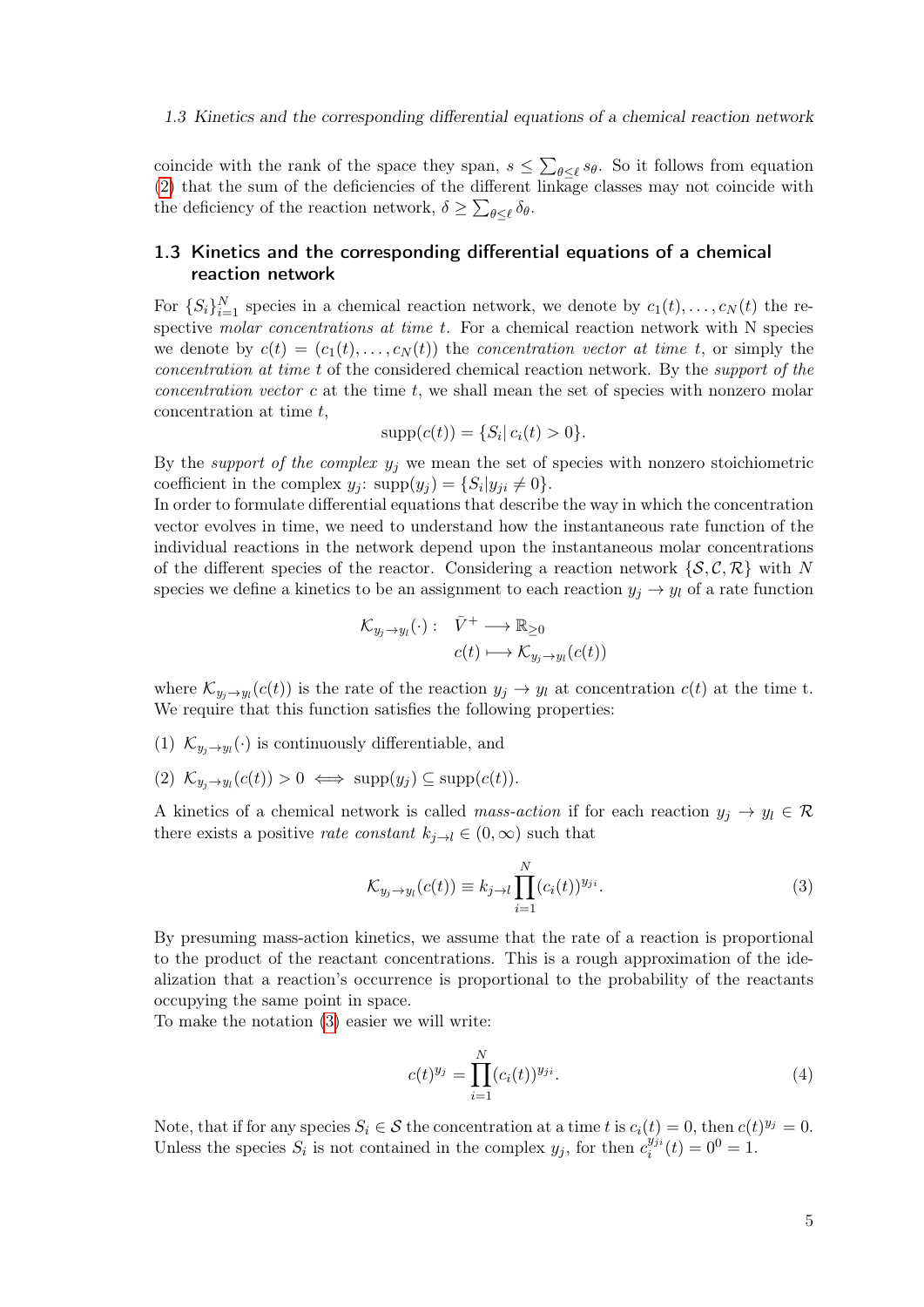coincide with the rank of the space they span, $s \leq \sum_{\theta \leq \ell} s_\theta$. So it follows from equation (2) that the sum of the deficiencies of the different linkage classes may not coincide with the deficiency of the reaction network, $\delta \geq \sum_{\theta \leq \ell} \delta_\theta$.

## 1.3 Kinetics and the corresponding differential equations of a chemical reaction network

For $\{S_i\}_{i=1}^N$ species in a chemical reaction network, we denote by $c_1(t), \ldots, c_N(t)$ the respective *molar concentrations at time t*. For a chemical reaction network with N species we denote by $c(t) = (c_1(t), \ldots, c_N(t))$ the *concentration vector at time t*, or simply the *concentration at time t* of the considered chemical reaction network. By the *support of the concentration vector* $c$ at the time $t$, we shall mean the set of species with nonzero molar concentration at time $t$,

$$\text{supp}(c(t)) = \{S_i | \, c_i(t) > 0\}.$$

By the *support of the complex* $y_j$ we mean the set of species with nonzero stoichiometric coefficient in the complex $y_j$: $\text{supp}(y_j) = \{S_i | y_{ji} \neq 0\}$.
In order to formulate differential equations that describe the way in which the concentration vector evolves in time, we need to understand how the instantaneous rate function of the individual reactions in the network depend upon the instantaneous molar concentrations of the different species of the reactor. Considering a reaction network $\{\mathcal{S}, \mathcal{C}, \mathcal{R}\}$ with $N$ species we define a kinetics to be an assignment to each reaction $y_j \to y_l$ of a rate function

$$\begin{aligned} \mathcal{K}_{y_j \to y_l}(\cdot): \;\; & \bar{V}^+ \longrightarrow \mathbb{R}_{\geq 0} \\ & c(t) \longmapsto \mathcal{K}_{y_j \to y_l}(c(t)) \end{aligned}$$

where $\mathcal{K}_{y_j \to y_l}(c(t))$ is the rate of the reaction $y_j \to y_l$ at concentration $c(t)$ at the time t. We require that this function satisfies the following properties:

(1) $\mathcal{K}_{y_j \to y_l}(\cdot)$ is continuously differentiable, and

(2) $\mathcal{K}_{y_j \to y_l}(c(t)) > 0 \iff \text{supp}(y_j) \subseteq \text{supp}(c(t))$.

A kinetics of a chemical network is called *mass-action* if for each reaction $y_j \to y_l \in \mathcal{R}$ there exists a positive *rate constant* $k_{j \to l} \in (0, \infty)$ such that

$$\mathcal{K}_{y_j \to y_l}(c(t)) \equiv k_{j \to l} \prod_{i=1}^{N} (c_i(t))^{y_{ji}}. \tag{3}$$

By presuming mass-action kinetics, we assume that the rate of a reaction is proportional to the product of the reactant concentrations. This is a rough approximation of the idealization that a reaction's occurrence is proportional to the probability of the reactants occupying the same point in space.
To make the notation (3) easier we will write:

$$c(t)^{y_j} = \prod_{i=1}^{N} (c_i(t))^{y_{ji}}. \tag{4}$$

Note, that if for any species $S_i \in \mathcal{S}$ the concentration at a time $t$ is $c_i(t) = 0$, then $c(t)^{y_j} = 0$. Unless the species $S_i$ is not contained in the complex $y_j$, for then $c_i^{y_{ji}}(t) = 0^0 = 1$.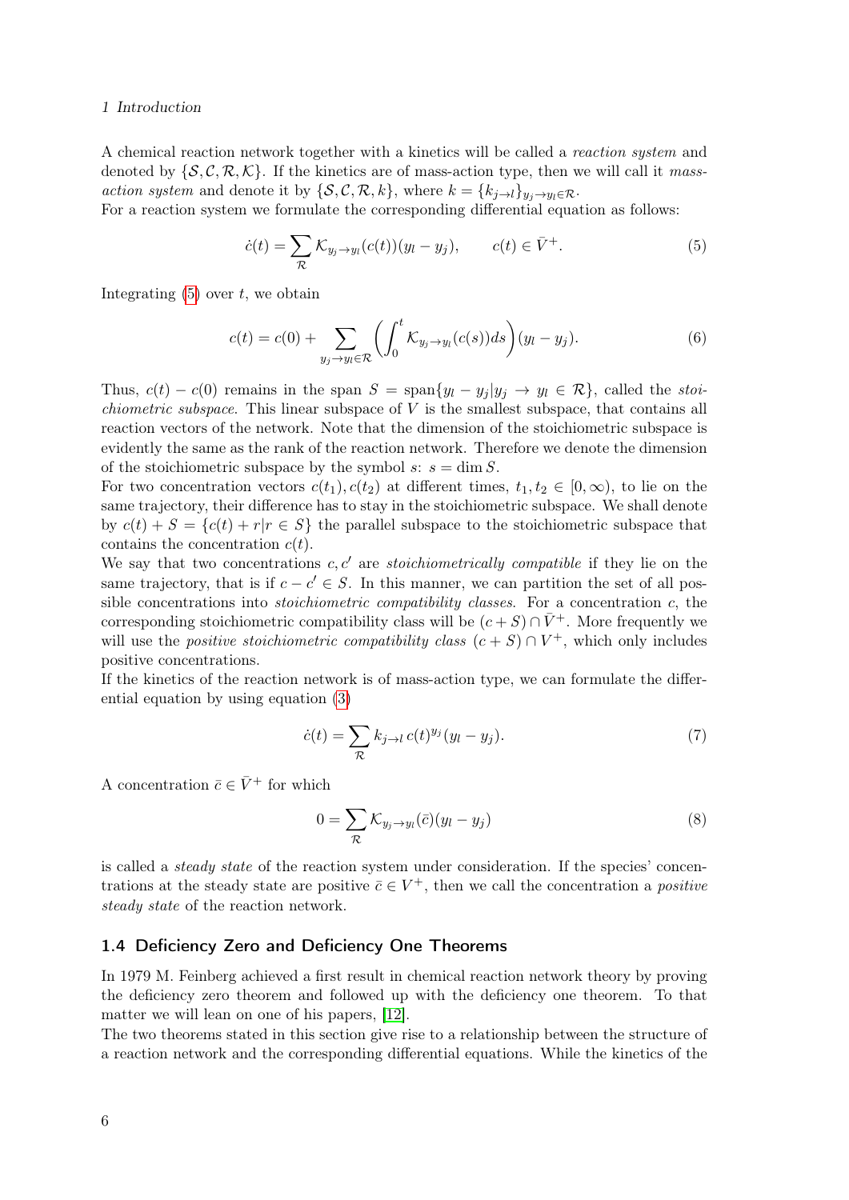A chemical reaction network together with a kinetics will be called a *reaction system* and denoted by $\{\mathcal{S}, \mathcal{C}, \mathcal{R}, \mathcal{K}\}$. If the kinetics are of mass-action type, then we will call it *mass-action system* and denote it by $\{\mathcal{S}, \mathcal{C}, \mathcal{R}, k\}$, where $k = \{k_{j\to l}\}_{y_j \to y_l \in \mathcal{R}}$.
For a reaction system we formulate the corresponding differential equation as follows:

$$\dot{c}(t) = \sum_{\mathcal{R}} \mathcal{K}_{y_j \to y_l}(c(t))(y_l - y_j), \qquad c(t) \in \bar{V}^+. \tag{5}$$

Integrating (5) over $t$, we obtain

$$c(t) = c(0) + \sum_{y_j \to y_l \in \mathcal{R}} \left( \int_0^t \mathcal{K}_{y_j \to y_l}(c(s)) ds \right) (y_l - y_j). \tag{6}$$

Thus, $c(t) - c(0)$ remains in the span $S = \text{span}\{y_l - y_j | y_j \to y_l \in \mathcal{R}\}$, called the *stoichiometric subspace*. This linear subspace of $V$ is the smallest subspace, that contains all reaction vectors of the network. Note that the dimension of the stoichiometric subspace is evidently the same as the rank of the reaction network. Therefore we denote the dimension of the stoichiometric subspace by the symbol $s$: $s = \dim S$.
For two concentration vectors $c(t_1), c(t_2)$ at different times, $t_1, t_2 \in [0, \infty)$, to lie on the same trajectory, their difference has to stay in the stoichiometric subspace. We shall denote by $c(t) + S = \{c(t) + r | r \in S\}$ the parallel subspace to the stoichiometric subspace that contains the concentration $c(t)$.
We say that two concentrations $c, c'$ are *stoichiometrically compatible* if they lie on the same trajectory, that is if $c - c' \in S$. In this manner, we can partition the set of all possible concentrations into *stoichiometric compatibility classes*. For a concentration $c$, the corresponding stoichiometric compatibility class will be $(c + S) \cap \bar{V}^+$. More frequently we will use the *positive stoichiometric compatibility class* $(c + S) \cap V^+$, which only includes positive concentrations.
If the kinetics of the reaction network is of mass-action type, we can formulate the differential equation by using equation (3)

$$\dot{c}(t) = \sum_{\mathcal{R}} k_{j\to l}\, c(t)^{y_j} (y_l - y_j). \tag{7}$$

A concentration $\bar{c} \in \bar{V}^+$ for which

$$0 = \sum_{\mathcal{R}} \mathcal{K}_{y_j \to y_l}(\bar{c})(y_l - y_j) \tag{8}$$

is called a *steady state* of the reaction system under consideration. If the species' concentrations at the steady state are positive $\bar{c} \in V^+$, then we call the concentration a *positive steady state* of the reaction network.

## 1.4 Deficiency Zero and Deficiency One Theorems

In 1979 M. Feinberg achieved a first result in chemical reaction network theory by proving the deficiency zero theorem and followed up with the deficiency one theorem. To that matter we will lean on one of his papers, [12].
The two theorems stated in this section give rise to a relationship between the structure of a reaction network and the corresponding differential equations. While the kinetics of the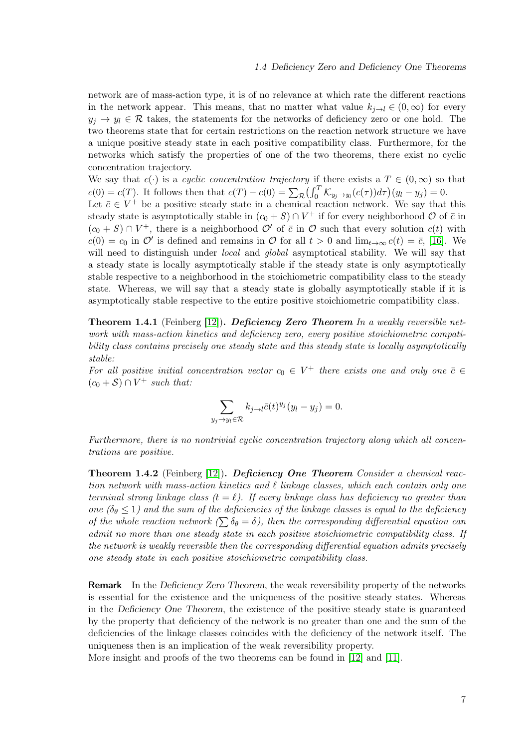network are of mass-action type, it is of no relevance at which rate the different reactions in the network appear. This means, that no matter what value $k_{j \to l} \in (0, \infty)$ for every $y_j \to y_l \in \mathcal{R}$ takes, the statements for the networks of deficiency zero or one hold. The two theorems state that for certain restrictions on the reaction network structure we have a unique positive steady state in each positive compatibility class. Furthermore, for the networks which satisfy the properties of one of the two theorems, there exist no cyclic concentration trajectory.

We say that $c(\cdot)$ is a *cyclic concentration trajectory* if there exists a $T \in (0, \infty)$ so that $c(0) = c(T)$. It follows then that $c(T) - c(0) = \sum_{\mathcal{R}} \big( \int_0^T \mathcal{K}_{y_j \to y_l}(c(\tau)) d\tau \big)(y_l - y_j) = 0$.

Let $\bar{c} \in V^+$ be a positive steady state in a chemical reaction network. We say that this steady state is asymptotically stable in $(c_0 + S) \cap V^+$ if for every neighborhood $\mathcal{O}$ of $\bar{c}$ in $(c_0 + S) \cap V^+$, there is a neighborhood $\mathcal{O}'$ of $\bar{c}$ in $\mathcal{O}$ such that every solution $c(t)$ with $c(0) = c_0$ in $\mathcal{O}'$ is defined and remains in $\mathcal{O}$ for all $t > 0$ and $\lim_{t \to \infty} c(t) = \bar{c}$, [16]. We will need to distinguish under *local* and *global* asymptotical stability. We will say that a steady state is locally asymptotically stable if the steady state is only asymptotically stable respective to a neighborhood in the stoichiometric compatibility class to the steady state. Whereas, we will say that a steady state is globally asymptotically stable if it is asymptotically stable respective to the entire positive stoichiometric compatibility class.

**Theorem 1.4.1** (Feinberg [12]). ***Deficiency Zero Theorem*** *In a weakly reversible network with mass-action kinetics and deficiency zero, every positive stoichiometric compatibility class contains precisely one steady state and this steady state is locally asymptotically stable:*

*For all positive initial concentration vector $c_0 \in V^+$ there exists one and only one $\bar{c} \in (c_0 + \mathcal{S}) \cap V^+$ such that:*

$$\sum_{y_j \to y_l \in \mathcal{R}} k_{j \to l} \bar{c}(t)^{y_j} (y_l - y_j) = 0.$$

*Furthermore, there is no nontrivial cyclic concentration trajectory along which all concentrations are positive.*

**Theorem 1.4.2** (Feinberg [12]). ***Deficiency One Theorem*** *Consider a chemical reaction network with mass-action kinetics and $\ell$ linkage classes, which each contain only one terminal strong linkage class ($t = \ell$). If every linkage class has deficiency no greater than one ($\delta_\theta \leq 1$) and the sum of the deficiencies of the linkage classes is equal to the deficiency of the whole reaction network ($\sum \delta_\theta = \delta$), then the corresponding differential equation can admit no more than one steady state in each positive stoichiometric compatibility class. If the network is weakly reversible then the corresponding differential equation admits precisely one steady state in each positive stoichiometric compatibility class.*

**Remark** In the *Deficiency Zero Theorem*, the weak reversibility property of the networks is essential for the existence and the uniqueness of the positive steady states. Whereas in the *Deficiency One Theorem*, the existence of the positive steady state is guaranteed by the property that deficiency of the network is no greater than one and the sum of the deficiencies of the linkage classes coincides with the deficiency of the network itself. The uniqueness then is an implication of the weak reversibility property.

More insight and proofs of the two theorems can be found in [12] and [11].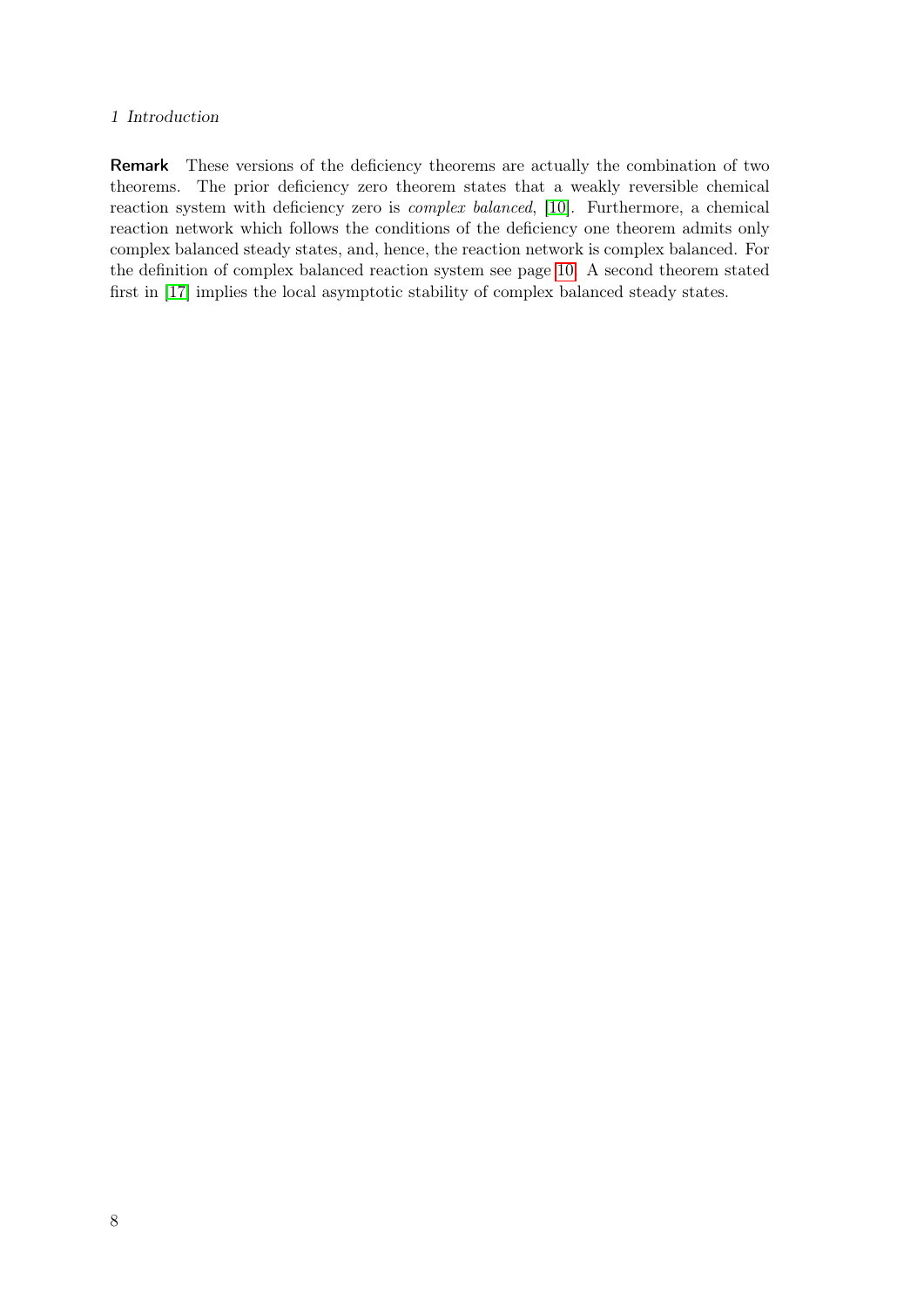**Remark** These versions of the deficiency theorems are actually the combination of two theorems. The prior deficiency zero theorem states that a weakly reversible chemical reaction system with deficiency zero is *complex balanced*, [10]. Furthermore, a chemical reaction network which follows the conditions of the deficiency one theorem admits only complex balanced steady states, and, hence, the reaction network is complex balanced. For the definition of complex balanced reaction system see page 10. A second theorem stated first in [17] implies the local asymptotic stability of complex balanced steady states.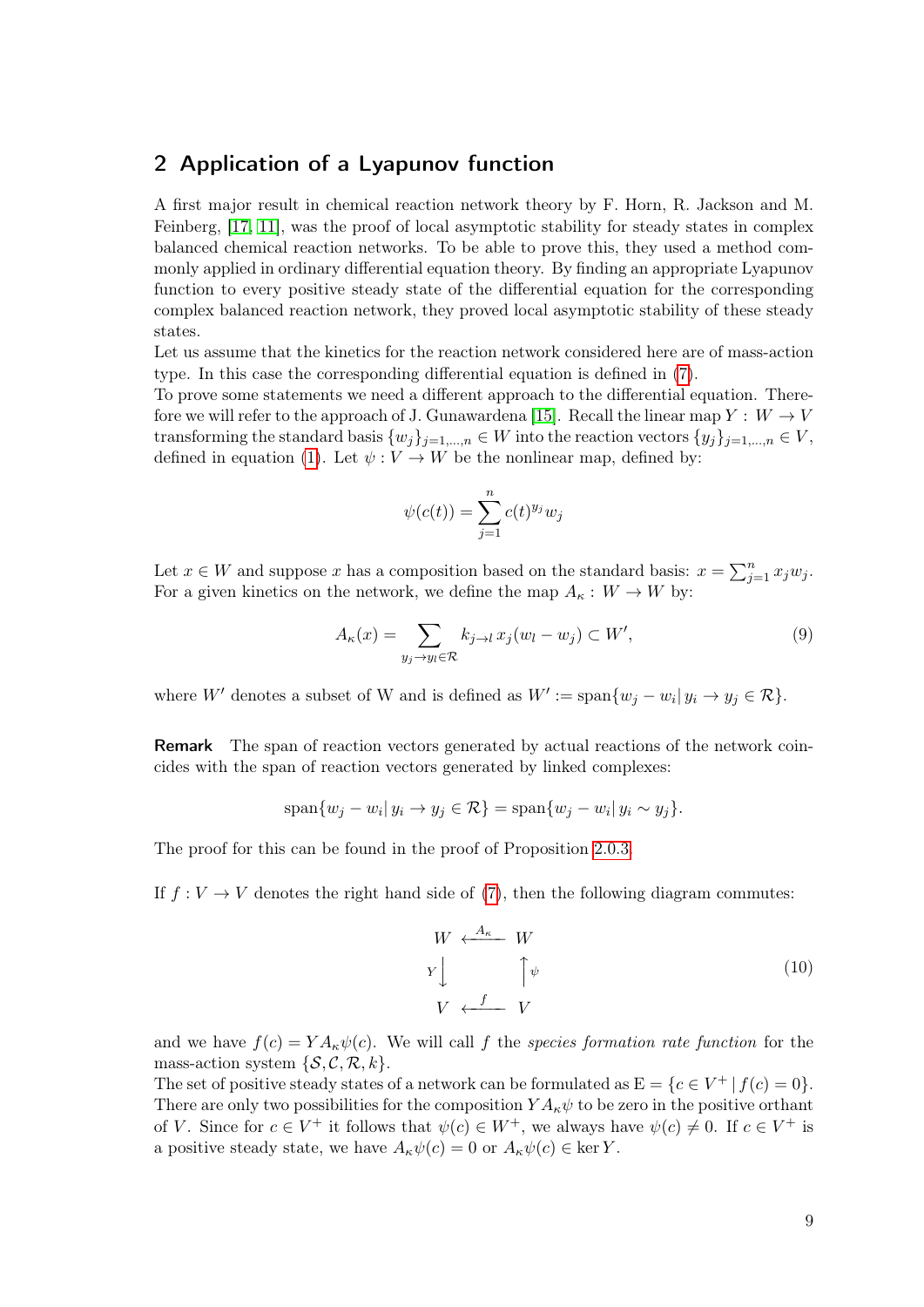## 2 Application of a Lyapunov function

A first major result in chemical reaction network theory by F. Horn, R. Jackson and M. Feinberg, [17, 11], was the proof of local asymptotic stability for steady states in complex balanced chemical reaction networks. To be able to prove this, they used a method commonly applied in ordinary differential equation theory. By finding an appropriate Lyapunov function to every positive steady state of the differential equation for the corresponding complex balanced reaction network, they proved local asymptotic stability of these steady states.
Let us assume that the kinetics for the reaction network considered here are of mass-action type. In this case the corresponding differential equation is defined in (7).
To prove some statements we need a different approach to the differential equation. Therefore we will refer to the approach of J. Gunawardena [15]. Recall the linear map $Y : W \to V$ transforming the standard basis $\{w_j\}_{j=1,\dots,n} \in W$ into the reaction vectors $\{y_j\}_{j=1,\dots,n} \in V$, defined in equation (1). Let $\psi : V \to W$ be the nonlinear map, defined by:

$$\psi(c(t)) = \sum_{j=1}^{n} c(t)^{y_j} w_j$$

Let $x \in W$ and suppose $x$ has a composition based on the standard basis: $x = \sum_{j=1}^{n} x_j w_j$. For a given kinetics on the network, we define the map $A_\kappa : W \to W$ by:

$$A_\kappa(x) = \sum_{y_j \to y_l \in \mathcal{R}} k_{j \to l}\, x_j (w_l - w_j) \subset W', \tag{9}$$

where $W'$ denotes a subset of W and is defined as $W' := \text{span}\{w_j - w_i | \, y_i \to y_j \in \mathcal{R}\}$.

**Remark** The span of reaction vectors generated by actual reactions of the network coincides with the span of reaction vectors generated by linked complexes:

$$\text{span}\{w_j - w_i | \, y_i \to y_j \in \mathcal{R}\} = \text{span}\{w_j - w_i | \, y_i \sim y_j\}.$$

The proof for this can be found in the proof of Proposition 2.0.3.

If $f : V \to V$ denotes the right hand side of (7), then the following diagram commutes:

$$\begin{array}{ccc} W & \xleftarrow{A_\kappa} & W \\ {\scriptstyle Y}\downarrow & & \uparrow{\scriptstyle \psi} \\ V & \xleftarrow{f} & V \end{array} \tag{10}$$

and we have $f(c) = Y A_\kappa \psi(c)$. We will call $f$ the *species formation rate function* for the mass-action system $\{\mathcal{S}, \mathcal{C}, \mathcal{R}, k\}$.
The set of positive steady states of a network can be formulated as $\mathrm{E} = \{c \in V^+ \, | \, f(c) = 0\}$. There are only two possibilities for the composition $Y A_\kappa \psi$ to be zero in the positive orthant of $V$. Since for $c \in V^+$ it follows that $\psi(c) \in W^+$, we always have $\psi(c) \neq 0$. If $c \in V^+$ is a positive steady state, we have $A_\kappa \psi(c) = 0$ or $A_\kappa \psi(c) \in \ker Y$.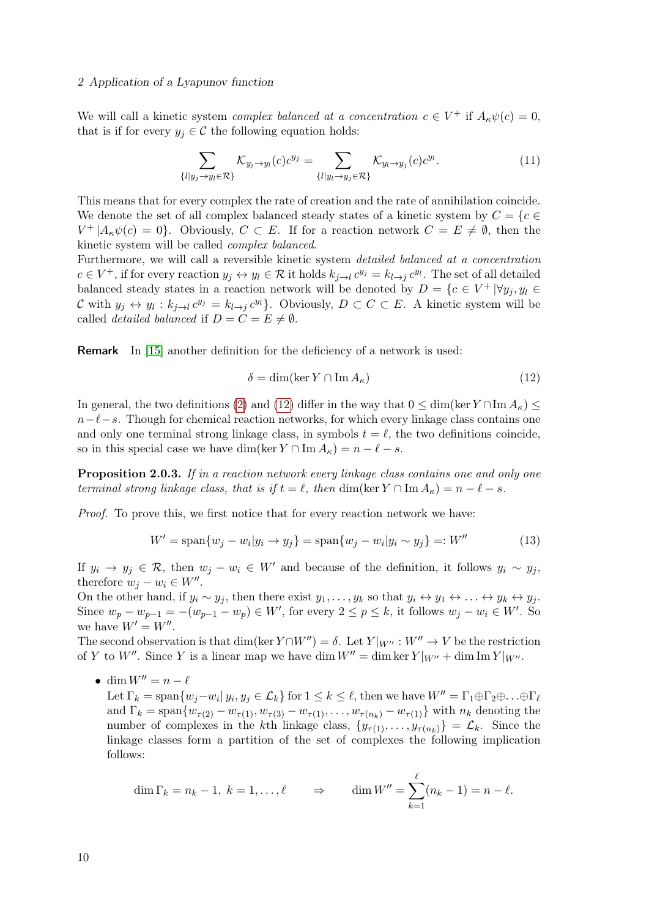We will call a kinetic system *complex balanced at a concentration* $c \in V^+$ if $A_\kappa \psi(c) = 0$, that is if for every $y_j \in \mathcal{C}$ the following equation holds:

$$\sum_{\{l | y_j \to y_l \in \mathcal{R}\}} \mathcal{K}_{y_j \to y_l}(c) c^{y_j} = \sum_{\{l | y_l \to y_j \in \mathcal{R}\}} \mathcal{K}_{y_l \to y_j}(c) c^{y_l}. \tag{11}$$

This means that for every complex the rate of creation and the rate of annihilation coincide. We denote the set of all complex balanced steady states of a kinetic system by $C = \{c \in V^+ | A_\kappa \psi(c) = 0\}$. Obviously, $C \subset E$. If for a reaction network $C = E \neq \emptyset$, then the kinetic system will be called *complex balanced*.
Furthermore, we will call a reversible kinetic system *detailed balanced at a concentration* $c \in V^+$, if for every reaction $y_j \leftrightarrow y_l \in \mathcal{R}$ it holds $k_{j \to l} c^{y_j} = k_{l \to j} c^{y_l}$. The set of all detailed balanced steady states in a reaction network will be denoted by $D = \{c \in V^+ | \forall y_j, y_l \in \mathcal{C}$ with $y_j \leftrightarrow y_l : k_{j \to l} c^{y_j} = k_{l \to j} c^{y_l}\}$. Obviously, $D \subset C \subset E$. A kinetic system will be called *detailed balanced* if $D = C = E \neq \emptyset$.

**Remark** In [15] another definition for the deficiency of a network is used:

$$\delta = \dim(\ker Y \cap \operatorname{Im} A_\kappa) \tag{12}$$

In general, the two definitions (2) and (12) differ in the way that $0 \leq \dim(\ker Y \cap \operatorname{Im} A_\kappa) \leq n - \ell - s$. Though for chemical reaction networks, for which every linkage class contains one and only one terminal strong linkage class, in symbols $t = \ell$, the two definitions coincide, so in this special case we have $\dim(\ker Y \cap \operatorname{Im} A_\kappa) = n - \ell - s$.

**Proposition 2.0.3.** *If in a reaction network every linkage class contains one and only one terminal strong linkage class, that is if $t = \ell$, then $\dim(\ker Y \cap \operatorname{Im} A_\kappa) = n - \ell - s$.*

*Proof.* To prove this, we first notice that for every reaction network we have:

$$W' = \operatorname{span}\{w_j - w_i | y_i \to y_j\} = \operatorname{span}\{w_j - w_i | y_i \sim y_j\} =: W'' \tag{13}$$

If $y_i \to y_j \in \mathcal{R}$, then $w_j - w_i \in W'$ and because of the definition, it follows $y_i \sim y_j$, therefore $w_j - w_i \in W''$.
On the other hand, if $y_i \sim y_j$, then there exist $y_1, \ldots, y_k$ so that $y_i \leftrightarrow y_1 \leftrightarrow \ldots \leftrightarrow y_k \leftrightarrow y_j$. Since $w_p - w_{p-1} = -(w_{p-1} - w_p) \in W'$, for every $2 \leq p \leq k$, it follows $w_j - w_i \in W'$. So we have $W' = W''$.
The second observation is that $\dim(\ker Y \cap W'') = \delta$. Let $Y|_{W''} : W'' \to V$ be the restriction of $Y$ to $W''$. Since $Y$ is a linear map we have $\dim W'' = \dim \ker Y|_{W''} + \dim \operatorname{Im} Y|_{W''}$.

- $\dim W'' = n - \ell$
  Let $\Gamma_k = \operatorname{span}\{w_j - w_i |\, y_i, y_j \in \mathcal{L}_k\}$ for $1 \leq k \leq \ell$, then we have $W'' = \Gamma_1 \oplus \Gamma_2 \oplus \ldots \oplus \Gamma_\ell$ and $\Gamma_k = \operatorname{span}\{w_{\tau(2)} - w_{\tau(1)}, w_{\tau(3)} - w_{\tau(1)}, \ldots, w_{\tau(n_k)} - w_{\tau(1)}\}$ with $n_k$ denoting the number of complexes in the $k$th linkage class, $\{y_{\tau(1)}, \ldots, y_{\tau(n_k)}\} = \mathcal{L}_k$. Since the linkage classes form a partition of the set of complexes the following implication follows:

$$\dim \Gamma_k = n_k - 1,\ k = 1, \ldots, \ell \qquad \Rightarrow \qquad \dim W'' = \sum_{k=1}^{\ell} (n_k - 1) = n - \ell.$$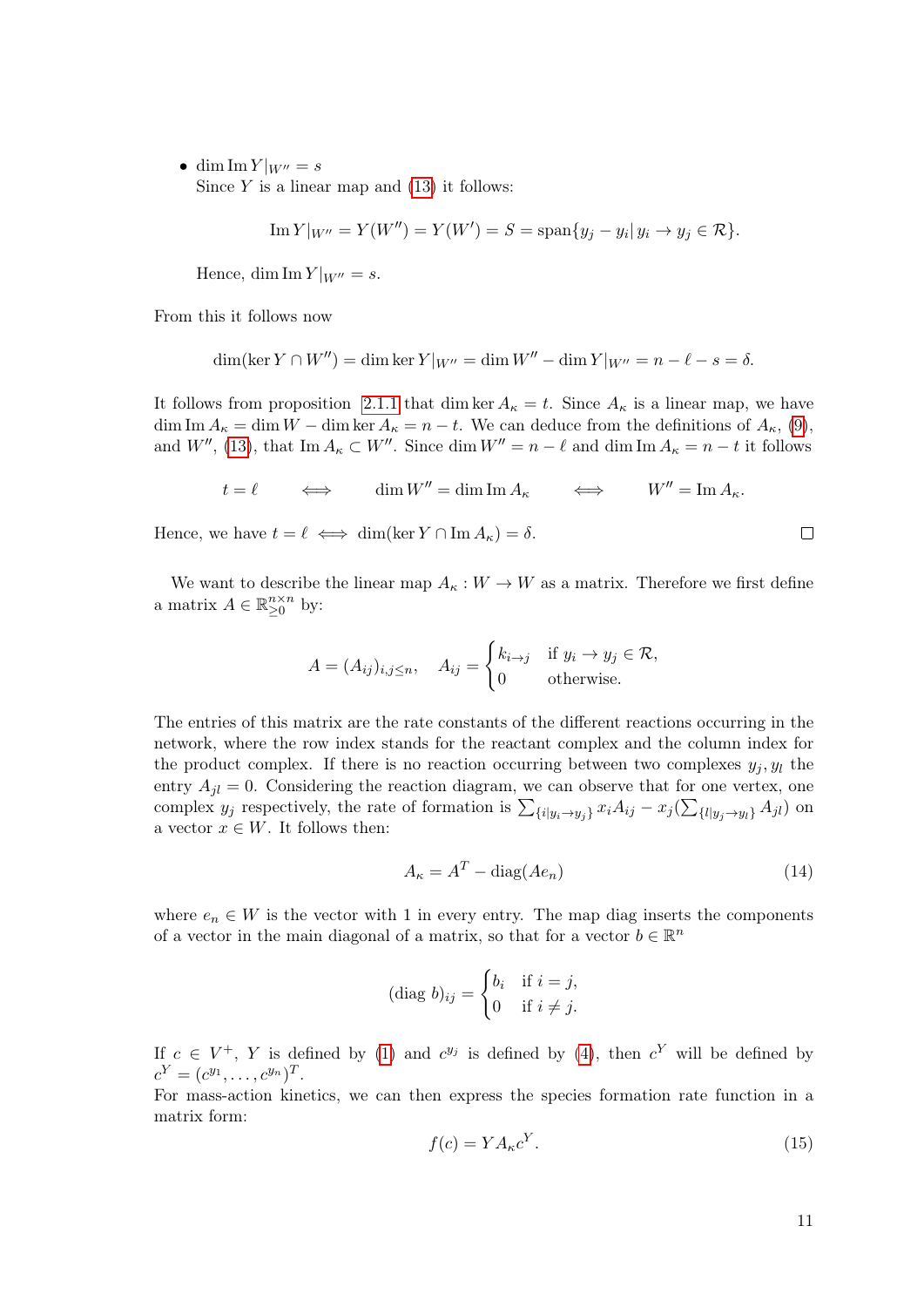- $\dim \operatorname{Im} Y|_{W''} = s$
  Since $Y$ is a linear map and (13) it follows:

$$\operatorname{Im} Y|_{W''} = Y(W'') = Y(W') = S = \operatorname{span}\{y_j - y_i | \, y_i \to y_j \in \mathcal{R}\}.$$

  Hence, $\dim \operatorname{Im} Y|_{W''} = s$.

From this it follows now

$$\dim(\ker Y \cap W'') = \dim \ker Y|_{W''} = \dim W'' - \dim Y|_{W''} = n - \ell - s = \delta.$$

It follows from proposition 2.1.1 that $\dim \ker A_\kappa = t$. Since $A_\kappa$ is a linear map, we have $\dim \operatorname{Im} A_\kappa = \dim W - \dim \ker A_\kappa = n - t$. We can deduce from the definitions of $A_\kappa$, (9), and $W''$, (13), that $\operatorname{Im} A_\kappa \subset W''$. Since $\dim W'' = n - \ell$ and $\dim \operatorname{Im} A_\kappa = n - t$ it follows

$$t = \ell \qquad \Longleftrightarrow \qquad \dim W'' = \dim \operatorname{Im} A_\kappa \qquad \Longleftrightarrow \qquad W'' = \operatorname{Im} A_\kappa.$$

Hence, we have $t = \ell \iff \dim(\ker Y \cap \operatorname{Im} A_\kappa) = \delta$. □

We want to describe the linear map $A_\kappa : W \to W$ as a matrix. Therefore we first define a matrix $A \in \mathbb{R}_{\geq 0}^{n \times n}$ by:

$$A = (A_{ij})_{i,j \leq n}, \quad A_{ij} = \begin{cases} k_{i \to j} & \text{if } y_i \to y_j \in \mathcal{R}, \\ 0 & \text{otherwise.} \end{cases}$$

The entries of this matrix are the rate constants of the different reactions occurring in the network, where the row index stands for the reactant complex and the column index for the product complex. If there is no reaction occurring between two complexes $y_j, y_l$ the entry $A_{jl} = 0$. Considering the reaction diagram, we can observe that for one vertex, one complex $y_j$ respectively, the rate of formation is $\sum_{\{i | y_i \to y_j\}} x_i A_{ij} - x_j (\sum_{\{l | y_j \to y_l\}} A_{jl})$ on a vector $x \in W$. It follows then:

$$A_\kappa = A^T - \operatorname{diag}(A e_n) \tag{14}$$

where $e_n \in W$ is the vector with 1 in every entry. The map diag inserts the components of a vector in the main diagonal of a matrix, so that for a vector $b \in \mathbb{R}^n$

$$(\operatorname{diag}\, b)_{ij} = \begin{cases} b_i & \text{if } i = j, \\ 0 & \text{if } i \neq j. \end{cases}$$

If $c \in V^+$, $Y$ is defined by (1) and $c^{y_j}$ is defined by (4), then $c^Y$ will be defined by $c^Y = (c^{y_1}, \ldots, c^{y_n})^T$.
For mass-action kinetics, we can then express the species formation rate function in a matrix form:

$$f(c) = Y A_\kappa c^Y. \tag{15}$$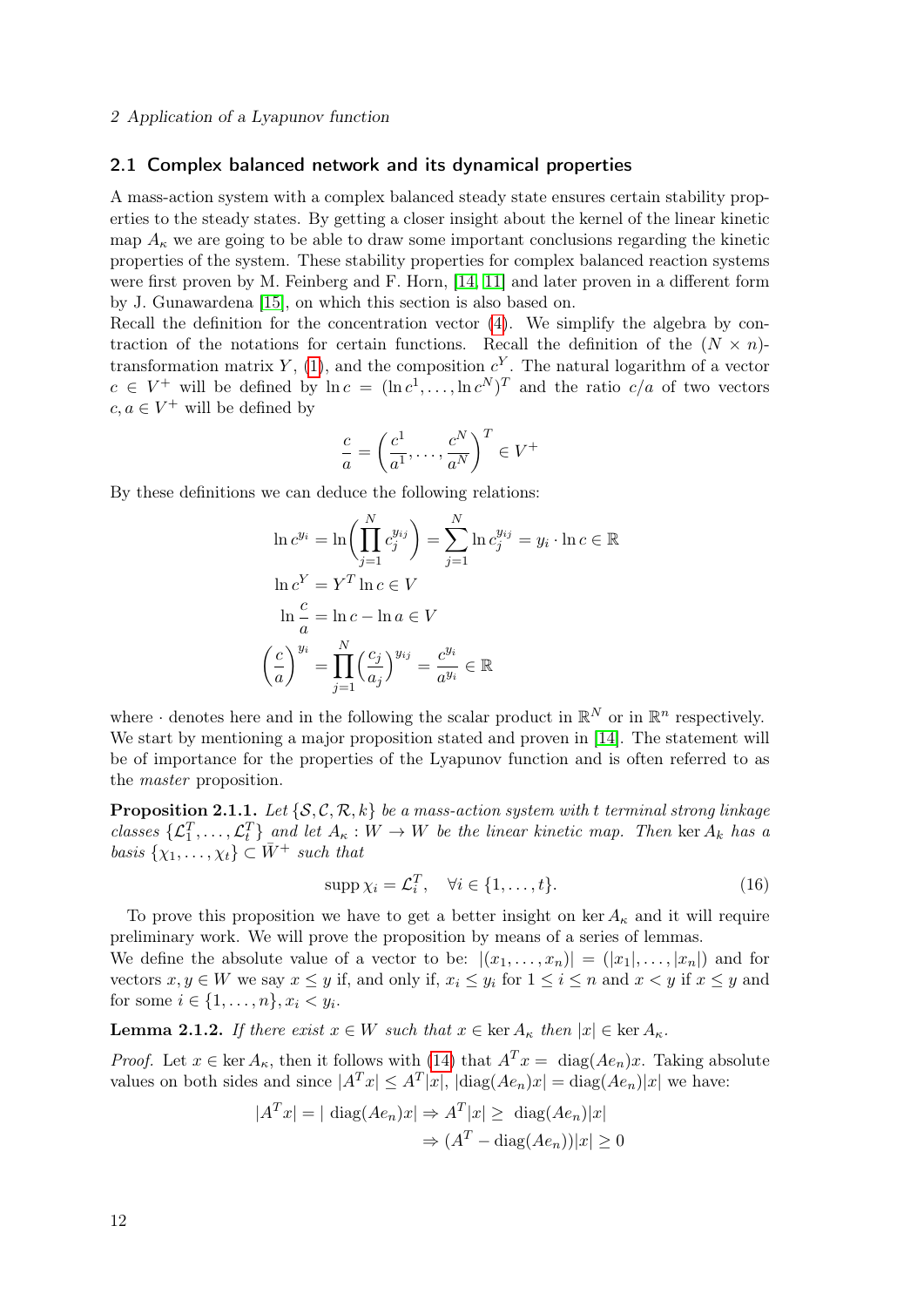## 2.1 Complex balanced network and its dynamical properties

A mass-action system with a complex balanced steady state ensures certain stability properties to the steady states. By getting a closer insight about the kernel of the linear kinetic map $A_\kappa$ we are going to be able to draw some important conclusions regarding the kinetic properties of the system. These stability properties for complex balanced reaction systems were first proven by M. Feinberg and F. Horn, [14, 11] and later proven in a different form by J. Gunawardena [15], on which this section is also based on.

Recall the definition for the concentration vector (4). We simplify the algebra by contraction of the notations for certain functions. Recall the definition of the $(N \times n)$-transformation matrix $Y$, (1), and the composition $c^Y$. The natural logarithm of a vector $c \in V^+$ will be defined by $\ln c = (\ln c^1, \ldots, \ln c^N)^T$ and the ratio $c/a$ of two vectors $c, a \in V^+$ will be defined by

$$\frac{c}{a} = \left(\frac{c^1}{a^1}, \ldots, \frac{c^N}{a^N}\right)^T \in V^+$$

By these definitions we can deduce the following relations:

$$\ln c^{y_i} = \ln\left(\prod_{j=1}^{N} c_j^{y_{ij}}\right) = \sum_{j=1}^{N} \ln c_j^{y_{ij}} = y_i \cdot \ln c \in \mathbb{R}$$

$$\ln c^Y = Y^T \ln c \in V$$

$$\ln \frac{c}{a} = \ln c - \ln a \in V$$

$$\left(\frac{c}{a}\right)^{y_i} = \prod_{j=1}^{N} \left(\frac{c_j}{a_j}\right)^{y_{ij}} = \frac{c^{y_i}}{a^{y_i}} \in \mathbb{R}$$

where $\cdot$ denotes here and in the following the scalar product in $\mathbb{R}^N$ or in $\mathbb{R}^n$ respectively.

We start by mentioning a major proposition stated and proven in [14]. The statement will be of importance for the properties of the Lyapunov function and is often referred to as the *master* proposition.

**Proposition 2.1.1.** *Let $\{\mathcal{S}, \mathcal{C}, \mathcal{R}, k\}$ be a mass-action system with $t$ terminal strong linkage classes $\{\mathcal{L}_1^T, \ldots, \mathcal{L}_t^T\}$ and let $A_\kappa : W \to W$ be the linear kinetic map. Then $\ker A_k$ has a basis $\{\chi_1, \ldots, \chi_t\} \subset \bar{W}^+$ such that*

$$\operatorname{supp} \chi_i = \mathcal{L}_i^T, \quad \forall i \in \{1, \ldots, t\}. \tag{16}$$

To prove this proposition we have to get a better insight on $\ker A_\kappa$ and it will require preliminary work. We will prove the proposition by means of a series of lemmas.

We define the absolute value of a vector to be: $|(x_1, \ldots, x_n)| = (|x_1|, \ldots, |x_n|)$ and for vectors $x, y \in W$ we say $x \leq y$ if, and only if, $x_i \leq y_i$ for $1 \leq i \leq n$ and $x < y$ if $x \leq y$ and for some $i \in \{1, \ldots, n\}, x_i < y_i$.

**Lemma 2.1.2.** *If there exist $x \in W$ such that $x \in \ker A_\kappa$ then $|x| \in \ker A_\kappa$.*

*Proof.* Let $x \in \ker A_\kappa$, then it follows with (14) that $A^T x = \operatorname{diag}(Ae_n)x$. Taking absolute values on both sides and since $|A^T x| \leq A^T |x|$, $|\operatorname{diag}(Ae_n)x| = \operatorname{diag}(Ae_n)|x|$ we have:

$$\begin{aligned} |A^T x| = |\operatorname{diag}(Ae_n)x| &\Rightarrow A^T|x| \geq \operatorname{diag}(Ae_n)|x| \\ &\Rightarrow (A^T - \operatorname{diag}(Ae_n))|x| \geq 0 \end{aligned}$$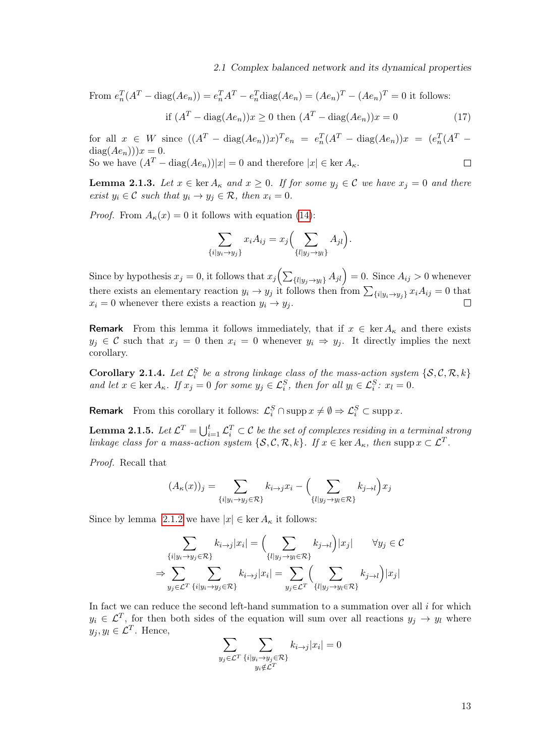From $e_n^T(A^T - \operatorname{diag}(Ae_n)) = e_n^T A^T - e_n^T \operatorname{diag}(Ae_n) = (Ae_n)^T - (Ae_n)^T = 0$ it follows:

$$\text{if } (A^T - \operatorname{diag}(Ae_n))x \geq 0 \text{ then } (A^T - \operatorname{diag}(Ae_n))x = 0 \tag{17}$$

for all $x \in W$ since $((A^T - \operatorname{diag}(Ae_n))x)^T e_n = e_n^T(A^T - \operatorname{diag}(Ae_n))x = (e_n^T(A^T - \operatorname{diag}(Ae_n)))x = 0$.
So we have $(A^T - \operatorname{diag}(Ae_n))|x| = 0$ and therefore $|x| \in \ker A_\kappa$. □

**Lemma 2.1.3.** *Let $x \in \ker A_\kappa$ and $x \geq 0$. If for some $y_j \in \mathcal{C}$ we have $x_j = 0$ and there exist $y_i \in \mathcal{C}$ such that $y_i \to y_j \in \mathcal{R}$, then $x_i = 0$.*

*Proof.* From $A_\kappa(x) = 0$ it follows with equation (14):

$$\sum_{\{i|y_i \to y_j\}} x_i A_{ij} = x_j \Big( \sum_{\{l|y_j \to y_l\}} A_{jl} \Big).$$

Since by hypothesis $x_j = 0$, it follows that $x_j \Big( \sum_{\{l|y_j \to y_l\}} A_{jl} \Big) = 0$. Since $A_{ij} > 0$ whenever there exists an elementary reaction $y_i \to y_j$ it follows then from $\sum_{\{i|y_i \to y_j\}} x_i A_{ij} = 0$ that $x_i = 0$ whenever there exists a reaction $y_i \to y_j$. □

**Remark** From this lemma it follows immediately, that if $x \in \ker A_\kappa$ and there exists $y_j \in \mathcal{C}$ such that $x_j = 0$ then $x_i = 0$ whenever $y_i \Rightarrow y_j$. It directly implies the next corollary.

**Corollary 2.1.4.** *Let $\mathcal{L}_i^S$ be a strong linkage class of the mass-action system $\{\mathcal{S}, \mathcal{C}, \mathcal{R}, k\}$ and let $x \in \ker A_\kappa$. If $x_j = 0$ for some $y_j \in \mathcal{L}_i^S$, then for all $y_l \in \mathcal{L}_i^S$: $x_l = 0$.*

**Remark** From this corollary it follows: $\mathcal{L}_i^S \cap \operatorname{supp} x \neq \emptyset \Rightarrow \mathcal{L}_i^S \subset \operatorname{supp} x$.

**Lemma 2.1.5.** *Let $\mathcal{L}^T = \bigcup_{i=1}^t \mathcal{L}_i^T \subset \mathcal{C}$ be the set of complexes residing in a terminal strong linkage class for a mass-action system $\{\mathcal{S}, \mathcal{C}, \mathcal{R}, k\}$. If $x \in \ker A_\kappa$, then $\operatorname{supp} x \subset \mathcal{L}^T$.*

*Proof.* Recall that

$$(A_\kappa(x))_j = \sum_{\{i|y_i \to y_j \in \mathcal{R}\}} k_{i\to j} x_i - \Big( \sum_{\{l|y_j \to y_l \in \mathcal{R}\}} k_{j\to l} \Big) x_j$$

Since by lemma 2.1.2 we have $|x| \in \ker A_\kappa$ it follows:

$$\sum_{\{i|y_i \to y_j \in \mathcal{R}\}} k_{i\to j}|x_i| = \Big( \sum_{\{l|y_j \to y_l \in \mathcal{R}\}} k_{j\to l} \Big)|x_j| \qquad \forall y_j \in \mathcal{C}$$

$$\Rightarrow \sum_{y_j \in \mathcal{L}^T} \sum_{\{i|y_i \to y_j \in \mathcal{R}\}} k_{i\to j}|x_i| = \sum_{y_j \in \mathcal{L}^T} \Big( \sum_{\{l|y_j \to y_l \in \mathcal{R}\}} k_{j\to l} \Big)|x_j|$$

In fact we can reduce the second left-hand summation to a summation over all $i$ for which $y_i \in \mathcal{L}^T$, for then both sides of the equation will sum over all reactions $y_j \to y_l$ where $y_j, y_l \in \mathcal{L}^T$. Hence,

$$\sum_{y_j \in \mathcal{L}^T} \sum_{\substack{\{i|y_i \to y_j \in \mathcal{R}\} \\ y_i \notin \mathcal{L}^T}} k_{i\to j}|x_i| = 0$$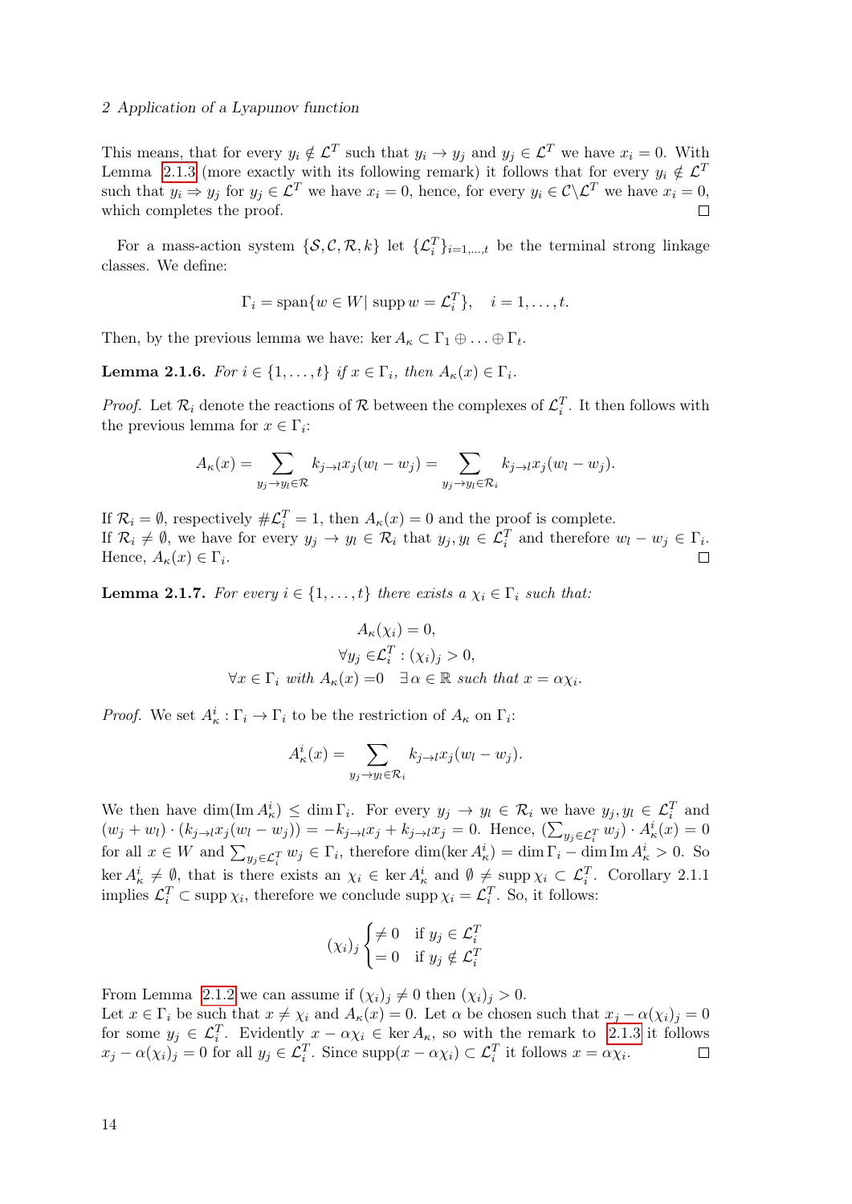This means, that for every $y_i \notin \mathcal{L}^T$ such that $y_i \to y_j$ and $y_j \in \mathcal{L}^T$ we have $x_i = 0$. With Lemma 2.1.3 (more exactly with its following remark) it follows that for every $y_i \notin \mathcal{L}^T$ such that $y_i \Rightarrow y_j$ for $y_j \in \mathcal{L}^T$ we have $x_i = 0$, hence, for every $y_i \in \mathcal{C} \backslash \mathcal{L}^T$ we have $x_i = 0$, which completes the proof. $\square$

For a mass-action system $\{\mathcal{S}, \mathcal{C}, \mathcal{R}, k\}$ let $\{\mathcal{L}_i^T\}_{i=1,\dots,t}$ be the terminal strong linkage classes. We define:

$$\Gamma_i = \operatorname{span}\{w \in W |\ \operatorname{supp} w = \mathcal{L}_i^T\}, \quad i = 1, \dots, t.$$

Then, by the previous lemma we have: $\ker A_\kappa \subset \Gamma_1 \oplus \dots \oplus \Gamma_t$.

**Lemma 2.1.6.** *For $i \in \{1, \dots, t\}$ if $x \in \Gamma_i$, then $A_\kappa(x) \in \Gamma_i$.*

*Proof.* Let $\mathcal{R}_i$ denote the reactions of $\mathcal{R}$ between the complexes of $\mathcal{L}_i^T$. It then follows with the previous lemma for $x \in \Gamma_i$:

$$A_\kappa(x) = \sum_{y_j \to y_l \in \mathcal{R}} k_{j\to l} x_j (w_l - w_j) = \sum_{y_j \to y_l \in \mathcal{R}_i} k_{j \to l} x_j (w_l - w_j).$$

If $\mathcal{R}_i = \emptyset$, respectively $\#\mathcal{L}_i^T = 1$, then $A_\kappa(x) = 0$ and the proof is complete.
If $\mathcal{R}_i \neq \emptyset$, we have for every $y_j \to y_l \in \mathcal{R}_i$ that $y_j, y_l \in \mathcal{L}_i^T$ and therefore $w_l - w_j \in \Gamma_i$. Hence, $A_\kappa(x) \in \Gamma_i$. $\square$

**Lemma 2.1.7.** *For every $i \in \{1, \dots, t\}$ there exists a $\chi_i \in \Gamma_i$ such that:*

$$A_\kappa(\chi_i) = 0,$$
$$\forall y_j \in \mathcal{L}_i^T : (\chi_i)_j > 0,$$
$$\forall x \in \Gamma_i \text{ with } A_\kappa(x) = 0 \quad \exists\, \alpha \in \mathbb{R} \text{ such that } x = \alpha \chi_i.$$

*Proof.* We set $A_\kappa^i : \Gamma_i \to \Gamma_i$ to be the restriction of $A_\kappa$ on $\Gamma_i$:

$$A_\kappa^i(x) = \sum_{y_j \to y_l \in \mathcal{R}_i} k_{j\to l} x_j (w_l - w_j).$$

We then have $\dim(\operatorname{Im} A_\kappa^i) \leq \dim \Gamma_i$. For every $y_j \to y_l \in \mathcal{R}_i$ we have $y_j, y_l \in \mathcal{L}_i^T$ and $(w_j + w_l) \cdot (k_{j\to l} x_j (w_l - w_j)) = -k_{j\to l} x_j + k_{j \to l} x_j = 0$. Hence, $(\sum_{y_j \in \mathcal{L}_i^T} w_j) \cdot A_\kappa^i(x) = 0$ for all $x \in W$ and $\sum_{y_j \in \mathcal{L}_i^T} w_j \in \Gamma_i$, therefore $\dim(\ker A_\kappa^i) = \dim \Gamma_i - \dim \operatorname{Im} A_\kappa^i > 0$. So $\ker A_\kappa^i \neq \emptyset$, that is there exists an $\chi_i \in \ker A_\kappa^i$ and $\emptyset \neq \operatorname{supp} \chi_i \subset \mathcal{L}_i^T$. Corollary 2.1.1 implies $\mathcal{L}_i^T \subset \operatorname{supp} \chi_i$, therefore we conclude $\operatorname{supp} \chi_i = \mathcal{L}_i^T$. So, it follows:

$$(\chi_i)_j \begin{cases} \neq 0 & \text{if } y_j \in \mathcal{L}_i^T \\ = 0 & \text{if } y_j \notin \mathcal{L}_i^T \end{cases}$$

From Lemma 2.1.2 we can assume if $(\chi_i)_j \neq 0$ then $(\chi_i)_j > 0$.
Let $x \in \Gamma_i$ be such that $x \neq \chi_i$ and $A_\kappa(x) = 0$. Let $\alpha$ be chosen such that $x_j - \alpha(\chi_i)_j = 0$ for some $y_j \in \mathcal{L}_i^T$. Evidently $x - \alpha \chi_i \in \ker A_\kappa$, so with the remark to 2.1.3 it follows $x_j - \alpha(\chi_i)_j = 0$ for all $y_j \in \mathcal{L}_i^T$. Since $\operatorname{supp}(x - \alpha\chi_i) \subset \mathcal{L}_i^T$ it follows $x = \alpha \chi_i$. $\square$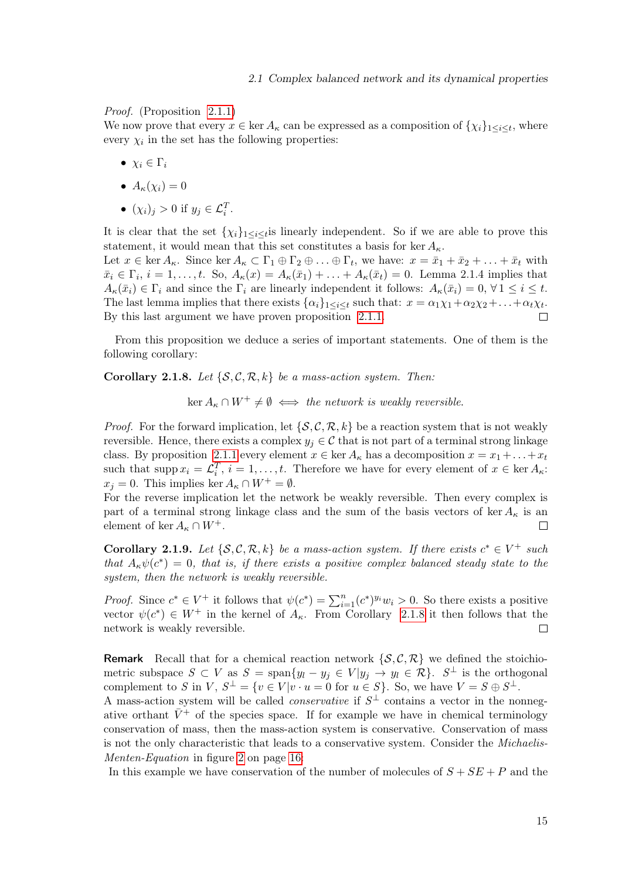*Proof.* (Proposition 2.1.1)
We now prove that every $x \in \ker A_\kappa$ can be expressed as a composition of $\{\chi_i\}_{1 \leq i \leq t}$, where every $\chi_i$ in the set has the following properties:

- $\chi_i \in \Gamma_i$
- $A_\kappa(\chi_i) = 0$
- $(\chi_i)_j > 0$ if $y_j \in \mathcal{L}_i^T$.

It is clear that the set $\{\chi_i\}_{1 \leq i \leq t}$is linearly independent. So if we are able to prove this statement, it would mean that this set constitutes a basis for $\ker A_\kappa$.
Let $x \in \ker A_\kappa$. Since $\ker A_\kappa \subset \Gamma_1 \oplus \Gamma_2 \oplus \ldots \oplus \Gamma_t$, we have: $x = \bar{x}_1 + \bar{x}_2 + \ldots + \bar{x}_t$ with $\bar{x}_i \in \Gamma_i$, $i = 1, \ldots, t$. So, $A_\kappa(x) = A_\kappa(\bar{x}_1) + \ldots + A_\kappa(\bar{x}_t) = 0$. Lemma 2.1.4 implies that $A_\kappa(\bar{x}_i) \in \Gamma_i$ and since the $\Gamma_i$ are linearly independent it follows: $A_\kappa(\bar{x}_i) = 0$, $\forall\, 1 \leq i \leq t$. The last lemma implies that there exists $\{\alpha_i\}_{1 \leq i \leq t}$ such that: $x = \alpha_1\chi_1 + \alpha_2\chi_2 + \ldots + \alpha_t\chi_t$. By this last argument we have proven proposition 2.1.1. $\square$

From this proposition we deduce a series of important statements. One of them is the following corollary:

**Corollary 2.1.8.** *Let $\{\mathcal{S}, \mathcal{C}, \mathcal{R}, k\}$ be a mass-action system. Then:*

$$\ker A_\kappa \cap W^+ \neq \emptyset \iff \text{the network is weakly reversible.}$$

*Proof.* For the forward implication, let $\{\mathcal{S}, \mathcal{C}, \mathcal{R}, k\}$ be a reaction system that is not weakly reversible. Hence, there exists a complex $y_j \in \mathcal{C}$ that is not part of a terminal strong linkage class. By proposition 2.1.1 every element $x \in \ker A_\kappa$ has a decomposition $x = x_1 + \ldots + x_t$ such that $\operatorname{supp} x_i = \mathcal{L}_i^T$, $i = 1, \ldots, t$. Therefore we have for every element of $x \in \ker A_\kappa$: $x_j = 0$. This implies $\ker A_\kappa \cap W^+ = \emptyset$.
For the reverse implication let the network be weakly reversible. Then every complex is part of a terminal strong linkage class and the sum of the basis vectors of $\ker A_\kappa$ is an element of $\ker A_\kappa \cap W^+$. $\square$

**Corollary 2.1.9.** *Let $\{\mathcal{S}, \mathcal{C}, \mathcal{R}, k\}$ be a mass-action system. If there exists $c^* \in V^+$ such that $A_\kappa\psi(c^*) = 0$, that is, if there exists a positive complex balanced steady state to the system, then the network is weakly reversible.*

*Proof.* Since $c^* \in V^+$ it follows that $\psi(c^*) = \sum_{i=1}^{n}(c^*)^{y_i} w_i > 0$. So there exists a positive vector $\psi(c^*) \in W^+$ in the kernel of $A_\kappa$. From Corollary 2.1.8 it then follows that the network is weakly reversible. $\square$

**Remark** Recall that for a chemical reaction network $\{\mathcal{S}, \mathcal{C}, \mathcal{R}\}$ we defined the stoichiometric subspace $S \subset V$ as $S = \operatorname{span}\{y_l - y_j \in V | y_j \to y_l \in \mathcal{R}\}$. $S^\perp$ is the orthogonal complement to $S$ in $V$, $S^\perp = \{v \in V | v \cdot u = 0 \text{ for } u \in S\}$. So, we have $V = S \oplus S^\perp$.
A mass-action system will be called *conservative* if $S^\perp$ contains a vector in the nonnegative orthant $\bar{V}^+$ of the species space. If for example we have in chemical terminology conservation of mass, then the mass-action system is conservative. Conservation of mass is not the only characteristic that leads to a conservative system. Consider the *Michaelis-Menten-Equation* in figure 2 on page 16.
In this example we have conservation of the number of molecules of $S + SE + P$ and the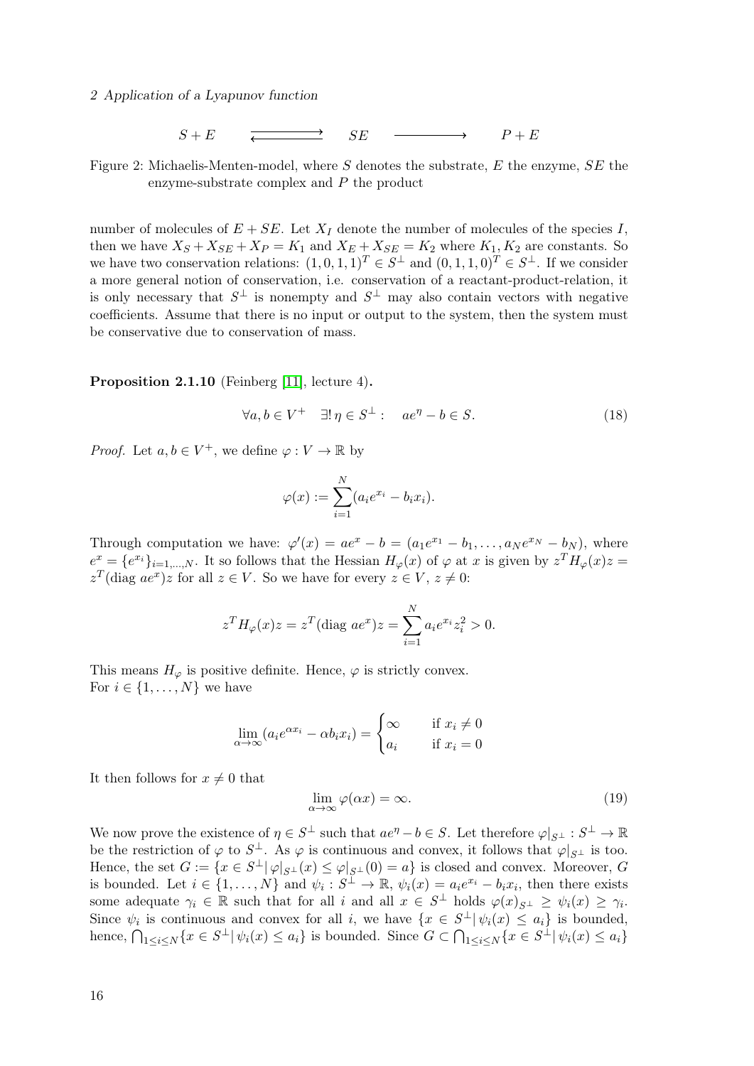$$S + E \quad \rightleftharpoons \quad SE \quad \longrightarrow \quad P + E$$

Figure 2: Michaelis-Menten-model, where $S$ denotes the substrate, $E$ the enzyme, $SE$ the enzyme-substrate complex and $P$ the product

number of molecules of $E + SE$. Let $X_I$ denote the number of molecules of the species $I$, then we have $X_S + X_{SE} + X_P = K_1$ and $X_E + X_{SE} = K_2$ where $K_1, K_2$ are constants. So we have two conservation relations: $(1, 0, 1, 1)^T \in S^\perp$ and $(0, 1, 1, 0)^T \in S^\perp$. If we consider a more general notion of conservation, i.e. conservation of a reactant-product-relation, it is only necessary that $S^\perp$ is nonempty and $S^\perp$ may also contain vectors with negative coefficients. Assume that there is no input or output to the system, then the system must be conservative due to conservation of mass.

**Proposition 2.1.10** (Feinberg [11], lecture 4)**.**

$$\forall a, b \in V^+ \quad \exists!\, \eta \in S^\perp : \quad ae^\eta - b \in S. \tag{18}$$

*Proof.* Let $a, b \in V^+$, we define $\varphi : V \to \mathbb{R}$ by

$$\varphi(x) := \sum_{i=1}^{N} (a_i e^{x_i} - b_i x_i).$$

Through computation we have: $\varphi'(x) = ae^x - b = (a_1 e^{x_1} - b_1, \ldots, a_N e^{x_N} - b_N)$, where $e^x = \{e^{x_i}\}_{i=1,\ldots,N}$. It so follows that the Hessian $H_\varphi(x)$ of $\varphi$ at $x$ is given by $z^T H_\varphi(x) z = z^T (\text{diag } ae^x) z$ for all $z \in V$. So we have for every $z \in V$, $z \neq 0$:

$$z^T H_\varphi(x) z = z^T (\text{diag } ae^x) z = \sum_{i=1}^{N} a_i e^{x_i} z_i^2 > 0.$$

This means $H_\varphi$ is positive definite. Hence, $\varphi$ is strictly convex.
For $i \in \{1, \ldots, N\}$ we have

$$\lim_{\alpha \to \infty} (a_i e^{\alpha x_i} - \alpha b_i x_i) = \begin{cases} \infty & \text{if } x_i \neq 0 \\ a_i & \text{if } x_i = 0 \end{cases}$$

It then follows for $x \neq 0$ that

$$\lim_{\alpha \to \infty} \varphi(\alpha x) = \infty. \tag{19}$$

We now prove the existence of $\eta \in S^\perp$ such that $ae^\eta - b \in S$. Let therefore $\varphi|_{S^\perp} : S^\perp \to \mathbb{R}$ be the restriction of $\varphi$ to $S^\perp$. As $\varphi$ is continuous and convex, it follows that $\varphi|_{S^\perp}$ is too. Hence, the set $G := \{x \in S^\perp |\, \varphi|_{S^\perp}(x) \leq \varphi|_{S^\perp}(0) = a\}$ is closed and convex. Moreover, $G$ is bounded. Let $i \in \{1, \ldots, N\}$ and $\psi_i : S^\perp \to \mathbb{R}$, $\psi_i(x) = a_i e^{x_i} - b_i x_i$, then there exists some adequate $\gamma_i \in \mathbb{R}$ such that for all $i$ and all $x \in S^\perp$ holds $\varphi(x)_{S^\perp} \geq \psi_i(x) \geq \gamma_i$. Since $\psi_i$ is continuous and convex for all $i$, we have $\{x \in S^\perp |\, \psi_i(x) \leq a_i\}$ is bounded, hence, $\bigcap_{1 \leq i \leq N} \{x \in S^\perp |\, \psi_i(x) \leq a_i\}$ is bounded. Since $G \subset \bigcap_{1 \leq i \leq N} \{x \in S^\perp |\, \psi_i(x) \leq a_i\}$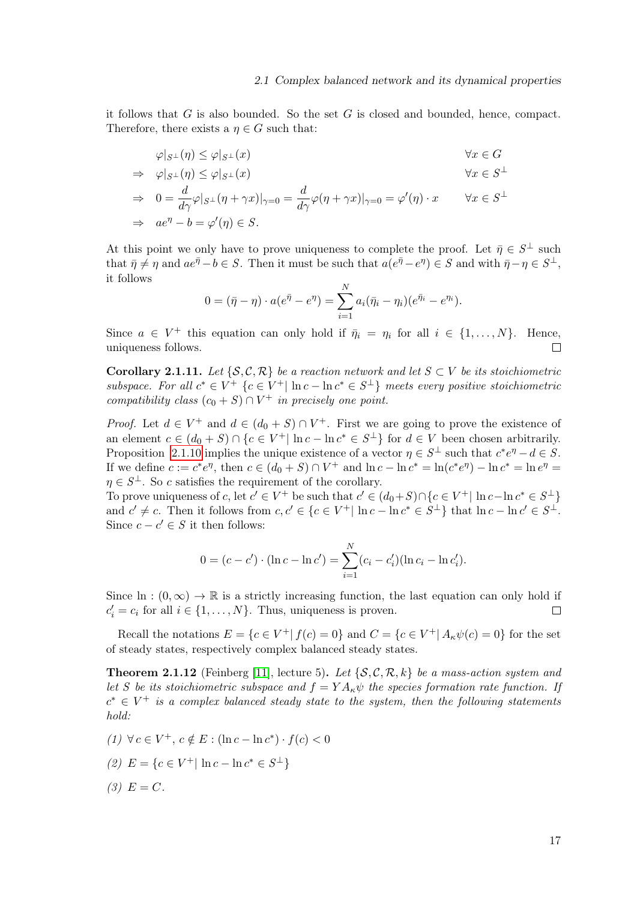it follows that $G$ is also bounded. So the set $G$ is closed and bounded, hence, compact. Therefore, there exists a $\eta \in G$ such that:

$$
\begin{aligned}
& \varphi|_{S^\perp}(\eta) \le \varphi|_{S^\perp}(x) && \forall x \in G \\
\Rightarrow \quad & \varphi|_{S^\perp}(\eta) \le \varphi|_{S^\perp}(x) && \forall x \in S^\perp \\
\Rightarrow \quad & 0 = \frac{d}{d\gamma}\varphi|_{S^\perp}(\eta + \gamma x)|_{\gamma=0} = \frac{d}{d\gamma}\varphi(\eta + \gamma x)|_{\gamma=0} = \varphi'(\eta) \cdot x && \forall x \in S^\perp \\
\Rightarrow \quad & a e^{\eta} - b = \varphi'(\eta) \in S.
\end{aligned}
$$

At this point we only have to prove uniqueness to complete the proof. Let $\bar{\eta} \in S^\perp$ such that $\bar{\eta} \neq \eta$ and $ae^{\bar{\eta}} - b \in S$. Then it must be such that $a(e^{\bar{\eta}} - e^{\eta}) \in S$ and with $\bar{\eta} - \eta \in S^\perp$, it follows

$$
0 = (\bar{\eta} - \eta) \cdot a(e^{\bar{\eta}} - e^{\eta}) = \sum_{i=1}^{N} a_i(\bar{\eta}_i - \eta_i)(e^{\bar{\eta}_i} - e^{\eta_i}).
$$

Since $a \in V^+$ this equation can only hold if $\bar{\eta}_i = \eta_i$ for all $i \in \{1, \ldots, N\}$. Hence, uniqueness follows. □

**Corollary 2.1.11.** *Let $\{\mathcal{S}, \mathcal{C}, \mathcal{R}\}$ be a reaction network and let $S \subset V$ be its stoichiometric subspace. For all $c^* \in V^+$ $\{c \in V^+ | \ln c - \ln c^* \in S^\perp\}$ meets every positive stoichiometric compatibility class $(c_0 + S) \cap V^+$ in precisely one point.*

*Proof.* Let $d \in V^+$ and $d \in (d_0 + S) \cap V^+$. First we are going to prove the existence of an element $c \in (d_0 + S) \cap \{c \in V^+ | \ln c - \ln c^* \in S^\perp\}$ for $d \in V$ been chosen arbitrarily. Proposition 2.1.10 implies the unique existence of a vector $\eta \in S^\perp$ such that $c^* e^{\eta} - d \in S$. If we define $c := c^* e^{\eta}$, then $c \in (d_0 + S) \cap V^+$ and $\ln c - \ln c^* = \ln(c^* e^{\eta}) - \ln c^* = \ln e^{\eta} = \eta \in S^\perp$. So $c$ satisfies the requirement of the corollary.
To prove uniqueness of $c$, let $c' \in V^+$ be such that $c' \in (d_0 + S) \cap \{c \in V^+ | \ln c - \ln c^* \in S^\perp\}$ and $c' \neq c$. Then it follows from $c, c' \in \{c \in V^+ | \ln c - \ln c^* \in S^\perp\}$ that $\ln c - \ln c' \in S^\perp$. Since $c - c' \in S$ it then follows:

$$
0 = (c - c') \cdot (\ln c - \ln c') = \sum_{i=1}^{N} (c_i - c'_i)(\ln c_i - \ln c'_i).
$$

Since $\ln : (0, \infty) \to \mathbb{R}$ is a strictly increasing function, the last equation can only hold if $c'_i = c_i$ for all $i \in \{1, \ldots, N\}$. Thus, uniqueness is proven. □

Recall the notations $E = \{c \in V^+ | f(c) = 0\}$ and $C = \{c \in V^+ | A_\kappa \psi(c) = 0\}$ for the set of steady states, respectively complex balanced steady states.

**Theorem 2.1.12** (Feinberg [11], lecture 5)**.** *Let $\{\mathcal{S}, \mathcal{C}, \mathcal{R}, k\}$ be a mass-action system and let $S$ be its stoichiometric subspace and $f = Y A_\kappa \psi$ the species formation rate function. If $c^* \in V^+$ is a complex balanced steady state to the system, then the following statements hold:*

*(1) $\forall\, c \in V^+,\ c \notin E : (\ln c - \ln c^*) \cdot f(c) < 0$*

*(2) $E = \{c \in V^+ | \ln c - \ln c^* \in S^\perp\}$*

*(3) $E = C$.*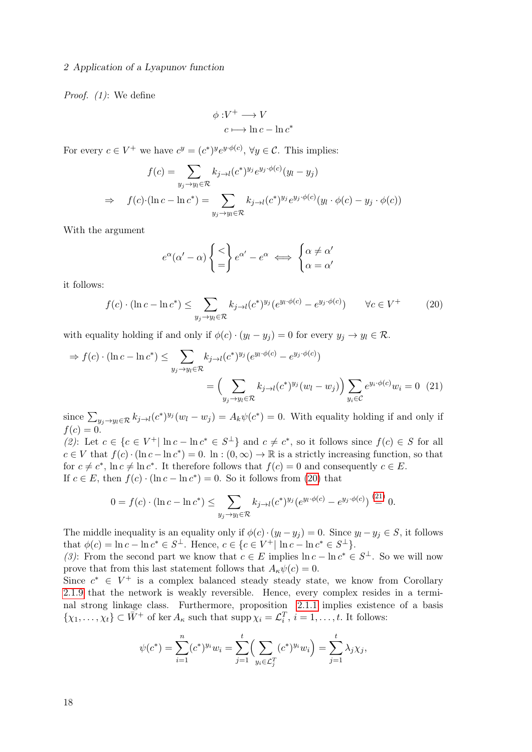*Proof.* *(1)*: We define

$$\begin{aligned}\phi : & V^+ \longrightarrow V \\ & c \longmapsto \ln c - \ln c^*\end{aligned}$$

For every $c \in V^+$ we have $c^y = (c^*)^y e^{y \cdot \phi(c)}$, $\forall y \in \mathcal{C}$. This implies:

$$\begin{aligned} f(c) &= \sum_{y_j \to y_l \in \mathcal{R}} k_{j \to l} (c^*)^{y_j} e^{y_j \cdot \phi(c)} (y_l - y_j) \\ \Rightarrow \quad f(c) \cdot (\ln c - \ln c^*) &= \sum_{y_j \to y_l \in \mathcal{R}} k_{j \to l} (c^*)^{y_j} e^{y_j \cdot \phi(c)} (y_l \cdot \phi(c) - y_j \cdot \phi(c)) \end{aligned}$$

With the argument

$$e^{\alpha}(\alpha' - \alpha) \begin{Bmatrix} < \\ = \end{Bmatrix} e^{\alpha'} - e^{\alpha} \iff \begin{cases} \alpha \neq \alpha' \\ \alpha = \alpha' \end{cases}$$

it follows:

$$f(c) \cdot (\ln c - \ln c^*) \leq \sum_{y_j \to y_l \in \mathcal{R}} k_{j \to l} (c^*)^{y_j} (e^{y_l \cdot \phi(c)} - e^{y_j \cdot \phi(c)}) \qquad \forall c \in V^+ \tag{20}$$

with equality holding if and only if $\phi(c) \cdot (y_l - y_j) = 0$ for every $y_j \to y_l \in \mathcal{R}$.

$$\begin{aligned} \Rightarrow f(c) \cdot (\ln c - \ln c^*) &\leq \sum_{y_j \to y_l \in \mathcal{R}} k_{j \to l} (c^*)^{y_j} (e^{y_l \cdot \phi(c)} - e^{y_j \cdot \phi(c)}) \\ &= \Big( \sum_{y_j \to y_l \in \mathcal{R}} k_{j \to l} (c^*)^{y_j} (w_l - w_j) \Big) \sum_{y_i \in \mathcal{C}} e^{y_i \cdot \phi(c)} w_i = 0 \end{aligned} \tag{21}$$

since $\sum_{y_j \to y_l \in \mathcal{R}} k_{j \to l} (c^*)^{y_j} (w_l - w_j) = A_k \psi(c^*) = 0$. With equality holding if and only if $f(c) = 0$.

*(2)*: Let $c \in \{c \in V^+ | \ln c - \ln c^* \in S^{\perp}\}$ and $c \neq c^*$, so it follows since $f(c) \in S$ for all $c \in V$ that $f(c) \cdot (\ln c - \ln c^*) = 0$. $\ln : (0, \infty) \to \mathbb{R}$ is a strictly increasing function, so that for $c \neq c^*$, $\ln c \neq \ln c^*$. It therefore follows that $f(c) = 0$ and consequently $c \in E$.

If $c \in E$, then $f(c) \cdot (\ln c - \ln c^*) = 0$. So it follows from (20) that

$$0 = f(c) \cdot (\ln c - \ln c^*) \leq \sum_{y_j \to y_l \in \mathcal{R}} k_{j \to l} (c^*)^{y_j} (e^{y_l \cdot \phi(c)} - e^{y_j \cdot \phi(c)}) \overset{(21)}{=} 0.$$

The middle inequality is an equality only if $\phi(c) \cdot (y_l - y_j) = 0$. Since $y_l - y_j \in S$, it follows that $\phi(c) = \ln c - \ln c^* \in S^{\perp}$. Hence, $c \in \{c \in V^+ | \ln c - \ln c^* \in S^{\perp}\}$.

*(3)*: From the second part we know that $c \in E$ implies $\ln c - \ln c^* \in S^{\perp}$. So we will now prove that from this last statement follows that $A_\kappa \psi(c) = 0$.

Since $c^* \in V^+$ is a complex balanced steady steady state, we know from Corollary 2.1.9 that the network is weakly reversible. Hence, every complex resides in a terminal strong linkage class. Furthermore, proposition 2.1.1 implies existence of a basis $\{\chi_1, \dots, \chi_t\} \subset \bar{W}^+$ of $\ker A_\kappa$ such that $\operatorname{supp} \chi_i = \mathcal{L}_i^T$, $i = 1, \dots, t$. It follows:

$$\psi(c^*) = \sum_{i=1}^{n} (c^*)^{y_i} w_i = \sum_{j=1}^{t} \Big( \sum_{y_i \in \mathcal{L}_j^T} (c^*)^{y_i} w_i \Big) = \sum_{j=1}^{t} \lambda_j \chi_j,$$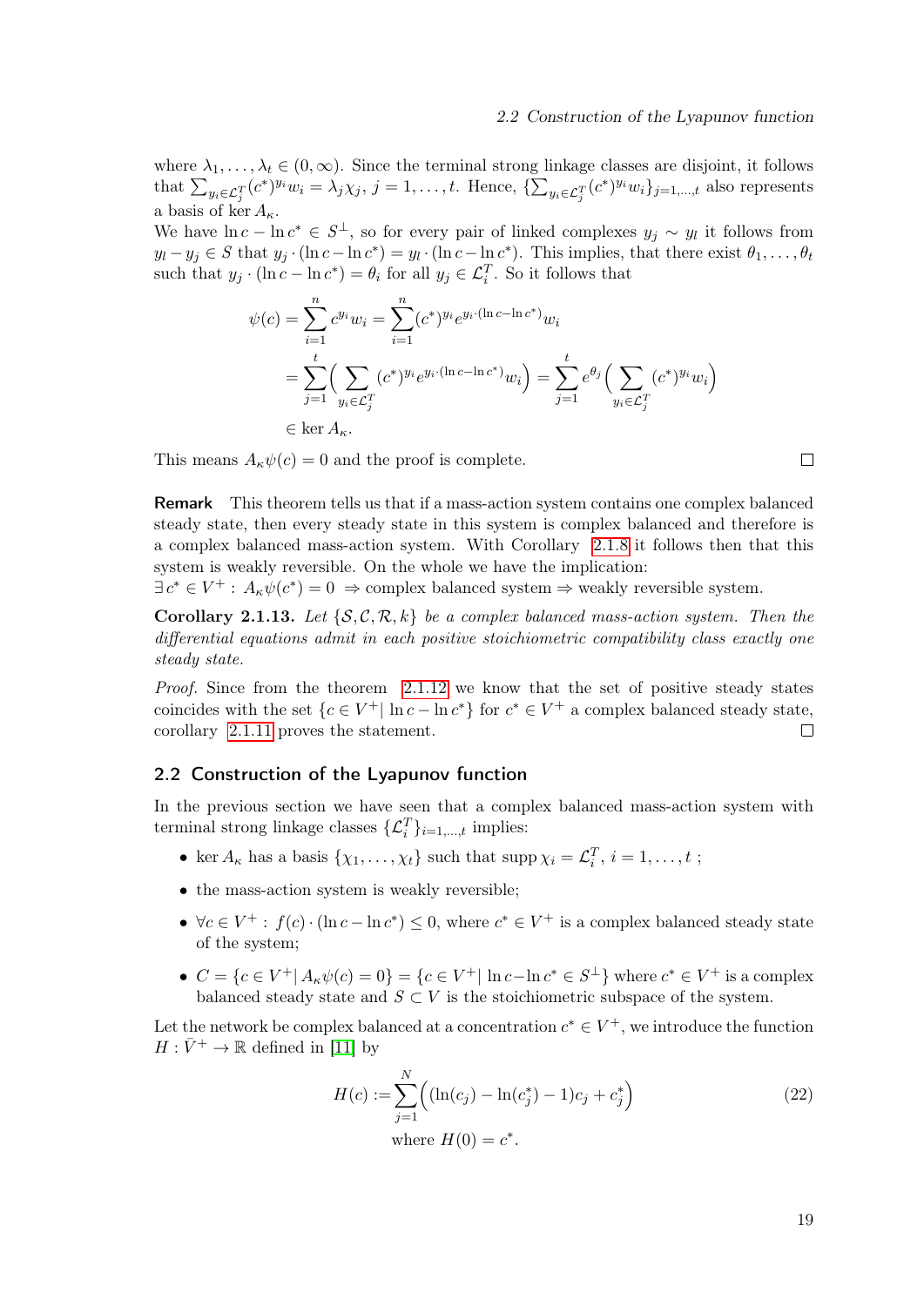where $\lambda_1, \ldots, \lambda_t \in (0, \infty)$. Since the terminal strong linkage classes are disjoint, it follows that $\sum_{y_i \in \mathcal{L}_j^T} (c^*)^{y_i} w_i = \lambda_j \chi_j$, $j = 1, \ldots, t$. Hence, $\{\sum_{y_i \in \mathcal{L}_j^T} (c^*)^{y_i} w_i\}_{j=1,\ldots,t}$ also represents a basis of $\ker A_\kappa$.

We have $\ln c - \ln c^* \in S^\perp$, so for every pair of linked complexes $y_j \sim y_l$ it follows from $y_l - y_j \in S$ that $y_j \cdot (\ln c - \ln c^*) = y_l \cdot (\ln c - \ln c^*)$. This implies, that there exist $\theta_1, \ldots, \theta_t$ such that $y_j \cdot (\ln c - \ln c^*) = \theta_i$ for all $y_j \in \mathcal{L}_i^T$. So it follows that

$$
\begin{aligned}
\psi(c) &= \sum_{i=1}^{n} c^{y_i} w_i = \sum_{i=1}^{n} (c^*)^{y_i} e^{y_i \cdot (\ln c - \ln c^*)} w_i \\
&= \sum_{j=1}^{t} \Big( \sum_{y_i \in \mathcal{L}_j^T} (c^*)^{y_i} e^{y_i \cdot (\ln c - \ln c^*)} w_i \Big) = \sum_{j=1}^{t} e^{\theta_j} \Big( \sum_{y_i \in \mathcal{L}_j^T} (c^*)^{y_i} w_i \Big) \\
&\in \ker A_\kappa .
\end{aligned}
$$

This means $A_\kappa \psi(c) = 0$ and the proof is complete. □

**Remark** This theorem tells us that if a mass-action system contains one complex balanced steady state, then every steady state in this system is complex balanced and therefore is a complex balanced mass-action system. With Corollary 2.1.8 it follows then that this system is weakly reversible. On the whole we have the implication:
$\exists\, c^* \in V^+ : A_\kappa \psi(c^*) = 0 \Rightarrow$ complex balanced system $\Rightarrow$ weakly reversible system.

**Corollary 2.1.13.** *Let $\{\mathcal{S}, \mathcal{C}, \mathcal{R}, k\}$ be a complex balanced mass-action system. Then the differential equations admit in each positive stoichiometric compatibility class exactly one steady state.*

*Proof.* Since from the theorem 2.1.12 we know that the set of positive steady states coincides with the set $\{c \in V^+ | \ln c - \ln c^*\}$ for $c^* \in V^+$ a complex balanced steady state, corollary 2.1.11 proves the statement. □

## 2.2 Construction of the Lyapunov function

In the previous section we have seen that a complex balanced mass-action system with terminal strong linkage classes $\{\mathcal{L}_i^T\}_{i=1,\ldots,t}$ implies:

- $\ker A_\kappa$ has a basis $\{\chi_1, \ldots, \chi_t\}$ such that $\operatorname{supp} \chi_i = \mathcal{L}_i^T$, $i = 1, \ldots, t$ ;
- the mass-action system is weakly reversible;
- $\forall c \in V^+ : f(c) \cdot (\ln c - \ln c^*) \leq 0$, where $c^* \in V^+$ is a complex balanced steady state of the system;
- $C = \{c \in V^+ | A_\kappa \psi(c) = 0\} = \{c \in V^+ | \ln c - \ln c^* \in S^\perp\}$ where $c^* \in V^+$ is a complex balanced steady state and $S \subset V$ is the stoichiometric subspace of the system.

Let the network be complex balanced at a concentration $c^* \in V^+$, we introduce the function $H : \bar{V}^+ \to \mathbb{R}$ defined in [11] by

$$
H(c) := \sum_{j=1}^{N} \Big( (\ln(c_j) - \ln(c_j^*) - 1) c_j + c_j^* \Big) \tag{22}
$$
$$
\text{where } H(0) = c^*.
$$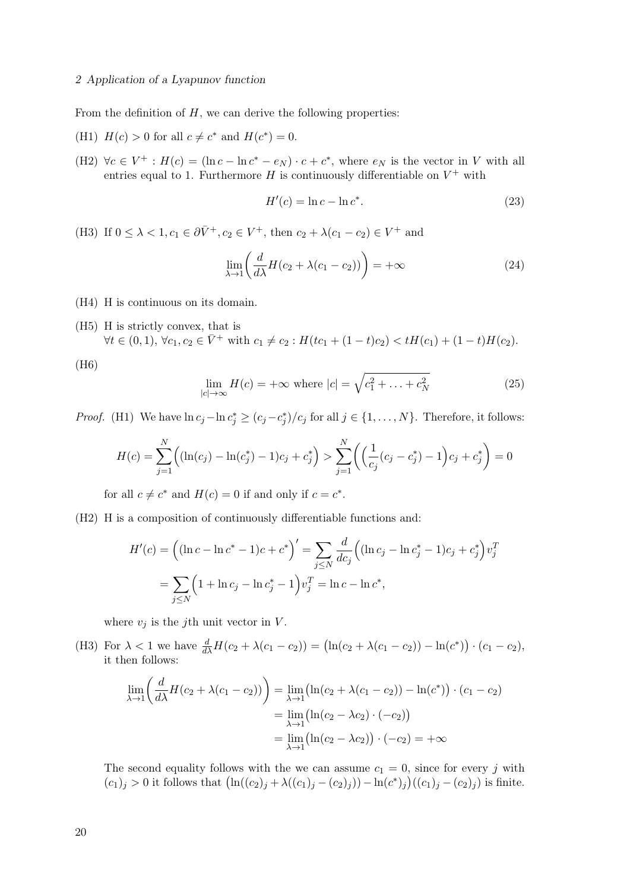From the definition of $H$, we can derive the following properties:

(H1) $H(c) > 0$ for all $c \neq c^*$ and $H(c^*) = 0$.

(H2) $\forall c \in V^+ : H(c) = (\ln c - \ln c^* - e_N) \cdot c + c^*$, where $e_N$ is the vector in $V$ with all entries equal to 1. Furthermore $H$ is continuously differentiable on $V^+$ with

$$H'(c) = \ln c - \ln c^*. \tag{23}$$

(H3) If $0 \leq \lambda < 1, c_1 \in \partial \bar{V}^+, c_2 \in V^+$, then $c_2 + \lambda(c_1 - c_2) \in V^+$ and

$$\lim_{\lambda \to 1} \bigg( \frac{d}{d\lambda} H(c_2 + \lambda(c_1 - c_2)) \bigg) = +\infty \tag{24}$$

(H4) H is continuous on its domain.

(H5) H is strictly convex, that is
$\forall t \in (0,1)$, $\forall c_1, c_2 \in \bar{V}^+$ with $c_1 \neq c_2 : H(tc_1 + (1-t)c_2) < tH(c_1) + (1-t)H(c_2)$.

(H6)

$$\lim_{|c| \to \infty} H(c) = +\infty \text{ where } |c| = \sqrt{c_1^2 + \ldots + c_N^2} \tag{25}$$

*Proof.* (H1) We have $\ln c_j - \ln c_j^* \geq (c_j - c_j^*)/c_j$ for all $j \in \{1, \ldots, N\}$. Therefore, it follows:

$$H(c) = \sum_{j=1}^{N} \Big( (\ln(c_j) - \ln(c_j^*) - 1)c_j + c_j^* \Big) > \sum_{j=1}^{N} \Big( \Big( \frac{1}{c_j}(c_j - c_j^*) - 1 \Big) c_j + c_j^* \Big) = 0$$

for all $c \neq c^*$ and $H(c) = 0$ if and only if $c = c^*$.

(H2) H is a composition of continuously differentiable functions and:

$$\begin{aligned} H'(c) &= \Big( (\ln c - \ln c^* - 1)c + c^* \Big)' = \sum_{j \leq N} \frac{d}{dc_j} \Big( (\ln c_j - \ln c_j^* - 1)c_j + c_j^* \Big) v_j^T \\ &= \sum_{j \leq N} \Big( 1 + \ln c_j - \ln c_j^* - 1 \Big) v_j^T = \ln c - \ln c^*, \end{aligned}$$

where $v_j$ is the $j$th unit vector in $V$.

(H3) For $\lambda < 1$ we have $\frac{d}{d\lambda} H(c_2 + \lambda(c_1 - c_2)) = \big( \ln(c_2 + \lambda(c_1 - c_2)) - \ln(c^*) \big) \cdot (c_1 - c_2)$, it then follows:

$$\begin{aligned} \lim_{\lambda \to 1} \bigg( \frac{d}{d\lambda} H(c_2 + \lambda(c_1 - c_2)) \bigg) &= \lim_{\lambda \to 1} \big( \ln(c_2 + \lambda(c_1 - c_2)) - \ln(c^*) \big) \cdot (c_1 - c_2) \\ &= \lim_{\lambda \to 1} \big( \ln(c_2 - \lambda c_2) \cdot (-c_2) \big) \\ &= \lim_{\lambda \to 1} \big( \ln(c_2 - \lambda c_2) \big) \cdot (-c_2) = +\infty \end{aligned}$$

The second equality follows with the we can assume $c_1 = 0$, since for every $j$ with $(c_1)_j > 0$ it follows that $\big( \ln((c_2)_j + \lambda((c_1)_j - (c_2)_j)) - \ln(c^*)_j \big) ((c_1)_j - (c_2)_j)$ is finite.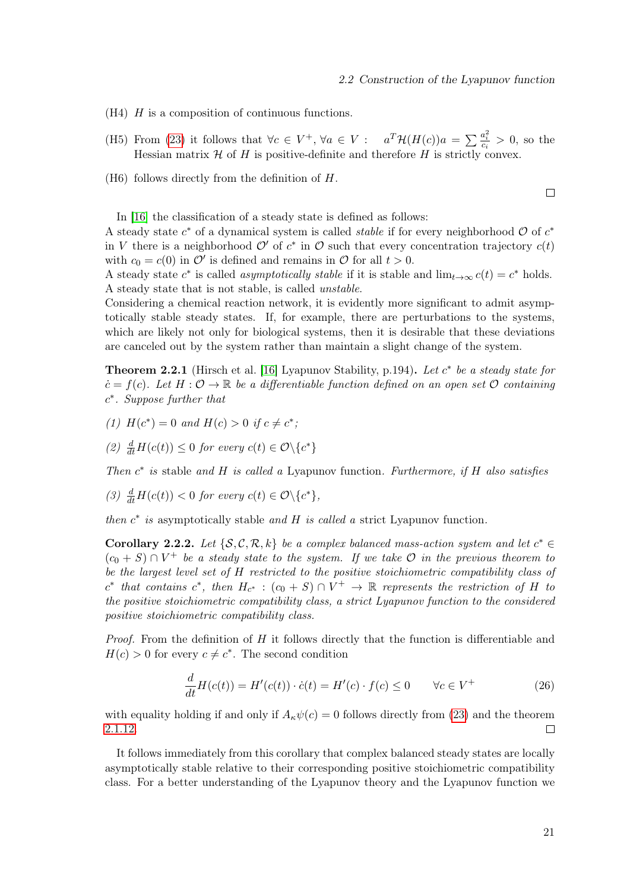(H4) $H$ is a composition of continuous functions.

(H5) From (23) it follows that $\forall c \in V^+, \forall a \in V: \quad a^T \mathcal{H}(H(c))a = \sum \frac{a_i^2}{c_i} > 0$, so the Hessian matrix $\mathcal{H}$ of $H$ is positive-definite and therefore $H$ is strictly convex.

(H6) follows directly from the definition of $H$.

□

In [16] the classification of a steady state is defined as follows:
A steady state $c^*$ of a dynamical system is called *stable* if for every neighborhood $\mathcal{O}$ of $c^*$ in $V$ there is a neighborhood $\mathcal{O}'$ of $c^*$ in $\mathcal{O}$ such that every concentration trajectory $c(t)$ with $c_0 = c(0)$ in $\mathcal{O}'$ is defined and remains in $\mathcal{O}$ for all $t > 0$.
A steady state $c^*$ is called *asymptotically stable* if it is stable and $\lim_{t\to\infty} c(t) = c^*$ holds.
A steady state that is not stable, is called *unstable*.
Considering a chemical reaction network, it is evidently more significant to admit asymptotically stable steady states. If, for example, there are perturbations to the systems, which are likely not only for biological systems, then it is desirable that these deviations are canceled out by the system rather than maintain a slight change of the system.

**Theorem 2.2.1** (Hirsch et al. [16] Lyapunov Stability, p.194)**.** *Let $c^*$ be a steady state for $\dot{c} = f(c)$. Let $H : \mathcal{O} \to \mathbb{R}$ be a differentiable function defined on an open set $\mathcal{O}$ containing $c^*$. Suppose further that*

*(1) $H(c^*) = 0$ and $H(c) > 0$ if $c \neq c^*$;*

*(2) $\frac{d}{dt} H(c(t)) \leq 0$ for every $c(t) \in \mathcal{O} \backslash \{c^*\}$*

*Then $c^*$ is* stable *and $H$ is called a* Lyapunov function. *Furthermore, if $H$ also satisfies*

*(3) $\frac{d}{dt} H(c(t)) < 0$ for every $c(t) \in \mathcal{O} \backslash \{c^*\}$,*

*then $c^*$ is* asymptotically stable *and $H$ is called a* strict Lyapunov function.

**Corollary 2.2.2.** *Let $\{\mathcal{S}, \mathcal{C}, \mathcal{R}, k\}$ be a complex balanced mass-action system and let $c^* \in (c_0 + S) \cap V^+$ be a steady state to the system. If we take $\mathcal{O}$ in the previous theorem to be the largest level set of $H$ restricted to the positive stoichiometric compatibility class of $c^*$ that contains $c^*$, then $H_{c^*} : (c_0 + S) \cap V^+ \to \mathbb{R}$ represents the restriction of $H$ to the positive stoichiometric compatibility class, a strict Lyapunov function to the considered positive stoichiometric compatibility class.*

*Proof.* From the definition of $H$ it follows directly that the function is differentiable and $H(c) > 0$ for every $c \neq c^*$. The second condition

$$\frac{d}{dt} H(c(t)) = H'(c(t)) \cdot \dot{c}(t) = H'(c) \cdot f(c) \leq 0 \qquad \forall c \in V^+ \tag{26}$$

with equality holding if and only if $A_\kappa \psi(c) = 0$ follows directly from (23) and the theorem 2.1.12. □

It follows immediately from this corollary that complex balanced steady states are locally asymptotically stable relative to their corresponding positive stoichiometric compatibility class. For a better understanding of the Lyapunov theory and the Lyapunov function we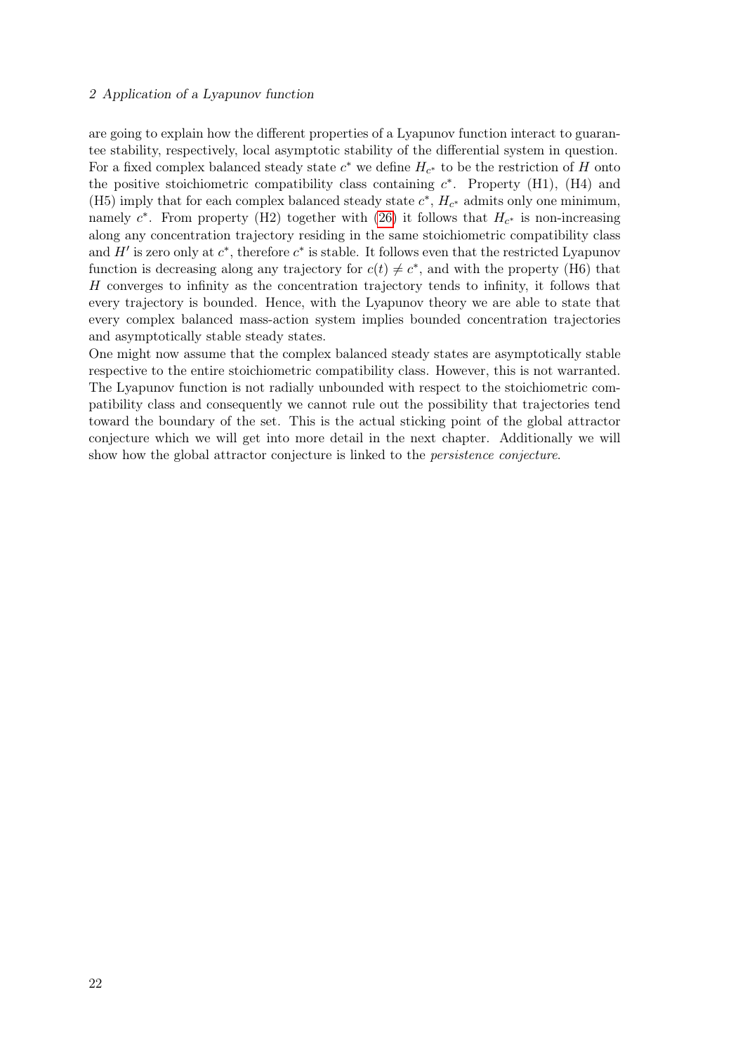are going to explain how the different properties of a Lyapunov function interact to guarantee stability, respectively, local asymptotic stability of the differential system in question. For a fixed complex balanced steady state $c^*$ we define $H_{c^*}$ to be the restriction of $H$ onto the positive stoichiometric compatibility class containing $c^*$. Property (H1), (H4) and (H5) imply that for each complex balanced steady state $c^*$, $H_{c^*}$ admits only one minimum, namely $c^*$. From property (H2) together with (26) it follows that $H_{c^*}$ is non-increasing along any concentration trajectory residing in the same stoichiometric compatibility class and $H'$ is zero only at $c^*$, therefore $c^*$ is stable. It follows even that the restricted Lyapunov function is decreasing along any trajectory for $c(t) \neq c^*$, and with the property (H6) that $H$ converges to infinity as the concentration trajectory tends to infinity, it follows that every trajectory is bounded. Hence, with the Lyapunov theory we are able to state that every complex balanced mass-action system implies bounded concentration trajectories and asymptotically stable steady states.

One might now assume that the complex balanced steady states are asymptotically stable respective to the entire stoichiometric compatibility class. However, this is not warranted. The Lyapunov function is not radially unbounded with respect to the stoichiometric compatibility class and consequently we cannot rule out the possibility that trajectories tend toward the boundary of the set. This is the actual sticking point of the global attractor conjecture which we will get into more detail in the next chapter. Additionally we will show how the global attractor conjecture is linked to the *persistence conjecture*.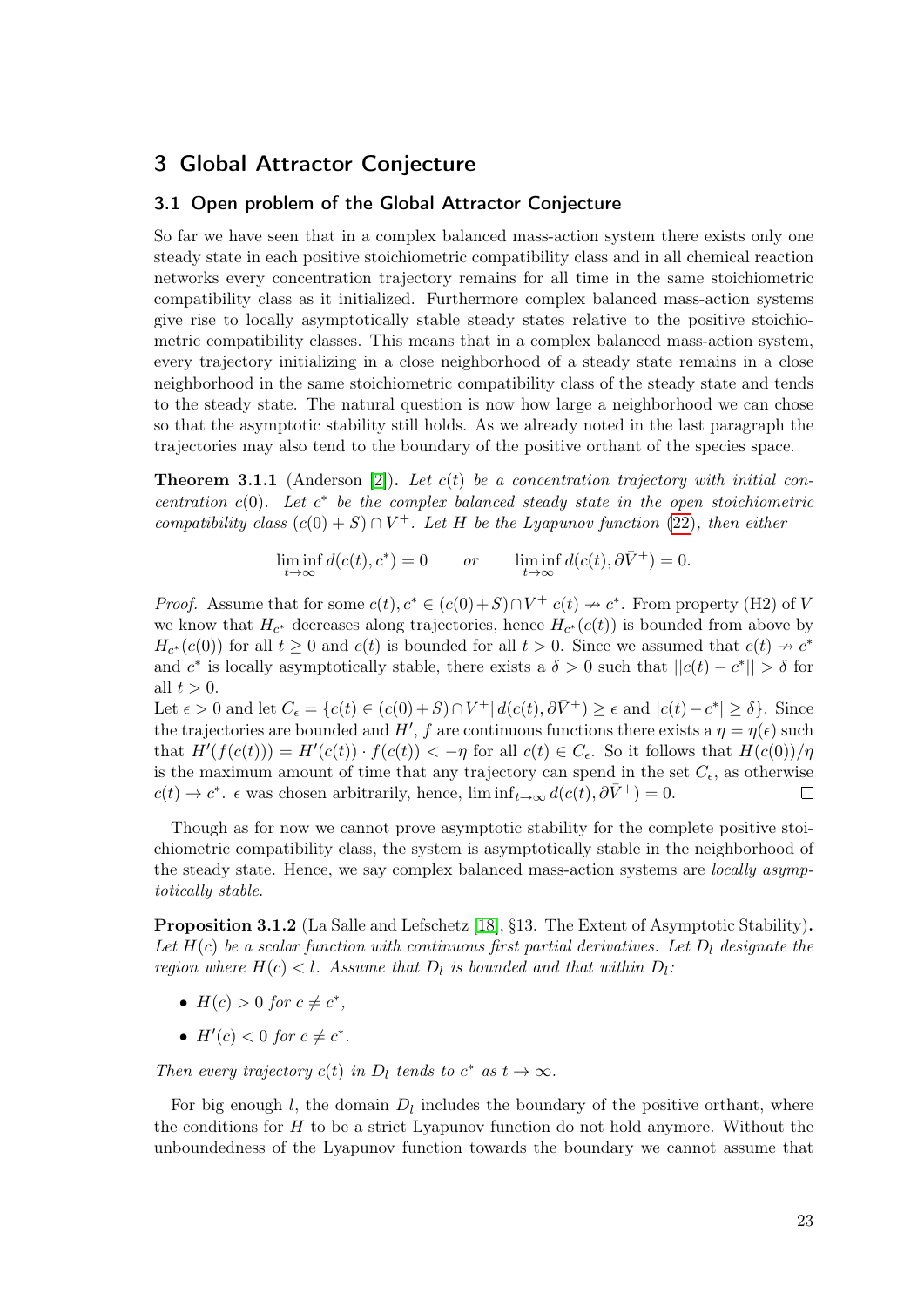## 3 Global Attractor Conjecture

### 3.1 Open problem of the Global Attractor Conjecture

So far we have seen that in a complex balanced mass-action system there exists only one steady state in each positive stoichiometric compatibility class and in all chemical reaction networks every concentration trajectory remains for all time in the same stoichiometric compatibility class as it initialized. Furthermore complex balanced mass-action systems give rise to locally asymptotically stable steady states relative to the positive stoichiometric compatibility classes. This means that in a complex balanced mass-action system, every trajectory initializing in a close neighborhood of a steady state remains in a close neighborhood in the same stoichiometric compatibility class of the steady state and tends to the steady state. The natural question is now how large a neighborhood we can chose so that the asymptotic stability still holds. As we already noted in the last paragraph the trajectories may also tend to the boundary of the positive orthant of the species space.

**Theorem 3.1.1** (Anderson [2]). *Let $c(t)$ be a concentration trajectory with initial concentration $c(0)$. Let $c^*$ be the complex balanced steady state in the open stoichiometric compatibility class $(c(0)+S)\cap V^+$. Let $H$ be the Lyapunov function (22), then either*

$$\liminf_{t\to\infty} d(c(t), c^*) = 0 \qquad \textit{or} \qquad \liminf_{t\to\infty} d(c(t), \partial\bar{V}^+) = 0.$$

*Proof.* Assume that for some $c(t), c^* \in (c(0)+S)\cap V^+$ $c(t) \nrightarrow c^*$. From property (H2) of $V$ we know that $H_{c^*}$ decreases along trajectories, hence $H_{c^*}(c(t))$ is bounded from above by $H_{c^*}(c(0))$ for all $t \geq 0$ and $c(t)$ is bounded for all $t > 0$. Since we assumed that $c(t) \nrightarrow c^*$ and $c^*$ is locally asymptotically stable, there exists a $\delta > 0$ such that $||c(t) - c^*|| > \delta$ for all $t > 0$.
Let $\epsilon > 0$ and let $C_\epsilon = \{c(t) \in (c(0)+S)\cap V^+ | \, d(c(t), \partial\bar{V}^+) \geq \epsilon \text{ and } |c(t) - c^*| \geq \delta\}$. Since the trajectories are bounded and $H'$, $f$ are continuous functions there exists a $\eta = \eta(\epsilon)$ such that $H'(f(c(t))) = H'(c(t)) \cdot f(c(t)) < -\eta$ for all $c(t) \in C_\epsilon$. So it follows that $H(c(0))/\eta$ is the maximum amount of time that any trajectory can spend in the set $C_\epsilon$, as otherwise $c(t) \to c^*$. $\epsilon$ was chosen arbitrarily, hence, $\liminf_{t\to\infty} d(c(t), \partial\bar{V}^+) = 0$. □

Though as for now we cannot prove asymptotic stability for the complete positive stoichiometric compatibility class, the system is asymptotically stable in the neighborhood of the steady state. Hence, we say complex balanced mass-action systems are *locally asymptotically stable*.

**Proposition 3.1.2** (La Salle and Lefschetz [18], §13. The Extent of Asymptotic Stability)**.** *Let $H(c)$ be a scalar function with continuous first partial derivatives. Let $D_l$ designate the region where $H(c) < l$. Assume that $D_l$ is bounded and that within $D_l$:*

- *$H(c) > 0$ for $c \neq c^*$,*
- *$H'(c) < 0$ for $c \neq c^*$.*

*Then every trajectory $c(t)$ in $D_l$ tends to $c^*$ as $t \to \infty$.*

For big enough $l$, the domain $D_l$ includes the boundary of the positive orthant, where the conditions for $H$ to be a strict Lyapunov function do not hold anymore. Without the unboundedness of the Lyapunov function towards the boundary we cannot assume that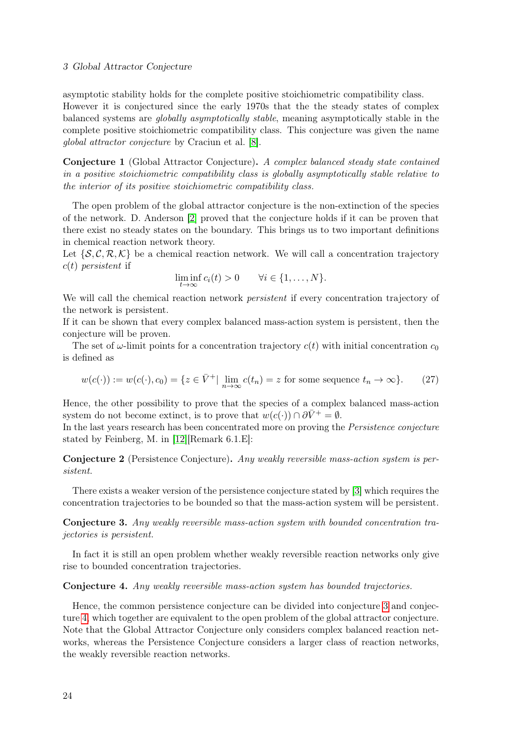asymptotic stability holds for the complete positive stoichiometric compatibility class. However it is conjectured since the early 1970s that the the steady states of complex balanced systems are *globally asymptotically stable*, meaning asymptotically stable in the complete positive stoichiometric compatibility class. This conjecture was given the name *global attractor conjecture* by Craciun et al. [8].

**Conjecture 1** (Global Attractor Conjecture)**.** *A complex balanced steady state contained in a positive stoichiometric compatibility class is globally asymptotically stable relative to the interior of its positive stoichiometric compatibility class.*

The open problem of the global attractor conjecture is the non-extinction of the species of the network. D. Anderson [2] proved that the conjecture holds if it can be proven that there exist no steady states on the boundary. This brings us to two important definitions in chemical reaction network theory.

Let $\{\mathcal{S}, \mathcal{C}, \mathcal{R}, \mathcal{K}\}$ be a chemical reaction network. We will call a concentration trajectory $c(t)$ *persistent* if

$$\liminf_{t\to\infty} c_i(t) > 0 \qquad \forall i \in \{1, \dots, N\}.$$

We will call the chemical reaction network *persistent* if every concentration trajectory of the network is persistent.

If it can be shown that every complex balanced mass-action system is persistent, then the conjecture will be proven.

The set of $\omega$-limit points for a concentration trajectory $c(t)$ with initial concentration $c_0$ is defined as

$$w(c(\cdot)) := w(c(\cdot), c_0) = \{z \in \bar{V}^+ | \lim_{n\to\infty} c(t_n) = z \text{ for some sequence } t_n \to \infty\}. \tag{27}$$

Hence, the other possibility to prove that the species of a complex balanced mass-action system do not become extinct, is to prove that $w(c(\cdot)) \cap \partial \bar{V}^+ = \emptyset$.

In the last years research has been concentrated more on proving the *Persistence conjecture* stated by Feinberg, M. in [12][Remark 6.1.E]:

**Conjecture 2** (Persistence Conjecture)**.** *Any weakly reversible mass-action system is persistent.*

There exists a weaker version of the persistence conjecture stated by [3] which requires the concentration trajectories to be bounded so that the mass-action system will be persistent.

**Conjecture 3.** *Any weakly reversible mass-action system with bounded concentration trajectories is persistent.*

In fact it is still an open problem whether weakly reversible reaction networks only give rise to bounded concentration trajectories.

**Conjecture 4.** *Any weakly reversible mass-action system has bounded trajectories.*

Hence, the common persistence conjecture can be divided into conjecture 3 and conjecture 4, which together are equivalent to the open problem of the global attractor conjecture. Note that the Global Attractor Conjecture only considers complex balanced reaction networks, whereas the Persistence Conjecture considers a larger class of reaction networks, the weakly reversible reaction networks.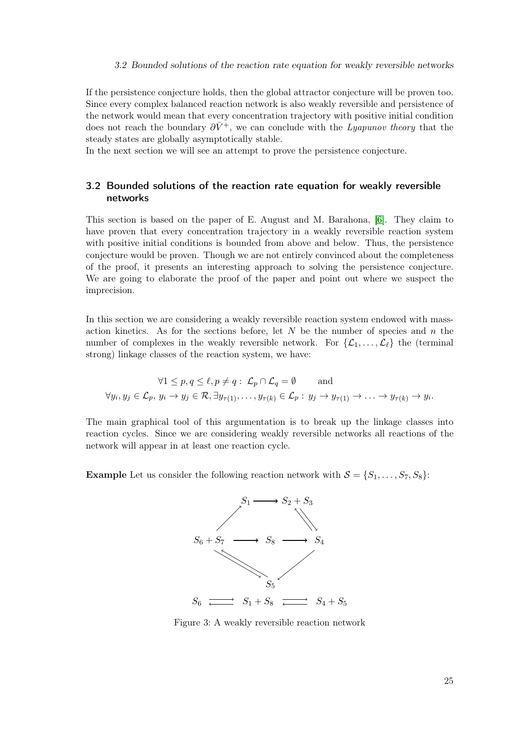If the persistence conjecture holds, then the global attractor conjecture will be proven too. Since every complex balanced reaction network is also weakly reversible and persistence of the network would mean that every concentration trajectory with positive initial condition does not reach the boundary $\partial\bar{V}^+$, we can conclude with the *Lyapunov theory* that the steady states are globally asymptotically stable.
In the next section we will see an attempt to prove the persistence conjecture.

## 3.2 Bounded solutions of the reaction rate equation for weakly reversible networks

This section is based on the paper of E. August and M. Barahona, [6]. They claim to have proven that every concentration trajectory in a weakly reversible reaction system with positive initial conditions is bounded from above and below. Thus, the persistence conjecture would be proven. Though we are not entirely convinced about the completeness of the proof, it presents an interesting approach to solving the persistence conjecture. We are going to elaborate the proof of the paper and point out where we suspect the imprecision.

In this section we are considering a weakly reversible reaction system endowed with mass-action kinetics. As for the sections before, let $N$ be the number of species and $n$ the number of complexes in the weakly reversible network. For $\{\mathcal{L}_1, \ldots, \mathcal{L}_\ell\}$ the (terminal strong) linkage classes of the reaction system, we have:

$$\forall 1 \leq p, q \leq \ell, p \neq q: \ \mathcal{L}_p \cap \mathcal{L}_q = \emptyset \qquad \text{and}$$
$$\forall y_i, y_j \in \mathcal{L}_p, \ y_i \to y_j \in \mathcal{R}, \exists y_{\tau(1)}, \ldots, y_{\tau(k)} \in \mathcal{L}_p: \ y_j \to y_{\tau(1)} \to \ldots \to y_{\tau(k)} \to y_i.$$

The main graphical tool of this argumentation is to break up the linkage classes into reaction cycles. Since we are considering weakly reversible networks all reactions of the network will appear in at least one reaction cycle.

**Example** Let us consider the following reaction network with $\mathcal{S} = \{S_1, \ldots, S_7, S_8\}$:

$$S_6 + S_7 \to S_1 \to S_2 + S_3 \rightleftarrows S_4, \quad S_6 + S_7 \to S_8 \to S_4 \to S_5, \quad S_6 + S_7 \rightleftarrows S_5$$

$$S_6 \rightleftarrows S_1 + S_8 \rightleftarrows S_4 + S_5$$

Figure 3: A weakly reversible reaction network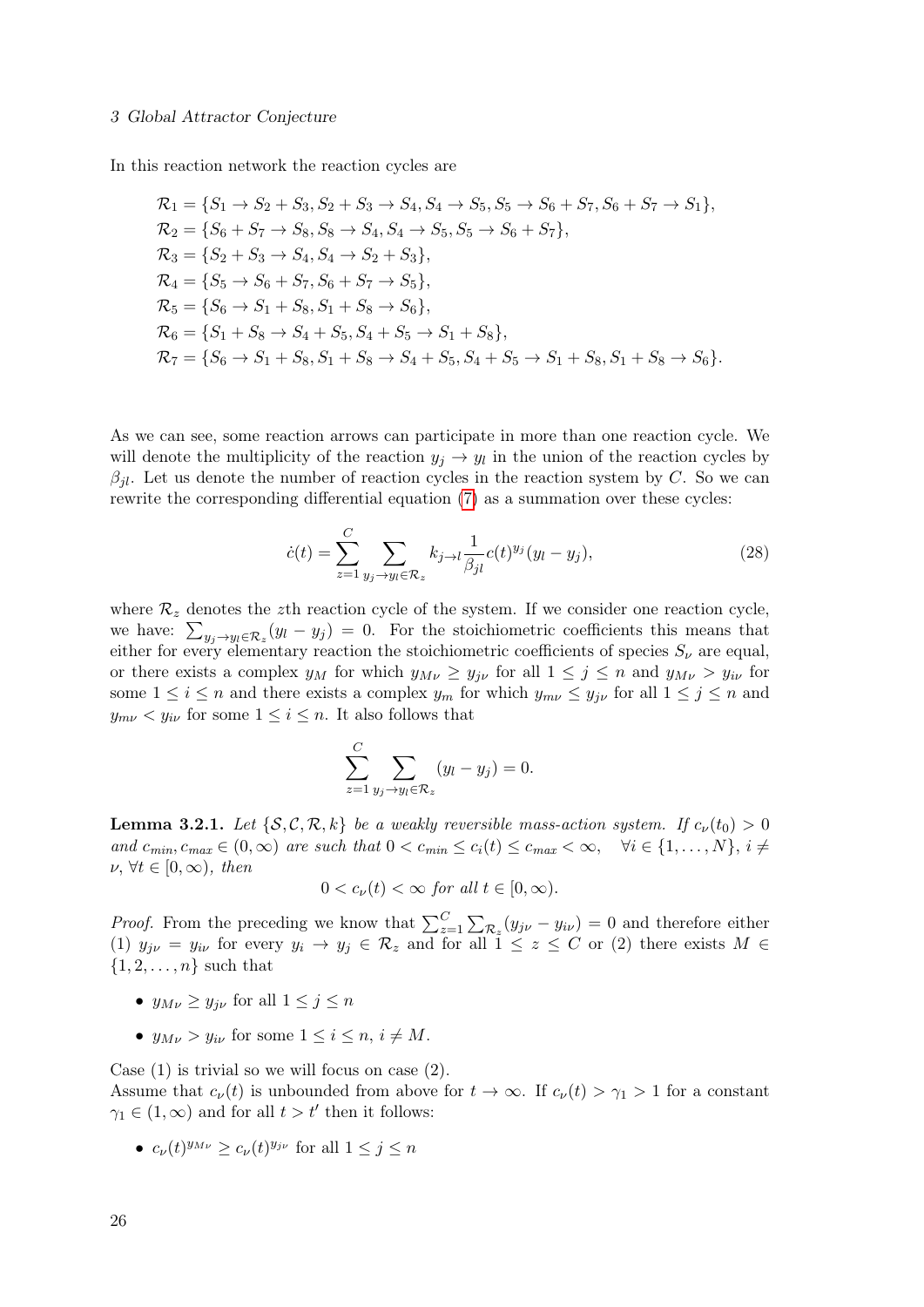In this reaction network the reaction cycles are

$$
\begin{aligned}
\mathcal{R}_1 &= \{S_1 \to S_2 + S_3, S_2 + S_3 \to S_4, S_4 \to S_5, S_5 \to S_6 + S_7, S_6 + S_7 \to S_1\},\\
\mathcal{R}_2 &= \{S_6 + S_7 \to S_8, S_8 \to S_4, S_4 \to S_5, S_5 \to S_6 + S_7\},\\
\mathcal{R}_3 &= \{S_2 + S_3 \to S_4, S_4 \to S_2 + S_3\},\\
\mathcal{R}_4 &= \{S_5 \to S_6 + S_7, S_6 + S_7 \to S_5\},\\
\mathcal{R}_5 &= \{S_6 \to S_1 + S_8, S_1 + S_8 \to S_6\},\\
\mathcal{R}_6 &= \{S_1 + S_8 \to S_4 + S_5, S_4 + S_5 \to S_1 + S_8\},\\
\mathcal{R}_7 &= \{S_6 \to S_1 + S_8, S_1 + S_8 \to S_4 + S_5, S_4 + S_5 \to S_1 + S_8, S_1 + S_8 \to S_6\}.
\end{aligned}
$$

As we can see, some reaction arrows can participate in more than one reaction cycle. We will denote the multiplicity of the reaction $y_j \to y_l$ in the union of the reaction cycles by $\beta_{jl}$. Let us denote the number of reaction cycles in the reaction system by $C$. So we can rewrite the corresponding differential equation (7) as a summation over these cycles:

$$
\dot{c}(t) = \sum_{z=1}^{C} \sum_{y_j \to y_l \in \mathcal{R}_z} k_{j \to l} \frac{1}{\beta_{jl}} c(t)^{y_j} (y_l - y_j), \tag{28}
$$

where $\mathcal{R}_z$ denotes the $z$th reaction cycle of the system. If we consider one reaction cycle, we have: $\sum_{y_j \to y_l \in \mathcal{R}_z} (y_l - y_j) = 0$. For the stoichiometric coefficients this means that either for every elementary reaction the stoichiometric coefficients of species $S_\nu$ are equal, or there exists a complex $y_M$ for which $y_{M\nu} \geq y_{j\nu}$ for all $1 \leq j \leq n$ and $y_{M\nu} > y_{i\nu}$ for some $1 \leq i \leq n$ and there exists a complex $y_m$ for which $y_{m\nu} \leq y_{j\nu}$ for all $1 \leq j \leq n$ and $y_{m\nu} < y_{i\nu}$ for some $1 \leq i \leq n$. It also follows that

$$
\sum_{z=1}^{C} \sum_{y_j \to y_l \in \mathcal{R}_z} (y_l - y_j) = 0.
$$

**Lemma 3.2.1.** *Let $\{\mathcal{S}, \mathcal{C}, \mathcal{R}, k\}$ be a weakly reversible mass-action system. If $c_\nu(t_0) > 0$ and $c_{min}, c_{max} \in (0, \infty)$ are such that $0 < c_{min} \leq c_i(t) \leq c_{max} < \infty, \quad \forall i \in \{1, \ldots, N\}$, $i \neq \nu$, $\forall t \in [0, \infty)$, then*

$$
0 < c_\nu(t) < \infty \text{ for all } t \in [0, \infty).
$$

*Proof.* From the preceding we know that $\sum_{z=1}^{C} \sum_{\mathcal{R}_z} (y_{j\nu} - y_{i\nu}) = 0$ and therefore either (1) $y_{j\nu} = y_{i\nu}$ for every $y_i \to y_j \in \mathcal{R}_z$ and for all $1 \leq z \leq C$ or (2) there exists $M \in \{1, 2, \ldots, n\}$ such that

- $y_{M\nu} \geq y_{j\nu}$ for all $1 \leq j \leq n$
- $y_{M\nu} > y_{i\nu}$ for some $1 \leq i \leq n$, $i \neq M$.

Case (1) is trivial so we will focus on case (2).
Assume that $c_\nu(t)$ is unbounded from above for $t \to \infty$. If $c_\nu(t) > \gamma_1 > 1$ for a constant $\gamma_1 \in (1, \infty)$ and for all $t > t'$ then it follows:

- $c_\nu(t)^{y_{M\nu}} \geq c_\nu(t)^{y_{j\nu}}$ for all $1 \leq j \leq n$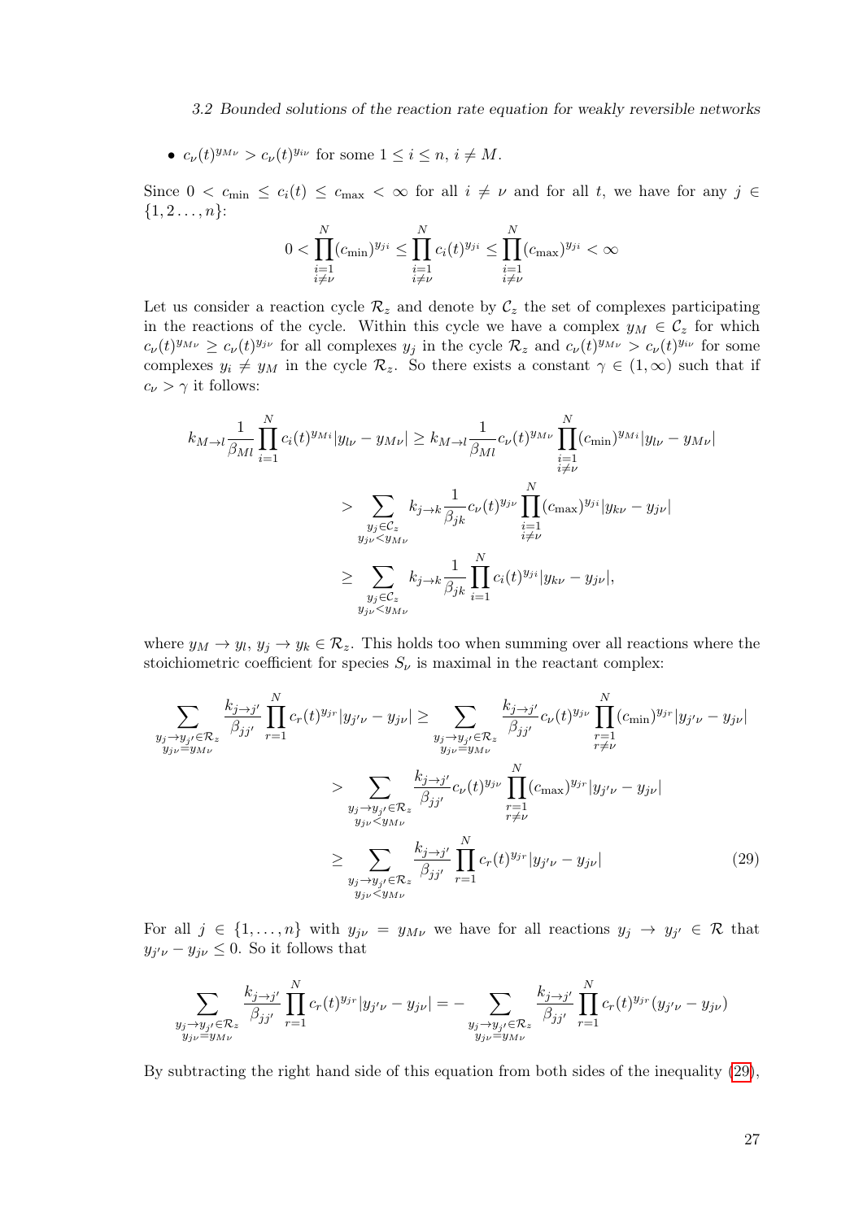- $c_\nu(t)^{y_{M\nu}} > c_\nu(t)^{y_{i\nu}}$ for some $1 \leq i \leq n$, $i \neq M$.

Since $0 < c_{\min} \leq c_i(t) \leq c_{\max} < \infty$ for all $i \neq \nu$ and for all $t$, we have for any $j \in \{1, 2 \ldots, n\}$:

$$0 < \prod_{\substack{i=1 \\ i \neq \nu}}^{N} (c_{\min})^{y_{ji}} \leq \prod_{\substack{i=1 \\ i \neq \nu}}^{N} c_i(t)^{y_{ji}} \leq \prod_{\substack{i=1 \\ i \neq \nu}}^{N} (c_{\max})^{y_{ji}} < \infty$$

Let us consider a reaction cycle $\mathcal{R}_z$ and denote by $\mathcal{C}_z$ the set of complexes participating in the reactions of the cycle. Within this cycle we have a complex $y_M \in \mathcal{C}_z$ for which $c_\nu(t)^{y_{M\nu}} \geq c_\nu(t)^{y_{j\nu}}$ for all complexes $y_j$ in the cycle $\mathcal{R}_z$ and $c_\nu(t)^{y_{M\nu}} > c_\nu(t)^{y_{i\nu}}$ for some complexes $y_i \neq y_M$ in the cycle $\mathcal{R}_z$. So there exists a constant $\gamma \in (1, \infty)$ such that if $c_\nu > \gamma$ it follows:

$$\begin{aligned}
k_{M \to l} \frac{1}{\beta_{Ml}} \prod_{i=1}^{N} c_i(t)^{y_{Mi}} |y_{l\nu} - y_{M\nu}| &\geq k_{M \to l} \frac{1}{\beta_{Ml}} c_\nu(t)^{y_{M\nu}} \prod_{\substack{i=1 \\ i \neq \nu}}^{N} (c_{\min})^{y_{Mi}} |y_{l\nu} - y_{M\nu}| \\
&> \sum_{\substack{y_j \in \mathcal{C}_z \\ y_{j\nu} < y_{M\nu}}} k_{j \to k} \frac{1}{\beta_{jk}} c_\nu(t)^{y_{j\nu}} \prod_{\substack{i=1 \\ i \neq \nu}}^{N} (c_{\max})^{y_{ji}} |y_{k\nu} - y_{j\nu}| \\
&\geq \sum_{\substack{y_j \in \mathcal{C}_z \\ y_{j\nu} < y_{M\nu}}} k_{j \to k} \frac{1}{\beta_{jk}} \prod_{i=1}^{N} c_i(t)^{y_{ji}} |y_{k\nu} - y_{j\nu}|,
\end{aligned}$$

where $y_M \to y_l$, $y_j \to y_k \in \mathcal{R}_z$. This holds too when summing over all reactions where the stoichiometric coefficient for species $S_\nu$ is maximal in the reactant complex:

$$\begin{aligned}
\sum_{\substack{y_j \to y_{j'} \in \mathcal{R}_z \\ y_{j\nu} = y_{M\nu}}} \frac{k_{j \to j'}}{\beta_{jj'}} \prod_{r=1}^{N} c_r(t)^{y_{jr}} |y_{j'\nu} - y_{j\nu}| &\geq \sum_{\substack{y_j \to y_{j'} \in \mathcal{R}_z \\ y_{j\nu} = y_{M\nu}}} \frac{k_{j \to j'}}{\beta_{jj'}} c_\nu(t)^{y_{j\nu}} \prod_{\substack{r=1 \\ r \neq \nu}}^{N} (c_{\min})^{y_{jr}} |y_{j'\nu} - y_{j\nu}| \\
&> \sum_{\substack{y_j \to y_{j'} \in \mathcal{R}_z \\ y_{j\nu} < y_{M\nu}}} \frac{k_{j \to j'}}{\beta_{jj'}} c_\nu(t)^{y_{j\nu}} \prod_{\substack{r=1 \\ r \neq \nu}}^{N} (c_{\max})^{y_{jr}} |y_{j'\nu} - y_{j\nu}| \\
&\geq \sum_{\substack{y_j \to y_{j'} \in \mathcal{R}_z \\ y_{j\nu} < y_{M\nu}}} \frac{k_{j \to j'}}{\beta_{jj'}} \prod_{r=1}^{N} c_r(t)^{y_{jr}} |y_{j'\nu} - y_{j\nu}| \qquad (29)
\end{aligned}$$

For all $j \in \{1, \ldots, n\}$ with $y_{j\nu} = y_{M\nu}$ we have for all reactions $y_j \to y_{j'} \in \mathcal{R}$ that $y_{j'\nu} - y_{j\nu} \leq 0$. So it follows that

$$\sum_{\substack{y_j \to y_{j'} \in \mathcal{R}_z \\ y_{j\nu} = y_{M\nu}}} \frac{k_{j \to j'}}{\beta_{jj'}} \prod_{r=1}^{N} c_r(t)^{y_{jr}} |y_{j'\nu} - y_{j\nu}| = - \sum_{\substack{y_j \to y_{j'} \in \mathcal{R}_z \\ y_{j\nu} = y_{M\nu}}} \frac{k_{j \to j'}}{\beta_{jj'}} \prod_{r=1}^{N} c_r(t)^{y_{jr}} (y_{j'\nu} - y_{j\nu})$$

By subtracting the right hand side of this equation from both sides of the inequality (29),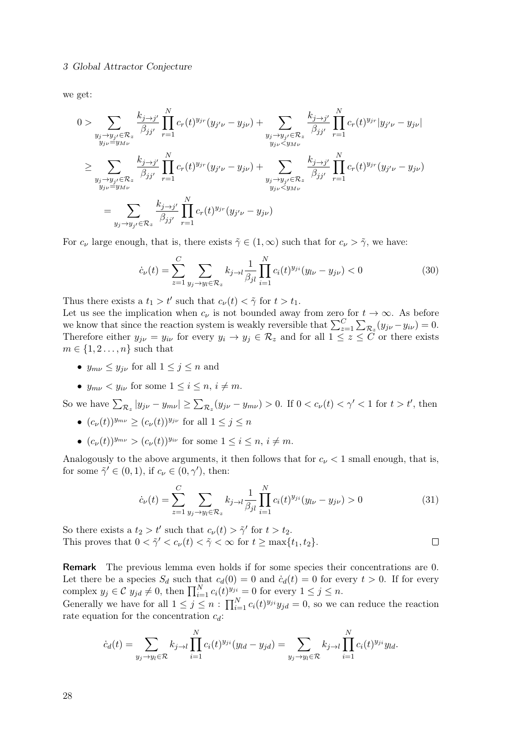we get:

$$
\begin{aligned}
0 &> \sum_{\substack{y_j \to y_{j'} \in \mathcal{R}_z \\ y_{j\nu} = y_{M\nu}}} \frac{k_{j\to j'}}{\beta_{jj'}} \prod_{r=1}^{N} c_r(t)^{y_{jr}} (y_{j'\nu} - y_{j\nu}) + \sum_{\substack{y_j \to y_{j'} \in \mathcal{R}_z \\ y_{j\nu} < y_{M\nu}}} \frac{k_{j\to j'}}{\beta_{jj'}} \prod_{r=1}^{N} c_r(t)^{y_{jr}} |y_{j'\nu} - y_{j\nu}| \\
&\geq \sum_{\substack{y_j \to y_{j'} \in \mathcal{R}_z \\ y_{j\nu} = y_{M\nu}}} \frac{k_{j\to j'}}{\beta_{jj'}} \prod_{r=1}^{N} c_r(t)^{y_{jr}} (y_{j'\nu} - y_{j\nu}) + \sum_{\substack{y_j \to y_{j'} \in \mathcal{R}_z \\ y_{j\nu} < y_{M\nu}}} \frac{k_{j\to j'}}{\beta_{jj'}} \prod_{r=1}^{N} c_r(t)^{y_{jr}} (y_{j'\nu} - y_{j\nu}) \\
&= \sum_{y_j \to y_{j'} \in \mathcal{R}_z} \frac{k_{j\to j'}}{\beta_{jj'}} \prod_{r=1}^{N} c_r(t)^{y_{jr}} (y_{j'\nu} - y_{j\nu})
\end{aligned}
$$

For $c_\nu$ large enough, that is, there exists $\tilde{\gamma} \in (1, \infty)$ such that for $c_\nu > \tilde{\gamma}$, we have:

$$
\dot{c}_\nu(t) = \sum_{z=1}^{C} \sum_{y_j \to y_l \in \mathcal{R}_z} k_{j\to l} \frac{1}{\beta_{jl}} \prod_{i=1}^{N} c_i(t)^{y_{ji}} (y_{l\nu} - y_{j\nu}) < 0 \tag{30}
$$

Thus there exists a $t_1 > t'$ such that $c_\nu(t) < \tilde{\gamma}$ for $t > t_1$.

Let us see the implication when $c_\nu$ is not bounded away from zero for $t \to \infty$. As before we know that since the reaction system is weakly reversible that $\sum_{z=1}^{C} \sum_{\mathcal{R}_z} (y_{j\nu} - y_{i\nu}) = 0$. Therefore either $y_{j\nu} = y_{i\nu}$ for every $y_i \to y_j \in \mathcal{R}_z$ and for all $1 \leq z \leq C$ or there exists $m \in \{1, 2 \ldots, n\}$ such that

- $y_{m\nu} \leq y_{j\nu}$ for all $1 \leq j \leq n$ and
- $y_{m\nu} < y_{i\nu}$ for some $1 \leq i \leq n$, $i \neq m$.

So we have $\sum_{\mathcal{R}_z} |y_{j\nu} - y_{m\nu}| \geq \sum_{\mathcal{R}_z} (y_{j\nu} - y_{m\nu}) > 0$. If $0 < c_\nu(t) < \gamma' < 1$ for $t > t'$, then

- $(c_\nu(t))^{y_{m\nu}} \geq (c_\nu(t))^{y_{j\nu}}$ for all $1 \leq j \leq n$
- $(c_\nu(t))^{y_{m\nu}} > (c_\nu(t))^{y_{i\nu}}$ for some $1 \leq i \leq n$, $i \neq m$.

Analogously to the above arguments, it then follows that for $c_\nu < 1$ small enough, that is, for some $\tilde{\gamma}' \in (0, 1)$, if $c_\nu \in (0, \gamma')$, then:

$$
\dot{c}_\nu(t) = \sum_{z=1}^{C} \sum_{y_j \to y_l \in \mathcal{R}_z} k_{j\to l} \frac{1}{\beta_{jl}} \prod_{i=1}^{N} c_i(t)^{y_{ji}} (y_{l\nu} - y_{j\nu}) > 0 \tag{31}
$$

So there exists a $t_2 > t'$ such that $c_\nu(t) > \tilde{\gamma}'$ for $t > t_2$.

This proves that $0 < \tilde{\gamma}' < c_\nu(t) < \tilde{\gamma} < \infty$ for $t \geq \max\{t_1, t_2\}$. $\square$

**Remark** The previous lemma even holds if for some species their concentrations are 0. Let there be a species $S_d$ such that $c_d(0) = 0$ and $\dot{c}_d(t) = 0$ for every $t > 0$. If for every complex $y_j \in \mathcal{C}$ $y_{jd} \neq 0$, then $\prod_{i=1}^{N} c_i(t)^{y_{ji}} = 0$ for every $1 \leq j \leq n$.

Generally we have for all $1 \leq j \leq n$ : $\prod_{i=1}^{N} c_i(t)^{y_{ji}} y_{jd} = 0$, so we can reduce the reaction rate equation for the concentration $c_d$:

$$
\dot{c}_d(t) = \sum_{y_j \to y_l \in \mathcal{R}} k_{j\to l} \prod_{i=1}^{N} c_i(t)^{y_{ji}} (y_{ld} - y_{jd}) = \sum_{y_j \to y_l \in \mathcal{R}} k_{j\to l} \prod_{i=1}^{N} c_i(t)^{y_{ji}} y_{ld}.
$$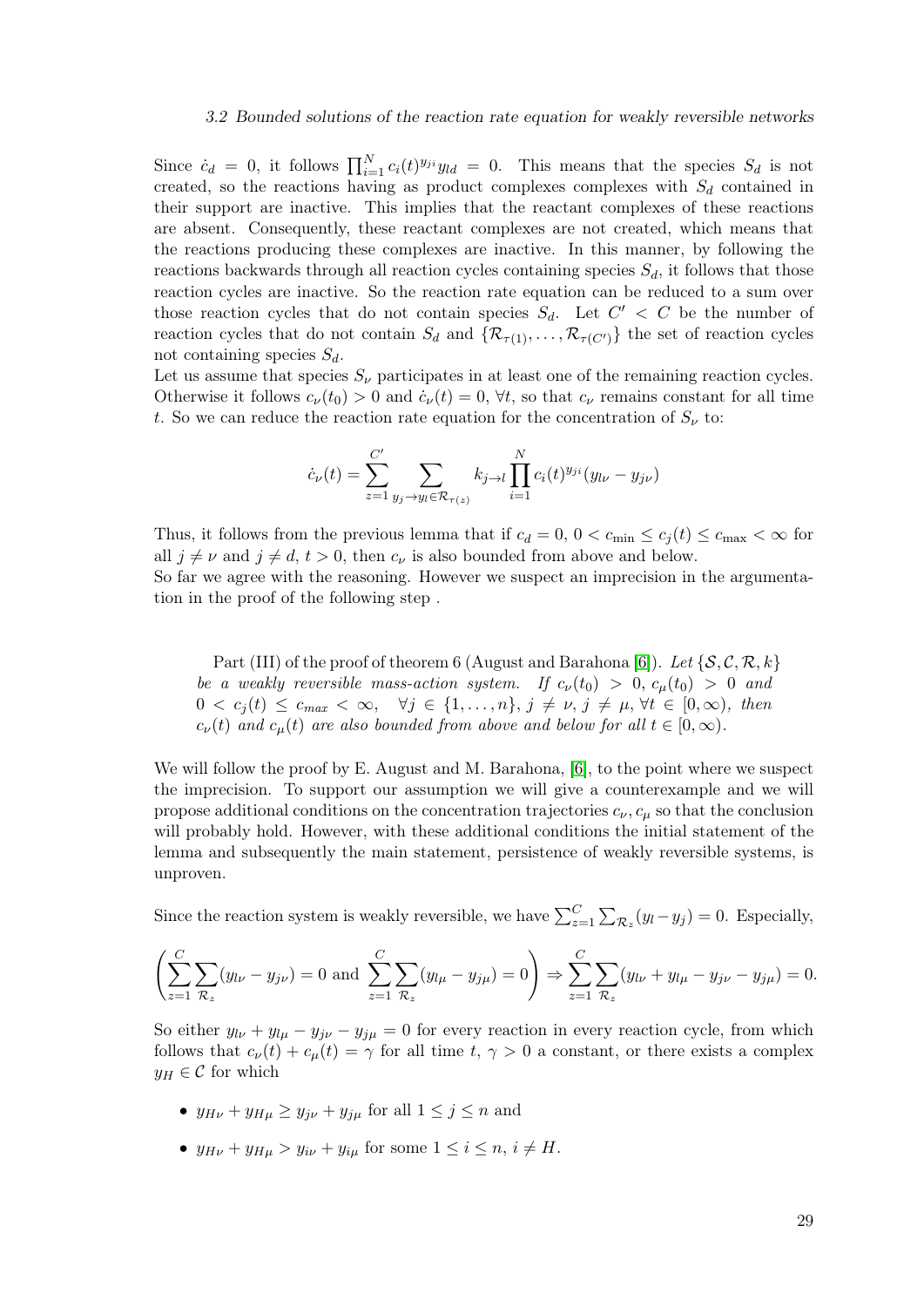Since $\dot{c}_d = 0$, it follows $\prod_{i=1}^{N} c_i(t)^{y_{ji}} y_{ld} = 0$. This means that the species $S_d$ is not created, so the reactions having as product complexes complexes with $S_d$ contained in their support are inactive. This implies that the reactant complexes of these reactions are absent. Consequently, these reactant complexes are not created, which means that the reactions producing these complexes are inactive. In this manner, by following the reactions backwards through all reaction cycles containing species $S_d$, it follows that those reaction cycles are inactive. So the reaction rate equation can be reduced to a sum over those reaction cycles that do not contain species $S_d$. Let $C' < C$ be the number of reaction cycles that do not contain $S_d$ and $\{\mathcal{R}_{\tau(1)}, \ldots, \mathcal{R}_{\tau(C')}\}$ the set of reaction cycles not containing species $S_d$.

Let us assume that species $S_\nu$ participates in at least one of the remaining reaction cycles. Otherwise it follows $c_\nu(t_0) > 0$ and $\dot{c}_\nu(t) = 0$, $\forall t$, so that $c_\nu$ remains constant for all time $t$. So we can reduce the reaction rate equation for the concentration of $S_\nu$ to:

$$\dot{c}_\nu(t) = \sum_{z=1}^{C'} \sum_{y_j \to y_l \in \mathcal{R}_{\tau(z)}} k_{j \to l} \prod_{i=1}^{N} c_i(t)^{y_{ji}} (y_{l\nu} - y_{j\nu})$$

Thus, it follows from the previous lemma that if $c_d = 0$, $0 < c_{\min} \leq c_j(t) \leq c_{\max} < \infty$ for all $j \neq \nu$ and $j \neq d$, $t > 0$, then $c_\nu$ is also bounded from above and below.

So far we agree with the reasoning. However we suspect an imprecision in the argumentation in the proof of the following step .

> Part (III) of the proof of theorem 6 (August and Barahona [6]). *Let $\{\mathcal{S}, \mathcal{C}, \mathcal{R}, k\}$ be a weakly reversible mass-action system. If $c_\nu(t_0) > 0$, $c_\mu(t_0) > 0$ and $0 < c_j(t) \leq c_{max} < \infty$, $\forall j \in \{1, \ldots, n\}$, $j \neq \nu$, $j \neq \mu$, $\forall t \in [0, \infty)$, then $c_\nu(t)$ and $c_\mu(t)$ are also bounded from above and below for all $t \in [0, \infty)$.*

We will follow the proof by E. August and M. Barahona, [6], to the point where we suspect the imprecision. To support our assumption we will give a counterexample and we will propose additional conditions on the concentration trajectories $c_\nu, c_\mu$ so that the conclusion will probably hold. However, with these additional conditions the initial statement of the lemma and subsequently the main statement, persistence of weakly reversible systems, is unproven.

Since the reaction system is weakly reversible, we have $\sum_{z=1}^{C} \sum_{\mathcal{R}_z} (y_l - y_j) = 0$. Especially,

$$\left( \sum_{z=1}^{C} \sum_{\mathcal{R}_z} (y_{l\nu} - y_{j\nu}) = 0 \text{ and } \sum_{z=1}^{C} \sum_{\mathcal{R}_z} (y_{l\mu} - y_{j\mu}) = 0 \right) \Rightarrow \sum_{z=1}^{C} \sum_{\mathcal{R}_z} (y_{l\nu} + y_{l\mu} - y_{j\nu} - y_{j\mu}) = 0.$$

So either $y_{l\nu} + y_{l\mu} - y_{j\nu} - y_{j\mu} = 0$ for every reaction in every reaction cycle, from which follows that $c_\nu(t) + c_\mu(t) = \gamma$ for all time $t$, $\gamma > 0$ a constant, or there exists a complex $y_H \in \mathcal{C}$ for which

- $y_{H\nu} + y_{H\mu} \geq y_{j\nu} + y_{j\mu}$ for all $1 \leq j \leq n$ and
- $y_{H\nu} + y_{H\mu} > y_{i\nu} + y_{i\mu}$ for some $1 \leq i \leq n$, $i \neq H$.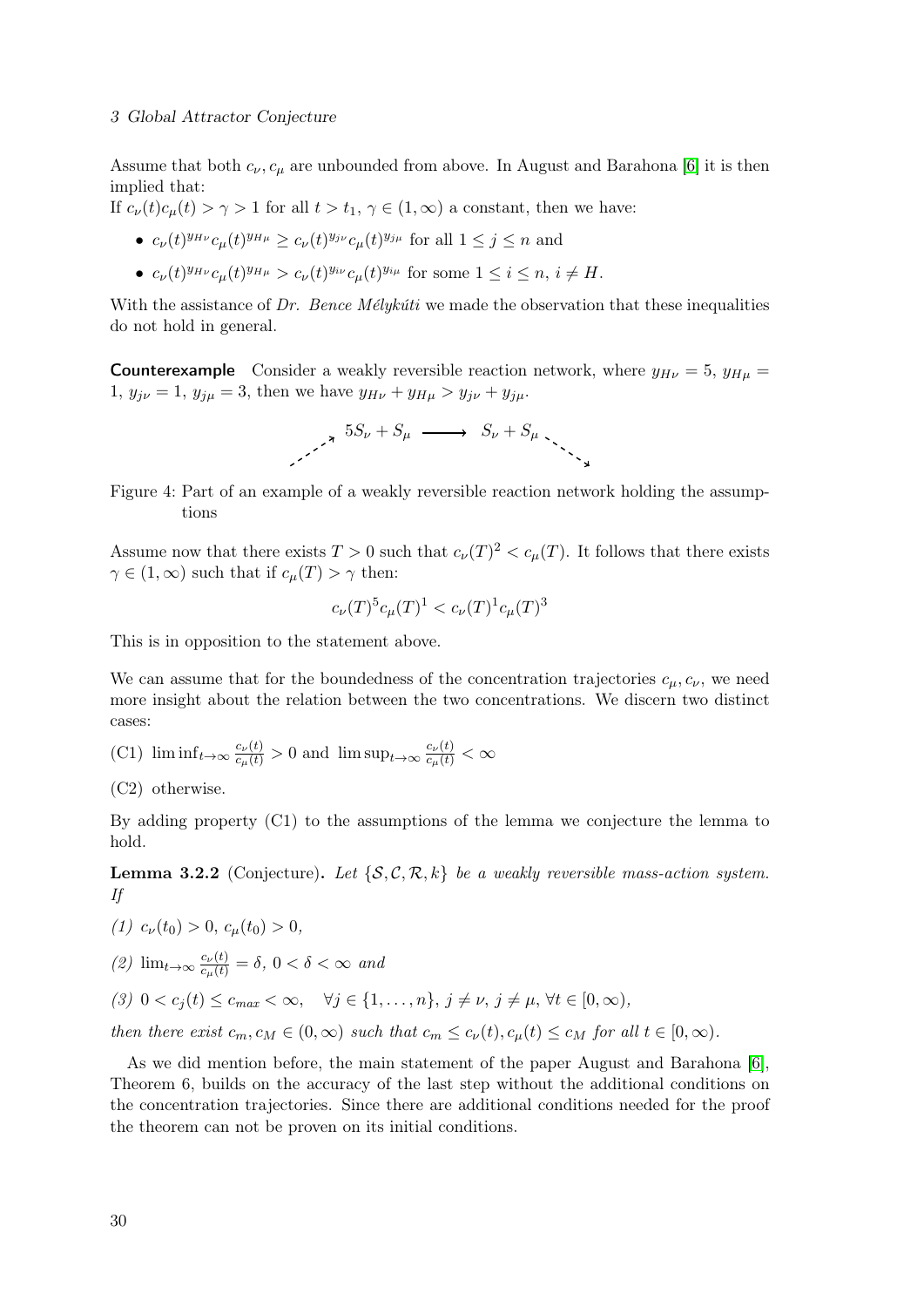Assume that both $c_\nu, c_\mu$ are unbounded from above. In August and Barahona [6] it is then implied that:

If $c_\nu(t)c_\mu(t) > \gamma > 1$ for all $t > t_1$, $\gamma \in (1, \infty)$ a constant, then we have:

- $c_\nu(t)^{y_{H\nu}} c_\mu(t)^{y_{H\mu}} \geq c_\nu(t)^{y_{j\nu}} c_\mu(t)^{y_{j\mu}}$ for all $1 \leq j \leq n$ and
- $c_\nu(t)^{y_{H\nu}} c_\mu(t)^{y_{H\mu}} > c_\nu(t)^{y_{i\nu}} c_\mu(t)^{y_{i\mu}}$ for some $1 \leq i \leq n$, $i \neq H$.

With the assistance of *Dr. Bence Mélykúti* we made the observation that these inequalities do not hold in general.

**Counterexample** Consider a weakly reversible reaction network, where $y_{H\nu} = 5$, $y_{H\mu} = 1$, $y_{j\nu} = 1$, $y_{j\mu} = 3$, then we have $y_{H\nu} + y_{H\mu} > y_{j\nu} + y_{j\mu}$.

$$5S_\nu + S_\mu \longrightarrow S_\nu + S_\mu$$

Figure 4: Part of an example of a weakly reversible reaction network holding the assumptions

Assume now that there exists $T > 0$ such that $c_\nu(T)^2 < c_\mu(T)$. It follows that there exists $\gamma \in (1, \infty)$ such that if $c_\mu(T) > \gamma$ then:

$$c_\nu(T)^5 c_\mu(T)^1 < c_\nu(T)^1 c_\mu(T)^3$$

This is in opposition to the statement above.

We can assume that for the boundedness of the concentration trajectories $c_\mu, c_\nu$, we need more insight about the relation between the two concentrations. We discern two distinct cases:

(C1) $\liminf_{t\to\infty} \frac{c_\nu(t)}{c_\mu(t)} > 0$ and $\limsup_{t\to\infty} \frac{c_\nu(t)}{c_\mu(t)} < \infty$

(C2) otherwise.

By adding property (C1) to the assumptions of the lemma we conjecture the lemma to hold.

**Lemma 3.2.2** (Conjecture). *Let $\{\mathcal{S}, \mathcal{C}, \mathcal{R}, k\}$ be a weakly reversible mass-action system. If*

*(1)* $c_\nu(t_0) > 0$, $c_\mu(t_0) > 0$,

*(2)* $\lim_{t\to\infty} \frac{c_\nu(t)}{c_\mu(t)} = \delta$, $0 < \delta < \infty$ *and*

*(3)* $0 < c_j(t) \leq c_{max} < \infty, \quad \forall j \in \{1, \ldots, n\}, j \neq \nu, j \neq \mu, \forall t \in [0, \infty)$,

*then there exist $c_m, c_M \in (0, \infty)$ such that $c_m \leq c_\nu(t), c_\mu(t) \leq c_M$ for all $t \in [0, \infty)$.*

As we did mention before, the main statement of the paper August and Barahona [6], Theorem 6, builds on the accuracy of the last step without the additional conditions on the concentration trajectories. Since there are additional conditions needed for the proof the theorem can not be proven on its initial conditions.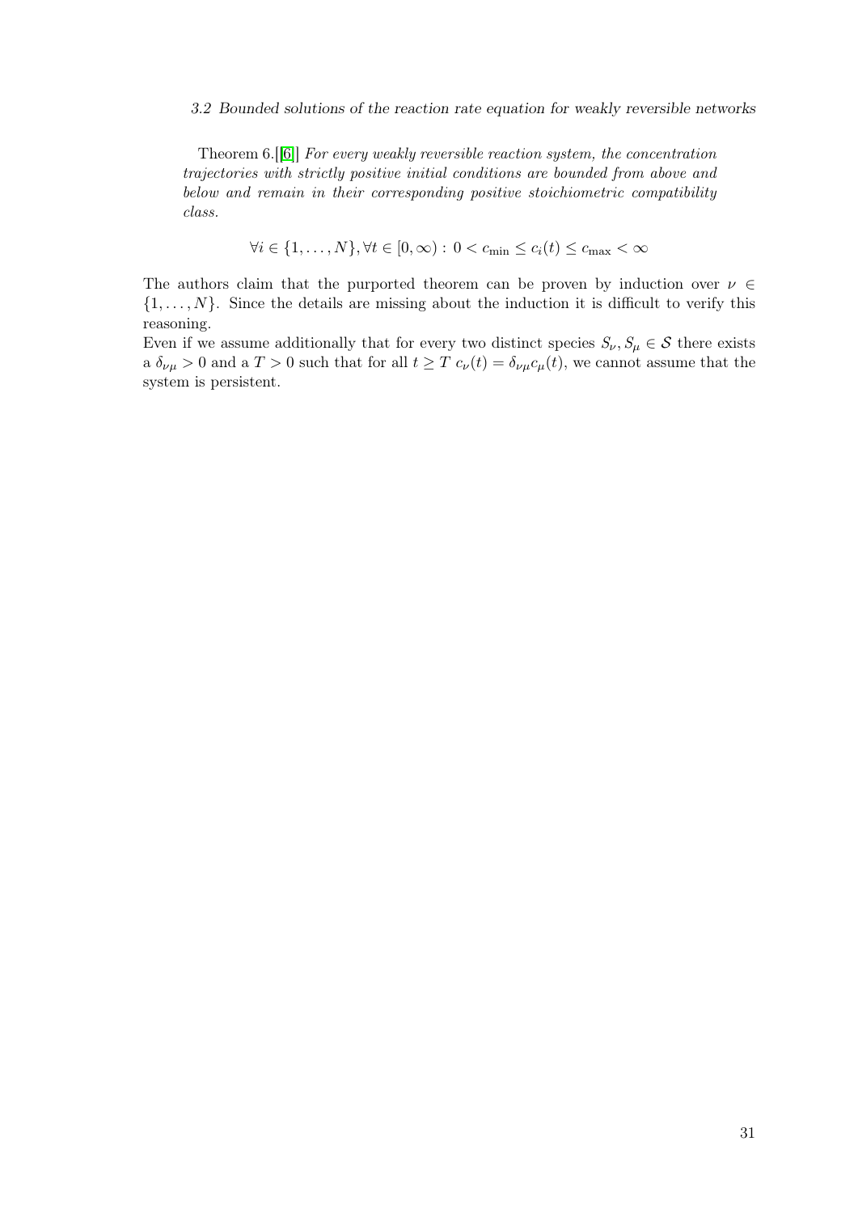Theorem 6.[[6]] *For every weakly reversible reaction system, the concentration trajectories with strictly positive initial conditions are bounded from above and below and remain in their corresponding positive stoichiometric compatibility class.*

$$\forall i \in \{1, \ldots, N\}, \forall t \in [0, \infty) : 0 < c_{\min} \leq c_i(t) \leq c_{\max} < \infty$$

The authors claim that the purported theorem can be proven by induction over $\nu \in \{1, \ldots, N\}$. Since the details are missing about the induction it is difficult to verify this reasoning.
Even if we assume additionally that for every two distinct species $S_\nu, S_\mu \in \mathcal{S}$ there exists a $\delta_{\nu\mu} > 0$ and a $T > 0$ such that for all $t \geq T$ $c_\nu(t) = \delta_{\nu\mu} c_\mu(t)$, we cannot assume that the system is persistent.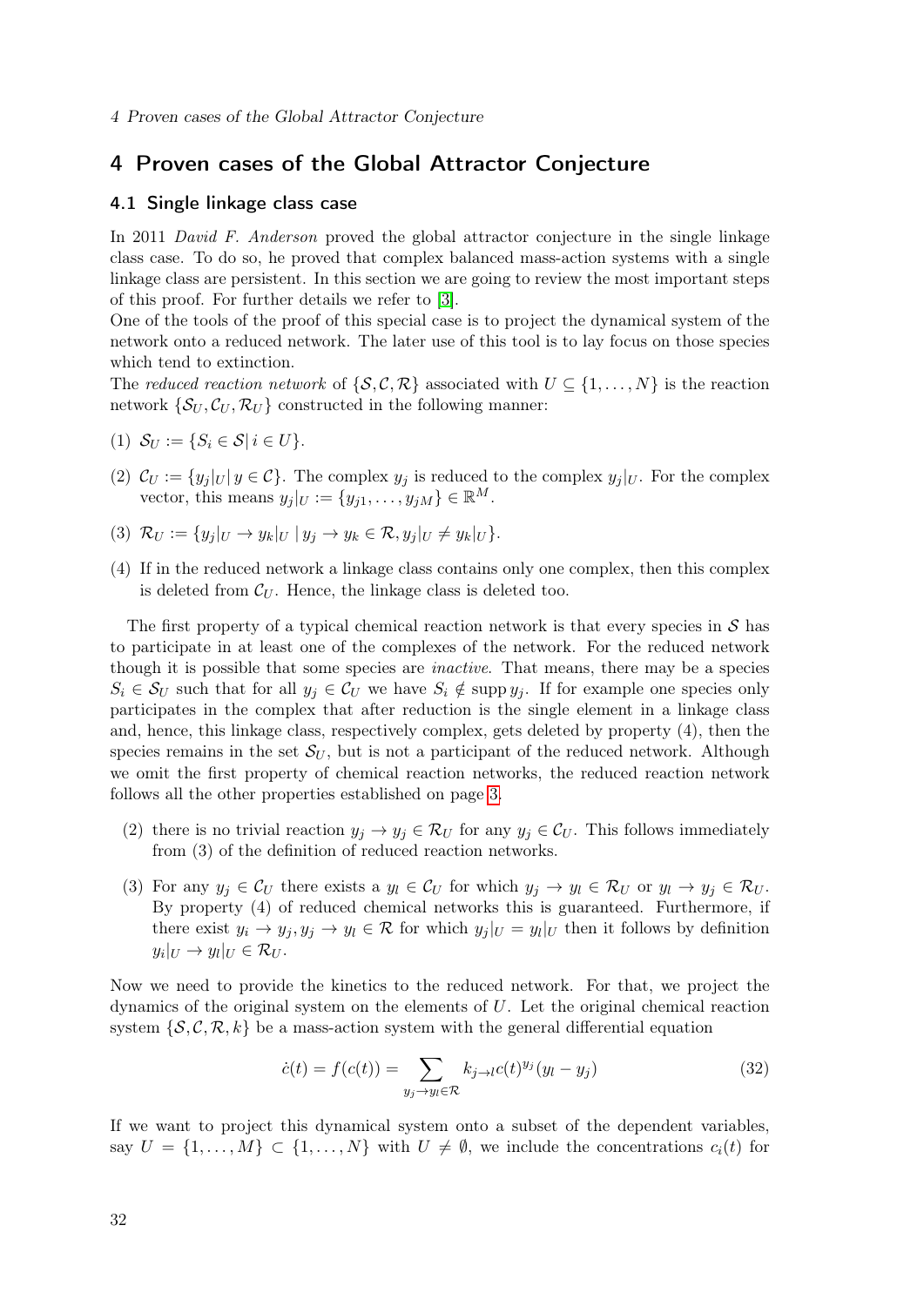# 4 Proven cases of the Global Attractor Conjecture

## 4.1 Single linkage class case

In 2011 *David F. Anderson* proved the global attractor conjecture in the single linkage class case. To do so, he proved that complex balanced mass-action systems with a single linkage class are persistent. In this section we are going to review the most important steps of this proof. For further details we refer to [3].

One of the tools of the proof of this special case is to project the dynamical system of the network onto a reduced network. The later use of this tool is to lay focus on those species which tend to extinction.

The *reduced reaction network* of $\{\mathcal{S}, \mathcal{C}, \mathcal{R}\}$ associated with $U \subseteq \{1, \ldots, N\}$ is the reaction network $\{\mathcal{S}_U, \mathcal{C}_U, \mathcal{R}_U\}$ constructed in the following manner:

(1) $\mathcal{S}_U := \{S_i \in \mathcal{S} | \, i \in U\}$.

(2) $\mathcal{C}_U := \{y_j|_U | \, y \in \mathcal{C}\}$. The complex $y_j$ is reduced to the complex $y_j|_U$. For the complex vector, this means $y_j|_U := \{y_{j1}, \ldots, y_{jM}\} \in \mathbb{R}^M$.

(3) $\mathcal{R}_U := \{y_j|_U \to y_k|_U \mid y_j \to y_k \in \mathcal{R}, y_j|_U \neq y_k|_U\}$.

(4) If in the reduced network a linkage class contains only one complex, then this complex is deleted from $\mathcal{C}_U$. Hence, the linkage class is deleted too.

The first property of a typical chemical reaction network is that every species in $\mathcal{S}$ has to participate in at least one of the complexes of the network. For the reduced network though it is possible that some species are *inactive*. That means, there may be a species $S_i \in \mathcal{S}_U$ such that for all $y_j \in \mathcal{C}_U$ we have $S_i \notin \operatorname{supp} y_j$. If for example one species only participates in the complex that after reduction is the single element in a linkage class and, hence, this linkage class, respectively complex, gets deleted by property (4), then the species remains in the set $\mathcal{S}_U$, but is not a participant of the reduced network. Although we omit the first property of chemical reaction networks, the reduced reaction network follows all the other properties established on page 3.

(2) there is no trivial reaction $y_j \to y_j \in \mathcal{R}_U$ for any $y_j \in \mathcal{C}_U$. This follows immediately from (3) of the definition of reduced reaction networks.

(3) For any $y_j \in \mathcal{C}_U$ there exists a $y_l \in \mathcal{C}_U$ for which $y_j \to y_l \in \mathcal{R}_U$ or $y_l \to y_j \in \mathcal{R}_U$. By property (4) of reduced chemical networks this is guaranteed. Furthermore, if there exist $y_i \to y_j, y_j \to y_l \in \mathcal{R}$ for which $y_j|_U = y_l|_U$ then it follows by definition $y_i|_U \to y_l|_U \in \mathcal{R}_U$.

Now we need to provide the kinetics to the reduced network. For that, we project the dynamics of the original system on the elements of $U$. Let the original chemical reaction system $\{\mathcal{S}, \mathcal{C}, \mathcal{R}, k\}$ be a mass-action system with the general differential equation

$$\dot{c}(t) = f(c(t)) = \sum_{y_j \to y_l \in \mathcal{R}} k_{j \to l} c(t)^{y_j} (y_l - y_j) \tag{32}$$

If we want to project this dynamical system onto a subset of the dependent variables, say $U = \{1, \ldots, M\} \subset \{1, \ldots, N\}$ with $U \neq \emptyset$, we include the concentrations $c_i(t)$ for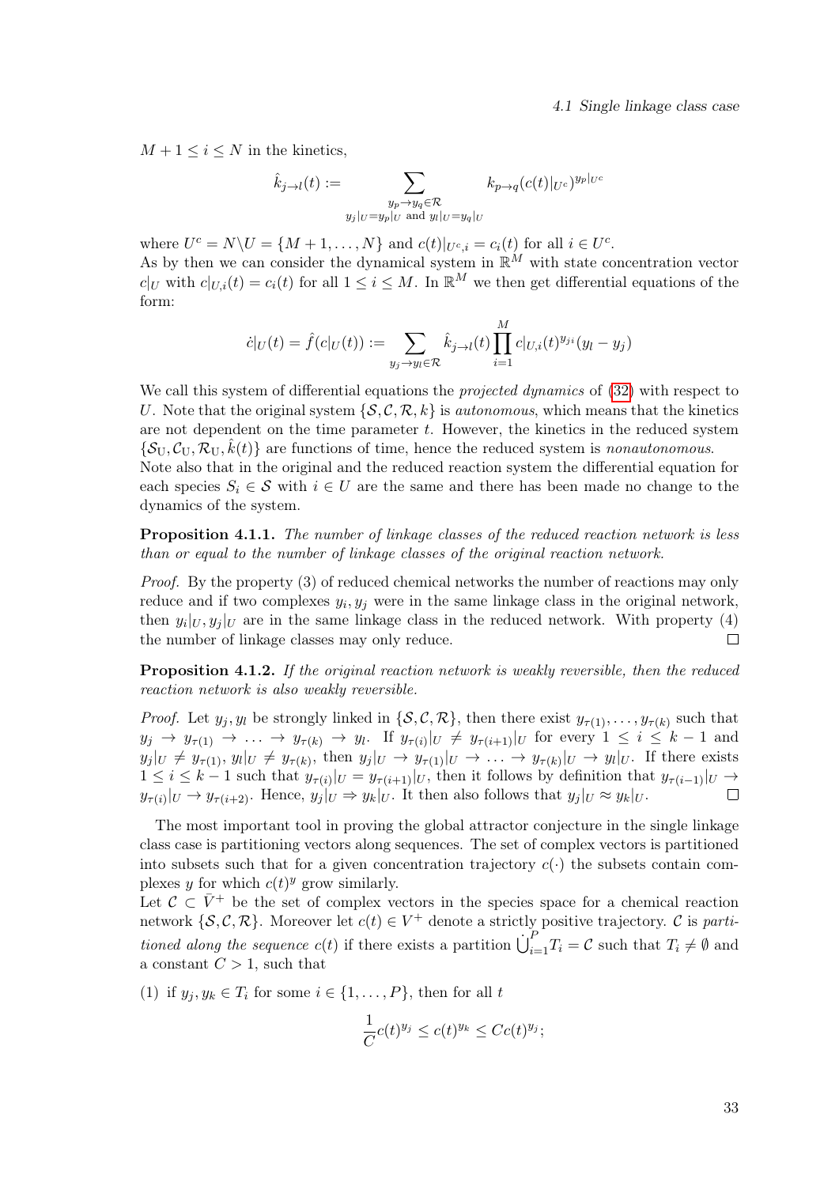$M+1 \leq i \leq N$ in the kinetics,

$$\hat{k}_{j\to l}(t) := \sum_{\substack{y_p \to y_q \in \mathcal{R} \\ y_j|_U = y_p|_U \text{ and } y_l|_U = y_q|_U}} k_{p\to q} (c(t)|_{U^c})^{y_p|_{U^c}}$$

where $U^c = N \backslash U = \{M+1, \ldots, N\}$ and $c(t)|_{U^c,i} = c_i(t)$ for all $i \in U^c$.
As by then we can consider the dynamical system in $\mathbb{R}^M$ with state concentration vector $c|_U$ with $c|_{U,i}(t) = c_i(t)$ for all $1 \leq i \leq M$. In $\mathbb{R}^M$ we then get differential equations of the form:

$$\dot{c}|_U(t) = \hat{f}(c|_U(t)) := \sum_{y_j \to y_l \in \mathcal{R}} \hat{k}_{j\to l}(t) \prod_{i=1}^{M} c|_{U,i}(t)^{y_{ji}} (y_l - y_j)$$

We call this system of differential equations the *projected dynamics* of (32) with respect to $U$. Note that the original system $\{\mathcal{S}, \mathcal{C}, \mathcal{R}, k\}$ is *autonomous*, which means that the kinetics are not dependent on the time parameter $t$. However, the kinetics in the reduced system $\{\mathcal{S}_\mathrm{U}, \mathcal{C}_\mathrm{U}, \mathcal{R}_\mathrm{U}, \hat{k}(t)\}$ are functions of time, hence the reduced system is *nonautonomous*.
Note also that in the original and the reduced reaction system the differential equation for each species $S_i \in \mathcal{S}$ with $i \in U$ are the same and there has been made no change to the dynamics of the system.

**Proposition 4.1.1.** *The number of linkage classes of the reduced reaction network is less than or equal to the number of linkage classes of the original reaction network.*

*Proof.* By the property (3) of reduced chemical networks the number of reactions may only reduce and if two complexes $y_i, y_j$ were in the same linkage class in the original network, then $y_i|_U, y_j|_U$ are in the same linkage class in the reduced network. With property (4) the number of linkage classes may only reduce. □

**Proposition 4.1.2.** *If the original reaction network is weakly reversible, then the reduced reaction network is also weakly reversible.*

*Proof.* Let $y_j, y_l$ be strongly linked in $\{\mathcal{S}, \mathcal{C}, \mathcal{R}\}$, then there exist $y_{\tau(1)}, \ldots, y_{\tau(k)}$ such that $y_j \to y_{\tau(1)} \to \ldots \to y_{\tau(k)} \to y_l$. If $y_{\tau(i)}|_U \neq y_{\tau(i+1)}|_U$ for every $1 \leq i \leq k-1$ and $y_j|_U \neq y_{\tau(1)}$, $y_l|_U \neq y_{\tau(k)}$, then $y_j|_U \to y_{\tau(1)}|_U \to \ldots \to y_{\tau(k)}|_U \to y_l|_U$. If there exists $1 \leq i \leq k-1$ such that $y_{\tau(i)}|_U = y_{\tau(i+1)}|_U$, then it follows by definition that $y_{\tau(i-1)}|_U \to y_{\tau(i)}|_U \to y_{\tau(i+2)}$. Hence, $y_j|_U \Rightarrow y_k|_U$. It then also follows that $y_j|_U \approx y_k|_U$. □

The most important tool in proving the global attractor conjecture in the single linkage class case is partitioning vectors along sequences. The set of complex vectors is partitioned into subsets such that for a given concentration trajectory $c(\cdot)$ the subsets contain complexes $y$ for which $c(t)^y$ grow similarly.
Let $\mathcal{C} \subset \bar{V}^+$ be the set of complex vectors in the species space for a chemical reaction network $\{\mathcal{S}, \mathcal{C}, \mathcal{R}\}$. Moreover let $c(t) \in V^+$ denote a strictly positive trajectory. $\mathcal{C}$ is *partitioned along the sequence* $c(t)$ if there exists a partition $\dot{\bigcup}_{i=1}^{P} T_i = \mathcal{C}$ such that $T_i \neq \emptyset$ and a constant $C > 1$, such that

(1) if $y_j, y_k \in T_i$ for some $i \in \{1, \ldots, P\}$, then for all $t$

$$\frac{1}{C} c(t)^{y_j} \leq c(t)^{y_k} \leq C c(t)^{y_j};$$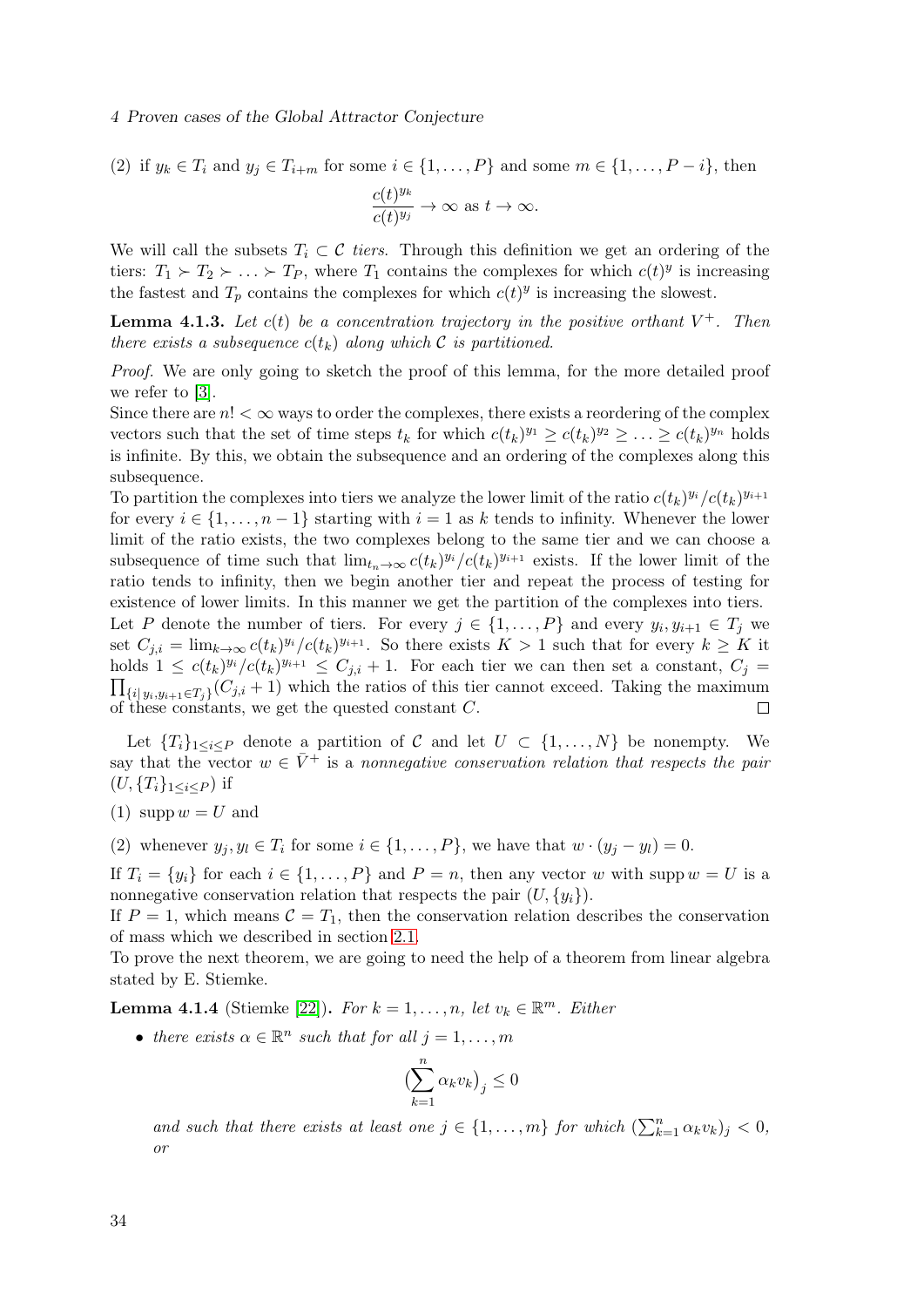(2) if $y_k \in T_i$ and $y_j \in T_{i+m}$ for some $i \in \{1, \ldots, P\}$ and some $m \in \{1, \ldots, P-i\}$, then

$$\frac{c(t)^{y_k}}{c(t)^{y_j}} \to \infty \text{ as } t \to \infty.$$

We will call the subsets $T_i \subset \mathcal{C}$ *tiers.* Through this definition we get an ordering of the tiers: $T_1 \succ T_2 \succ \ldots \succ T_P$, where $T_1$ contains the complexes for which $c(t)^y$ is increasing the fastest and $T_p$ contains the complexes for which $c(t)^y$ is increasing the slowest.

**Lemma 4.1.3.** *Let $c(t)$ be a concentration trajectory in the positive orthant $V^+$. Then there exists a subsequence $c(t_k)$ along which $\mathcal{C}$ is partitioned.*

*Proof.* We are only going to sketch the proof of this lemma, for the more detailed proof we refer to [3].
Since there are $n! < \infty$ ways to order the complexes, there exists a reordering of the complex vectors such that the set of time steps $t_k$ for which $c(t_k)^{y_1} \geq c(t_k)^{y_2} \geq \ldots \geq c(t_k)^{y_n}$ holds is infinite. By this, we obtain the subsequence and an ordering of the complexes along this subsequence.
To partition the complexes into tiers we analyze the lower limit of the ratio $c(t_k)^{y_i}/c(t_k)^{y_{i+1}}$ for every $i \in \{1, \ldots, n-1\}$ starting with $i = 1$ as $k$ tends to infinity. Whenever the lower limit of the ratio exists, the two complexes belong to the same tier and we can choose a subsequence of time such that $\lim_{t_n \to \infty} c(t_k)^{y_i}/c(t_k)^{y_{i+1}}$ exists. If the lower limit of the ratio tends to infinity, then we begin another tier and repeat the process of testing for existence of lower limits. In this manner we get the partition of the complexes into tiers.
Let $P$ denote the number of tiers. For every $j \in \{1, \ldots, P\}$ and every $y_i, y_{i+1} \in T_j$ we set $C_{j,i} = \lim_{k \to \infty} c(t_k)^{y_i}/c(t_k)^{y_{i+1}}$. So there exists $K > 1$ such that for every $k \geq K$ it holds $1 \leq c(t_k)^{y_i}/c(t_k)^{y_{i+1}} \leq C_{j,i} + 1$. For each tier we can then set a constant, $C_j = \prod_{\{i|\, y_i, y_{i+1} \in T_j\}}(C_{j,i} + 1)$ which the ratios of this tier cannot exceed. Taking the maximum of these constants, we get the quested constant $C$. $\square$

Let $\{T_i\}_{1 \leq i \leq P}$ denote a partition of $\mathcal{C}$ and let $U \subset \{1, \ldots, N\}$ be nonempty. We say that the vector $w \in \bar{V}^+$ is a *nonnegative conservation relation that respects the pair* $(U, \{T_i\}_{1 \leq i \leq P})$ if

(1) $\operatorname{supp} w = U$ and

(2) whenever $y_j, y_l \in T_i$ for some $i \in \{1, \ldots, P\}$, we have that $w \cdot (y_j - y_l) = 0$.

If $T_i = \{y_i\}$ for each $i \in \{1, \ldots, P\}$ and $P = n$, then any vector $w$ with $\operatorname{supp} w = U$ is a nonnegative conservation relation that respects the pair $(U, \{y_i\})$.
If $P = 1$, which means $\mathcal{C} = T_1$, then the conservation relation describes the conservation of mass which we described in section 2.1.
To prove the next theorem, we are going to need the help of a theorem from linear algebra stated by E. Stiemke.

**Lemma 4.1.4** (Stiemke [22])**.** *For $k = 1, \ldots, n$, let $v_k \in \mathbb{R}^m$. Either*

- *there exists $\alpha \in \mathbb{R}^n$ such that for all $j = 1, \ldots, m$*

$$\Big(\sum_{k=1}^{n} \alpha_k v_k\Big)_j \leq 0$$

*and such that there exists at least one $j \in \{1, \ldots, m\}$ for which $(\sum_{k=1}^{n} \alpha_k v_k)_j < 0$, or*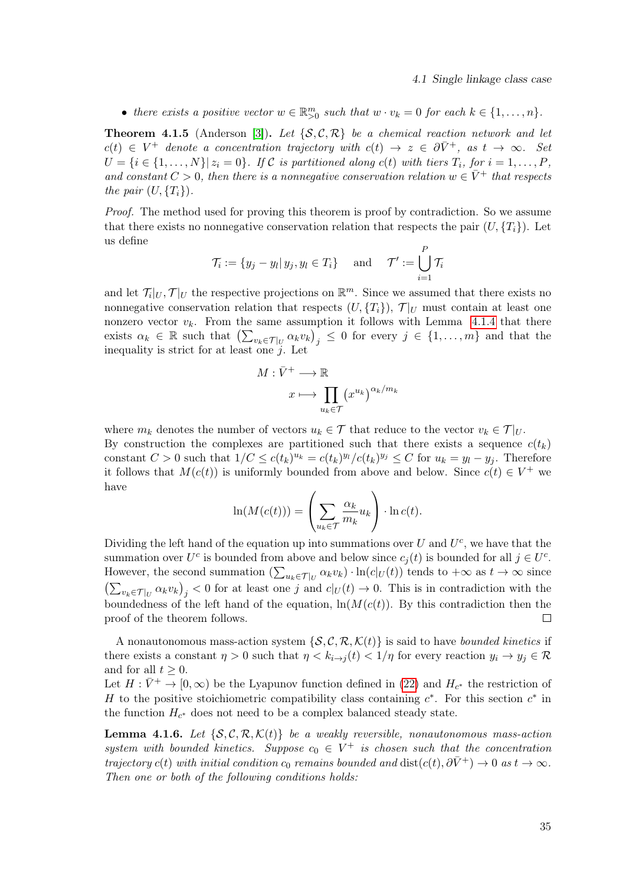- *there exists a positive vector $w \in \mathbb{R}^m_{>0}$ such that $w \cdot v_k = 0$ for each $k \in \{1, \ldots, n\}$.*

**Theorem 4.1.5** (Anderson [3])**.** *Let $\{\mathcal{S}, \mathcal{C}, \mathcal{R}\}$ be a chemical reaction network and let $c(t) \in V^+$ denote a concentration trajectory with $c(t) \to z \in \partial \bar{V}^+$, as $t \to \infty$. Set $U = \{i \in \{1, \ldots, N\} |\, z_i = 0\}$. If $\mathcal{C}$ is partitioned along $c(t)$ with tiers $T_i$, for $i = 1, \ldots, P$, and constant $C > 0$, then there is a nonnegative conservation relation $w \in \bar{V}^+$ that respects the pair $(U, \{T_i\})$.*

*Proof.* The method used for proving this theorem is proof by contradiction. So we assume that there exists no nonnegative conservation relation that respects the pair $(U, \{T_i\})$. Let us define

$$\mathcal{T}_i := \{y_j - y_l |\, y_j, y_l \in T_i\} \quad \text{ and } \quad \mathcal{T}' := \bigcup_{i=1}^{P} \mathcal{T}_i$$

and let $\mathcal{T}_i|_U, \mathcal{T}|_U$ the respective projections on $\mathbb{R}^m$. Since we assumed that there exists no nonnegative conservation relation that respects $(U, \{T_i\})$, $\mathcal{T}|_U$ must contain at least one nonzero vector $v_k$. From the same assumption it follows with Lemma 4.1.4 that there exists $\alpha_k \in \mathbb{R}$ such that $\left(\sum_{v_k \in \mathcal{T}|_U} \alpha_k v_k\right)_j \leq 0$ for every $j \in \{1, \ldots, m\}$ and that the inequality is strict for at least one $j$. Let

$$\begin{aligned} M : \bar{V}^+ &\longrightarrow \mathbb{R} \\ x &\longmapsto \prod_{u_k \in \mathcal{T}} \left(x^{u_k}\right)^{\alpha_k / m_k} \end{aligned}$$

where $m_k$ denotes the number of vectors $u_k \in \mathcal{T}$ that reduce to the vector $v_k \in \mathcal{T}|_U$.
By construction the complexes are partitioned such that there exists a sequence $c(t_k)$ constant $C > 0$ such that $1/C \leq c(t_k)^{u_k} = c(t_k)^{y_l}/c(t_k)^{y_j} \leq C$ for $u_k = y_l - y_j$. Therefore it follows that $M(c(t))$ is uniformly bounded from above and below. Since $c(t) \in V^+$ we have

$$\ln(M(c(t))) = \left(\sum_{u_k \in \mathcal{T}} \frac{\alpha_k}{m_k} u_k\right) \cdot \ln c(t).$$

Dividing the left hand of the equation up into summations over $U$ and $U^c$, we have that the summation over $U^c$ is bounded from above and below since $c_j(t)$ is bounded for all $j \in U^c$. However, the second summation $\left(\sum_{u_k \in \mathcal{T}|_U} \alpha_k v_k\right) \cdot \ln(c|_U(t))$ tends to $+\infty$ as $t \to \infty$ since $\left(\sum_{v_k \in \mathcal{T}|_U} \alpha_k v_k\right)_j < 0$ for at least one $j$ and $c|_U(t) \to 0$. This is in contradiction with the boundedness of the left hand of the equation, $\ln(M(c(t))$. By this contradiction then the proof of the theorem follows. $\square$

A nonautonomous mass-action system $\{\mathcal{S}, \mathcal{C}, \mathcal{R}, \mathcal{K}(t)\}$ is said to have *bounded kinetics* if there exists a constant $\eta > 0$ such that $\eta < k_{i \to j}(t) < 1/\eta$ for every reaction $y_i \to y_j \in \mathcal{R}$ and for all $t \geq 0$.
Let $H : \bar{V}^+ \to [0, \infty)$ be the Lyapunov function defined in (22) and $H_{c^*}$ the restriction of $H$ to the positive stoichiometric compatibility class containing $c^*$. For this section $c^*$ in the function $H_{c^*}$ does not need to be a complex balanced steady state.

**Lemma 4.1.6.** *Let $\{\mathcal{S}, \mathcal{C}, \mathcal{R}, \mathcal{K}(t)\}$ be a weakly reversible, nonautonomous mass-action system with bounded kinetics. Suppose $c_0 \in V^+$ is chosen such that the concentration trajectory $c(t)$ with initial condition $c_0$ remains bounded and $\operatorname{dist}(c(t), \partial \bar{V}^+) \to 0$ as $t \to \infty$. Then one or both of the following conditions holds:*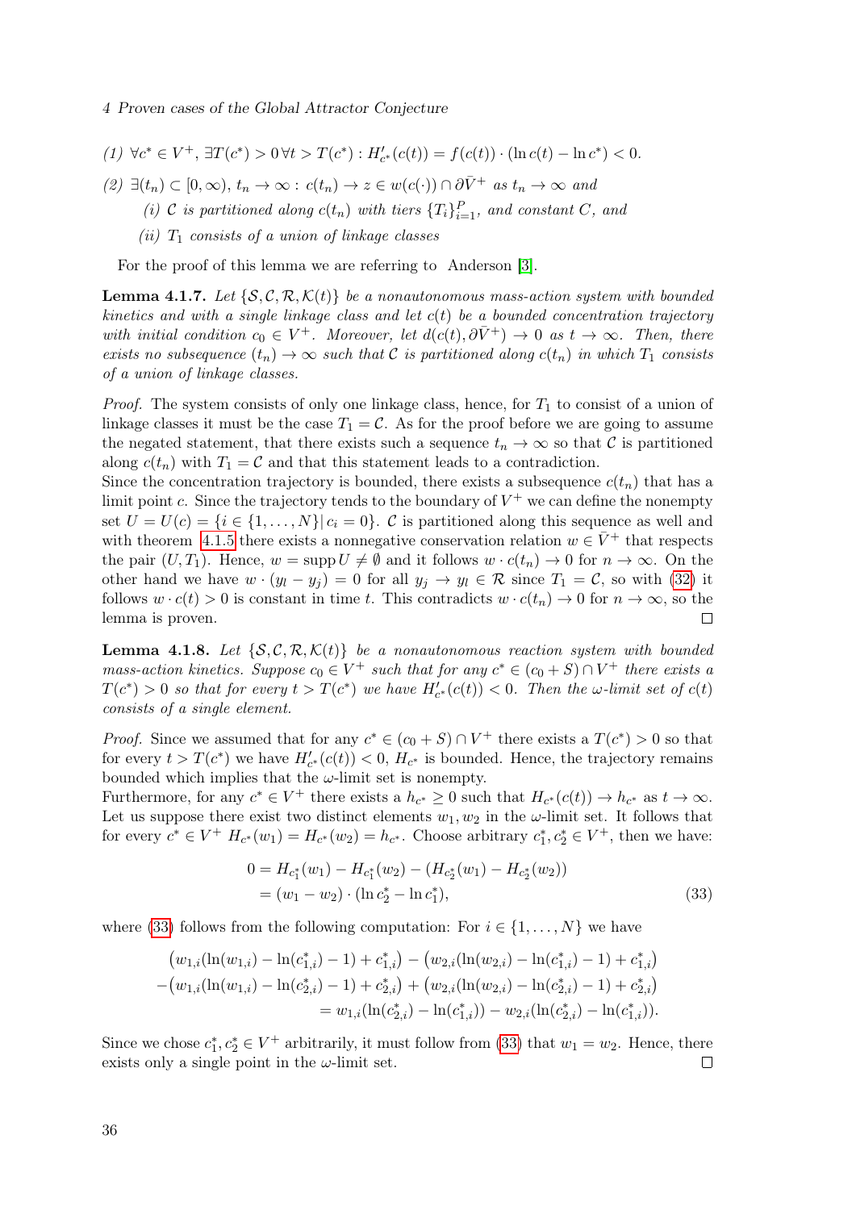(1) $\forall c^* \in V^+, \exists T(c^*) > 0 \, \forall t > T(c^*) : H'_{c^*}(c(t)) = f(c(t)) \cdot (\ln c(t) - \ln c^*) < 0.$

(2) $\exists (t_n) \subset [0, \infty),\, t_n \to \infty : c(t_n) \to z \in w(c(\cdot)) \cap \partial \bar{V}^+$ as $t_n \to \infty$ and

  (i) $\mathcal{C}$ is partitioned along $c(t_n)$ with tiers $\{T_i\}_{i=1}^P$, and constant $C$, and

  (ii) $T_1$ consists of a union of linkage classes

For the proof of this lemma we are referring to Anderson [3].

**Lemma 4.1.7.** *Let $\{\mathcal{S}, \mathcal{C}, \mathcal{R}, \mathcal{K}(t)\}$ be a nonautonomous mass-action system with bounded kinetics and with a single linkage class and let $c(t)$ be a bounded concentration trajectory with initial condition $c_0 \in V^+$. Moreover, let $d(c(t), \partial \bar{V}^+) \to 0$ as $t \to \infty$. Then, there exists no subsequence $(t_n) \to \infty$ such that $\mathcal{C}$ is partitioned along $c(t_n)$ in which $T_1$ consists of a union of linkage classes.*

*Proof.* The system consists of only one linkage class, hence, for $T_1$ to consist of a union of linkage classes it must be the case $T_1 = \mathcal{C}$. As for the proof before we are going to assume the negated statement, that there exists such a sequence $t_n \to \infty$ so that $\mathcal{C}$ is partitioned along $c(t_n)$ with $T_1 = \mathcal{C}$ and that this statement leads to a contradiction.
Since the concentration trajectory is bounded, there exists a subsequence $c(t_n)$ that has a limit point $c$. Since the trajectory tends to the boundary of $V^+$ we can define the nonempty set $U = U(c) = \{i \in \{1, \dots, N\} | \, c_i = 0\}$. $\mathcal{C}$ is partitioned along this sequence as well and with theorem 4.1.5 there exists a nonnegative conservation relation $w \in \bar{V}^+$ that respects the pair $(U, T_1)$. Hence, $w = \operatorname{supp} U \neq \emptyset$ and it follows $w \cdot c(t_n) \to 0$ for $n \to \infty$. On the other hand we have $w \cdot (y_l - y_j) = 0$ for all $y_j \to y_l \in \mathcal{R}$ since $T_1 = \mathcal{C}$, so with (32) it follows $w \cdot c(t) > 0$ is constant in time $t$. This contradicts $w \cdot c(t_n) \to 0$ for $n \to \infty$, so the lemma is proven. ◻

**Lemma 4.1.8.** *Let $\{\mathcal{S}, \mathcal{C}, \mathcal{R}, \mathcal{K}(t)\}$ be a nonautonomous reaction system with bounded mass-action kinetics. Suppose $c_0 \in V^+$ such that for any $c^* \in (c_0 + S) \cap V^+$ there exists a $T(c^*) > 0$ so that for every $t > T(c^*)$ we have $H'_{c^*}(c(t)) < 0$. Then the $\omega$-limit set of $c(t)$ consists of a single element.*

*Proof.* Since we assumed that for any $c^* \in (c_0 + S) \cap V^+$ there exists a $T(c^*) > 0$ so that for every $t > T(c^*)$ we have $H'_{c^*}(c(t)) < 0$, $H_{c^*}$ is bounded. Hence, the trajectory remains bounded which implies that the $\omega$-limit set is nonempty.
Furthermore, for any $c^* \in V^+$ there exists a $h_{c^*} \geq 0$ such that $H_{c^*}(c(t)) \to h_{c^*}$ as $t \to \infty$. Let us suppose there exist two distinct elements $w_1, w_2$ in the $\omega$-limit set. It follows that for every $c^* \in V^+$ $H_{c^*}(w_1) = H_{c^*}(w_2) = h_{c^*}$. Choose arbitrary $c_1^*, c_2^* \in V^+$, then we have:

$$
\begin{aligned}
0 &= H_{c_1^*}(w_1) - H_{c_1^*}(w_2) - (H_{c_2^*}(w_1) - H_{c_2^*}(w_2)) \\
&= (w_1 - w_2) \cdot (\ln c_2^* - \ln c_1^*),
\end{aligned} \tag{33}
$$

where (33) follows from the following computation: For $i \in \{1, \dots, N\}$ we have

$$
\begin{aligned}
&\big(w_{1,i}(\ln(w_{1,i}) - \ln(c_{1,i}^*) - 1) + c_{1,i}^*\big) - \big(w_{2,i}(\ln(w_{2,i}) - \ln(c_{1,i}^*) - 1) + c_{1,i}^*\big) \\
&- \big(w_{1,i}(\ln(w_{1,i}) - \ln(c_{2,i}^*) - 1) + c_{2,i}^*\big) + \big(w_{2,i}(\ln(w_{2,i}) - \ln(c_{2,i}^*) - 1) + c_{2,i}^*\big) \\
&\qquad = w_{1,i}(\ln(c_{2,i}^*) - \ln(c_{1,i}^*)) - w_{2,i}(\ln(c_{2,i}^*) - \ln(c_{1,i}^*)).
\end{aligned}
$$

Since we chose $c_1^*, c_2^* \in V^+$ arbitrarily, it must follow from (33) that $w_1 = w_2$. Hence, there exists only a single point in the $\omega$-limit set. ◻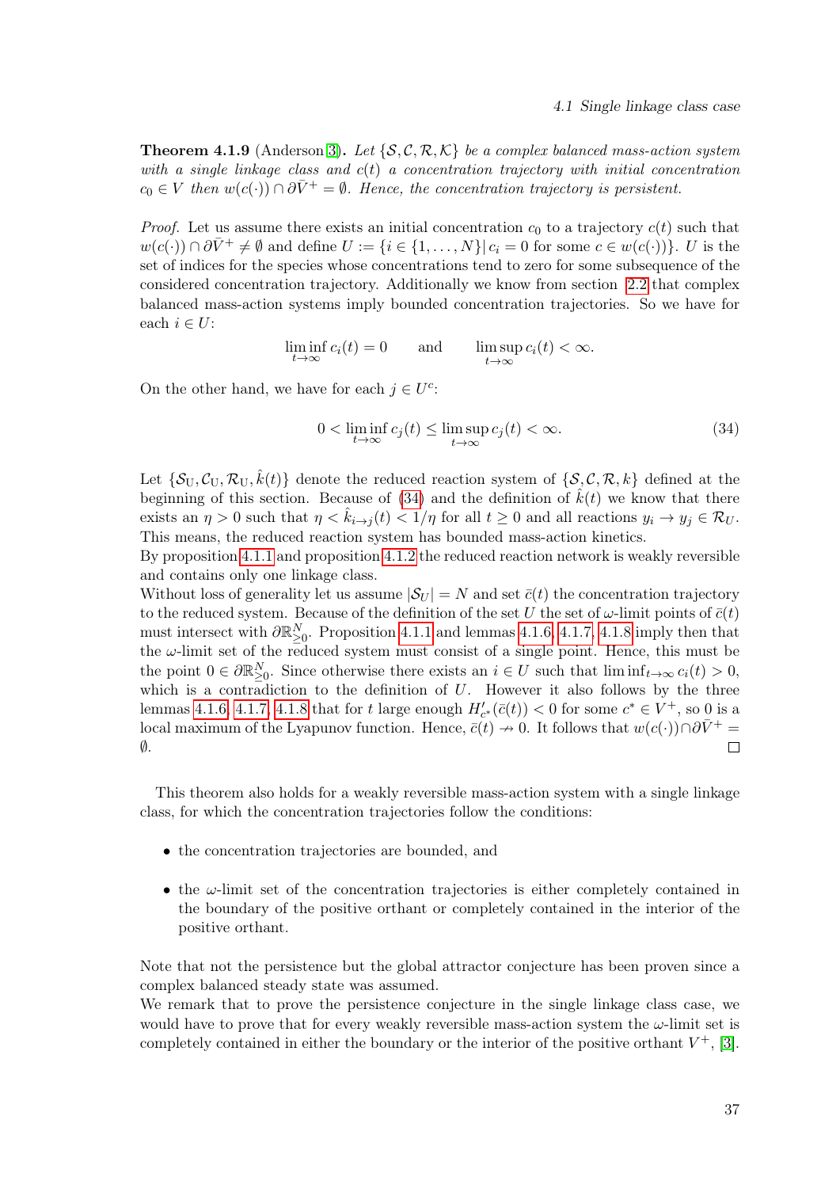**Theorem 4.1.9** (Anderson [3]). *Let $\{\mathcal{S}, \mathcal{C}, \mathcal{R}, \mathcal{K}\}$ be a complex balanced mass-action system with a single linkage class and $c(t)$ a concentration trajectory with initial concentration $c_0 \in V$ then $w(c(\cdot)) \cap \partial \bar{V}^+ = \emptyset$. Hence, the concentration trajectory is persistent.*

*Proof.* Let us assume there exists an initial concentration $c_0$ to a trajectory $c(t)$ such that $w(c(\cdot)) \cap \partial \bar{V}^+ \neq \emptyset$ and define $U := \{i \in \{1, \ldots, N\} | \, c_i = 0 \text{ for some } c \in w(c(\cdot))\}$. $U$ is the set of indices for the species whose concentrations tend to zero for some subsequence of the considered concentration trajectory. Additionally we know from section 2.2 that complex balanced mass-action systems imply bounded concentration trajectories. So we have for each $i \in U$:

$$\liminf_{t \to \infty} c_i(t) = 0 \qquad \text{and} \qquad \limsup_{t \to \infty} c_i(t) < \infty.$$

On the other hand, we have for each $j \in U^c$:

$$0 < \liminf_{t \to \infty} c_j(t) \leq \limsup_{t \to \infty} c_j(t) < \infty. \tag{34}$$

Let $\{\mathcal{S}_{\mathrm{U}}, \mathcal{C}_{\mathrm{U}}, \mathcal{R}_{\mathrm{U}}, \hat{k}(t)\}$ denote the reduced reaction system of $\{\mathcal{S}, \mathcal{C}, \mathcal{R}, k\}$ defined at the beginning of this section. Because of (34) and the definition of $\hat{k}(t)$ we know that there exists an $\eta > 0$ such that $\eta < \hat{k}_{i \to j}(t) < 1/\eta$ for all $t \geq 0$ and all reactions $y_i \to y_j \in \mathcal{R}_U$. This means, the reduced reaction system has bounded mass-action kinetics.
By proposition 4.1.1 and proposition 4.1.2 the reduced reaction network is weakly reversible and contains only one linkage class.
Without loss of generality let us assume $|\mathcal{S}_U| = N$ and set $\bar{c}(t)$ the concentration trajectory to the reduced system. Because of the definition of the set $U$ the set of $\omega$-limit points of $\bar{c}(t)$ must intersect with $\partial \mathbb{R}^N_{\geq 0}$. Proposition 4.1.1 and lemmas 4.1.6, 4.1.7, 4.1.8 imply then that the $\omega$-limit set of the reduced system must consist of a single point. Hence, this must be the point $0 \in \partial \mathbb{R}^N_{\geq 0}$. Since otherwise there exists an $i \in U$ such that $\liminf_{t \to \infty} c_i(t) > 0$, which is a contradiction to the definition of $U$. However it also follows by the three lemmas 4.1.6, 4.1.7, 4.1.8 that for $t$ large enough $H'_{c^*}(\bar{c}(t)) < 0$ for some $c^* \in V^+$, so 0 is a local maximum of the Lyapunov function. Hence, $\bar{c}(t) \nrightarrow 0$. It follows that $w(c(\cdot)) \cap \partial \bar{V}^+ = \emptyset$. ∎

This theorem also holds for a weakly reversible mass-action system with a single linkage class, for which the concentration trajectories follow the conditions:

- the concentration trajectories are bounded, and
- the $\omega$-limit set of the concentration trajectories is either completely contained in the boundary of the positive orthant or completely contained in the interior of the positive orthant.

Note that not the persistence but the global attractor conjecture has been proven since a complex balanced steady state was assumed.
We remark that to prove the persistence conjecture in the single linkage class case, we would have to prove that for every weakly reversible mass-action system the $\omega$-limit set is completely contained in either the boundary or the interior of the positive orthant $V^+$, [3].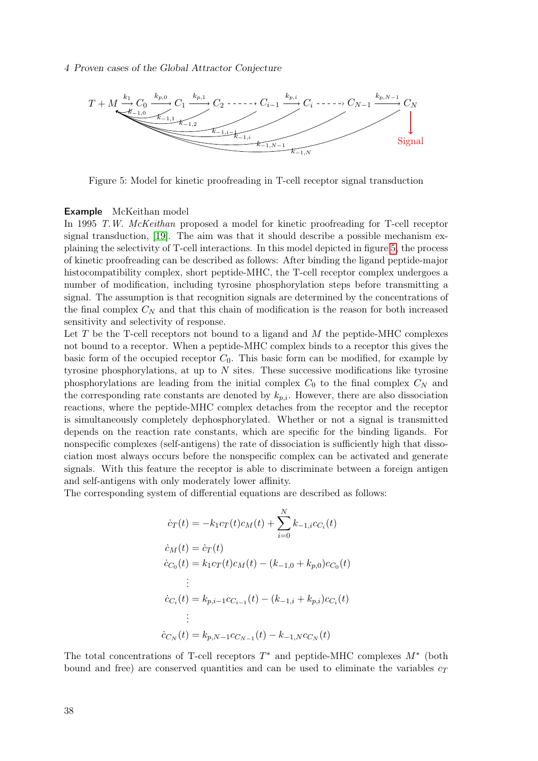Figure 5: Model for kinetic proofreading in T-cell receptor signal transduction

**Example** McKeithan model

In 1995 *T.W. McKeithan* proposed a model for kinetic proofreading for T-cell receptor signal transduction, [19]. The aim was that it should describe a possible mechanism explaining the selectivity of T-cell interactions. In this model depicted in figure 5, the process of kinetic proofreading can be described as follows: After binding the ligand peptide-major histocompatibility complex, short peptide-MHC, the T-cell receptor complex undergoes a number of modification, including tyrosine phosphorylation steps before transmitting a signal. The assumption is that recognition signals are determined by the concentrations of the final complex $C_N$ and that this chain of modification is the reason for both increased sensitivity and selectivity of response.

Let $T$ be the T-cell receptors not bound to a ligand and $M$ the peptide-MHC complexes not bound to a receptor. When a peptide-MHC complex binds to a receptor this gives the basic form of the occupied receptor $C_0$. This basic form can be modified, for example by tyrosine phosphorylations, at up to $N$ sites. These successive modifications like tyrosine phosphorylations are leading from the initial complex $C_0$ to the final complex $C_N$ and the corresponding rate constants are denoted by $k_{p,i}$. However, there are also dissociation reactions, where the peptide-MHC complex detaches from the receptor and the receptor is simultaneously completely dephosphorylated. Whether or not a signal is transmitted depends on the reaction rate constants, which are specific for the binding ligands. For nonspecific complexes (self-antigens) the rate of dissociation is sufficiently high that dissociation most always occurs before the nonspecific complex can be activated and generate signals. With this feature the receptor is able to discriminate between a foreign antigen and self-antigens with only moderately lower affinity.

The corresponding system of differential equations are described as follows:

$$
\begin{aligned}
\dot{c}_T(t) &= -k_1 c_T(t) c_M(t) + \sum_{i=0}^{N} k_{-1,i} c_{C_i}(t) \\
\dot{c}_M(t) &= \dot{c}_T(t) \\
\dot{c}_{C_0}(t) &= k_1 c_T(t) c_M(t) - (k_{-1,0} + k_{p,0}) c_{C_0}(t) \\
&\vdots \\
\dot{c}_{C_i}(t) &= k_{p,i-1} c_{C_{i-1}}(t) - (k_{-1,i} + k_{p,i}) c_{C_i}(t) \\
&\vdots \\
\dot{c}_{C_N}(t) &= k_{p,N-1} c_{C_{N-1}}(t) - k_{-1,N} c_{C_N}(t)
\end{aligned}
$$

The total concentrations of T-cell receptors $T^*$ and peptide-MHC complexes $M^*$ (both bound and free) are conserved quantities and can be used to eliminate the variables $c_T$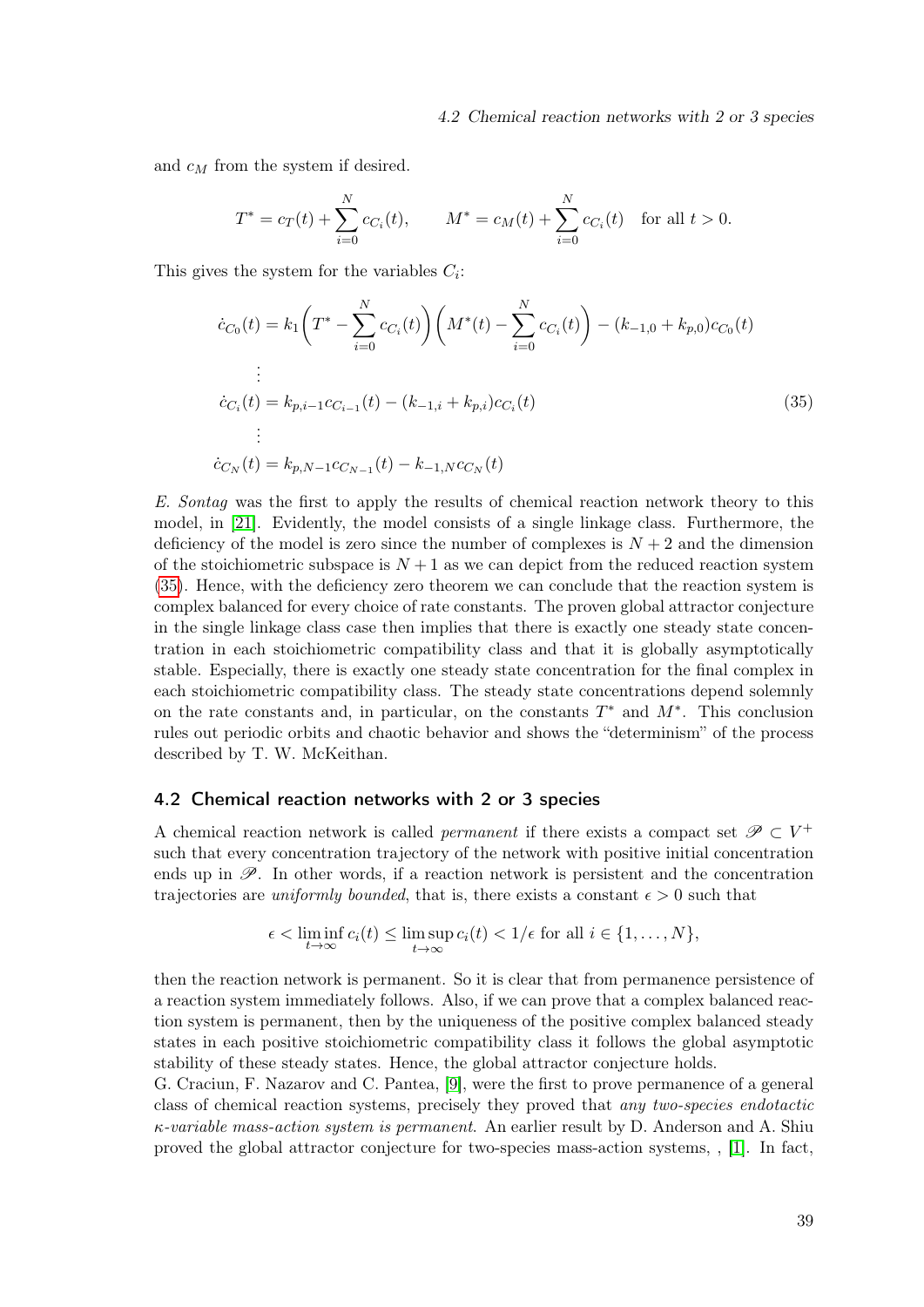and $c_M$ from the system if desired.

$$T^* = c_T(t) + \sum_{i=0}^{N} c_{C_i}(t), \qquad M^* = c_M(t) + \sum_{i=0}^{N} c_{C_i}(t) \quad \text{for all } t > 0.$$

This gives the system for the variables $C_i$:

$$\begin{aligned}
\dot{c}_{C_0}(t) &= k_1\left(T^* - \sum_{i=0}^{N} c_{C_i}(t)\right)\left(M^*(t) - \sum_{i=0}^{N} c_{C_i}(t)\right) - (k_{-1,0} + k_{p,0})c_{C_0}(t) \\
&\vdots \\
\dot{c}_{C_i}(t) &= k_{p,i-1}c_{C_{i-1}}(t) - (k_{-1,i} + k_{p,i})c_{C_i}(t) \\
&\vdots \\
\dot{c}_{C_N}(t) &= k_{p,N-1}c_{C_{N-1}}(t) - k_{-1,N}c_{C_N}(t)
\end{aligned} \tag{35}$$

*E. Sontag* was the first to apply the results of chemical reaction network theory to this model, in [21]. Evidently, the model consists of a single linkage class. Furthermore, the deficiency of the model is zero since the number of complexes is $N+2$ and the dimension of the stoichiometric subspace is $N+1$ as we can depict from the reduced reaction system (35). Hence, with the deficiency zero theorem we can conclude that the reaction system is complex balanced for every choice of rate constants. The proven global attractor conjecture in the single linkage class case then implies that there is exactly one steady state concentration in each stoichiometric compatibility class and that it is globally asymptotically stable. Especially, there is exactly one steady state concentration for the final complex in each stoichiometric compatibility class. The steady state concentrations depend solemnly on the rate constants and, in particular, on the constants $T^*$ and $M^*$. This conclusion rules out periodic orbits and chaotic behavior and shows the "determinism" of the process described by T. W. McKeithan.

## 4.2 Chemical reaction networks with 2 or 3 species

A chemical reaction network is called *permanent* if there exists a compact set $\mathscr{P} \subset V^+$ such that every concentration trajectory of the network with positive initial concentration ends up in $\mathscr{P}$. In other words, if a reaction network is persistent and the concentration trajectories are *uniformly bounded*, that is, there exists a constant $\epsilon > 0$ such that

$$\epsilon < \liminf_{t\to\infty} c_i(t) \leq \limsup_{t\to\infty} c_i(t) < 1/\epsilon \text{ for all } i \in \{1, \dots, N\},$$

then the reaction network is permanent. So it is clear that from permanence persistence of a reaction system immediately follows. Also, if we can prove that a complex balanced reaction system is permanent, then by the uniqueness of the positive complex balanced steady states in each positive stoichiometric compatibility class it follows the global asymptotic stability of these steady states. Hence, the global attractor conjecture holds.

G. Craciun, F. Nazarov and C. Pantea, [9], were the first to prove permanence of a general class of chemical reaction systems, precisely they proved that *any two-species endotactic $\kappa$-variable mass-action system is permanent*. An earlier result by D. Anderson and A. Shiu proved the global attractor conjecture for two-species mass-action systems, , [1]. In fact,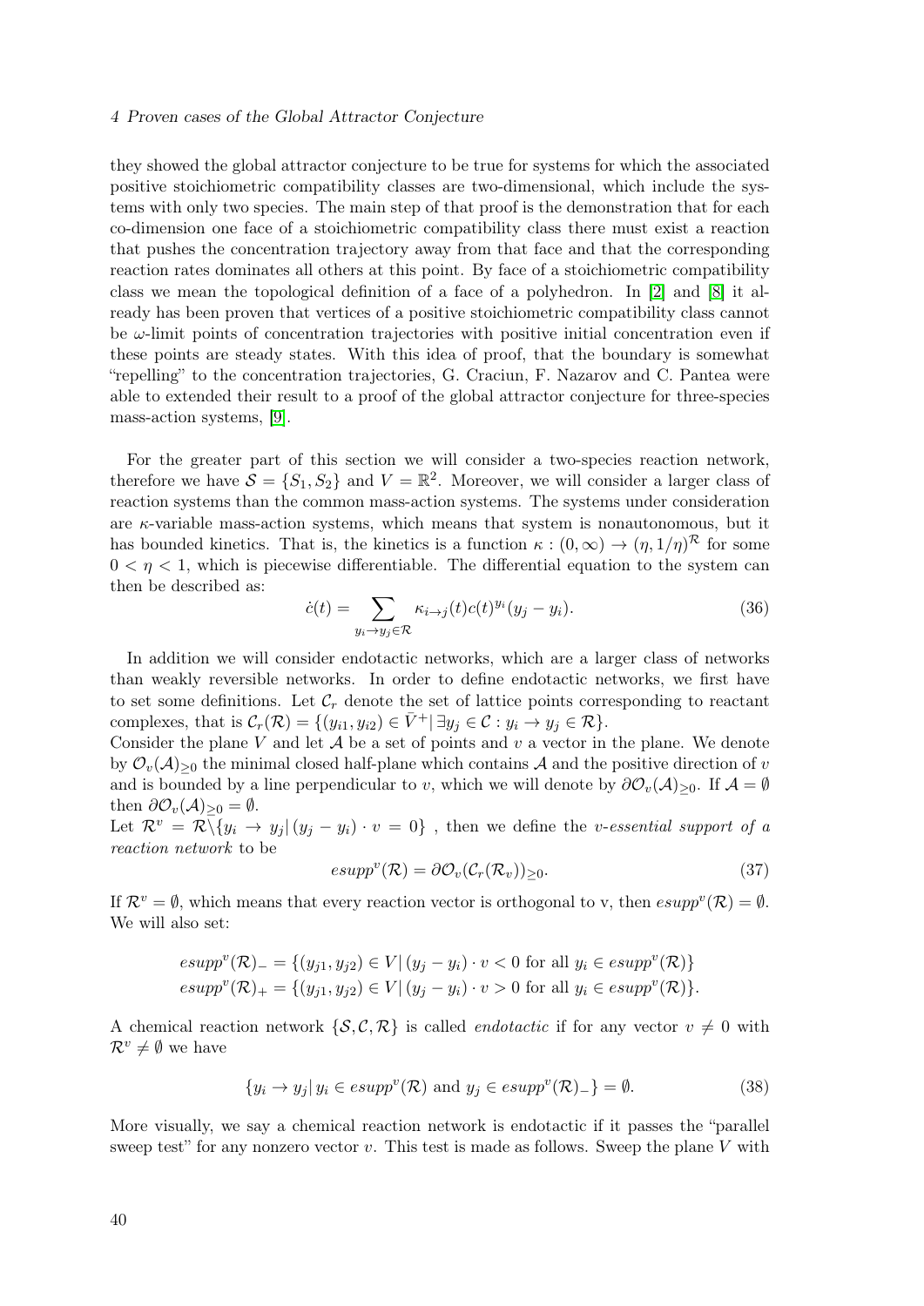they showed the global attractor conjecture to be true for systems for which the associated positive stoichiometric compatibility classes are two-dimensional, which include the systems with only two species. The main step of that proof is the demonstration that for each co-dimension one face of a stoichiometric compatibility class there must exist a reaction that pushes the concentration trajectory away from that face and that the corresponding reaction rates dominates all others at this point. By face of a stoichiometric compatibility class we mean the topological definition of a face of a polyhedron. In [2] and [8] it already has been proven that vertices of a positive stoichiometric compatibility class cannot be $\omega$-limit points of concentration trajectories with positive initial concentration even if these points are steady states. With this idea of proof, that the boundary is somewhat "repelling" to the concentration trajectories, G. Craciun, F. Nazarov and C. Pantea were able to extended their result to a proof of the global attractor conjecture for three-species mass-action systems, [9].

For the greater part of this section we will consider a two-species reaction network, therefore we have $\mathcal{S} = \{S_1, S_2\}$ and $V = \mathbb{R}^2$. Moreover, we will consider a larger class of reaction systems than the common mass-action systems. The systems under consideration are $\kappa$-variable mass-action systems, which means that system is nonautonomous, but it has bounded kinetics. That is, the kinetics is a function $\kappa : (0, \infty) \to (\eta, 1/\eta)^{\mathcal{R}}$ for some $0 < \eta < 1$, which is piecewise differentiable. The differential equation to the system can then be described as:

$$\dot{c}(t) = \sum_{y_i \to y_j \in \mathcal{R}} \kappa_{i \to j}(t) c(t)^{y_i} (y_j - y_i). \tag{36}$$

In addition we will consider endotactic networks, which are a larger class of networks than weakly reversible networks. In order to define endotactic networks, we first have to set some definitions. Let $\mathcal{C}_r$ denote the set of lattice points corresponding to reactant complexes, that is $\mathcal{C}_r(\mathcal{R}) = \{(y_{i1}, y_{i2}) \in \bar{V}^+ | \, \exists y_j \in \mathcal{C} : y_i \to y_j \in \mathcal{R}\}$.
Consider the plane $V$ and let $\mathcal{A}$ be a set of points and $v$ a vector in the plane. We denote by $\mathcal{O}_v(\mathcal{A})_{\geq 0}$ the minimal closed half-plane which contains $\mathcal{A}$ and the positive direction of $v$ and is bounded by a line perpendicular to $v$, which we will denote by $\partial\mathcal{O}_v(\mathcal{A})_{\geq 0}$. If $\mathcal{A} = \emptyset$ then $\partial\mathcal{O}_v(\mathcal{A})_{\geq 0} = \emptyset$.
Let $\mathcal{R}^v = \mathcal{R} \backslash \{y_i \to y_j | \, (y_j - y_i) \cdot v = 0\}$ , then we define the *v-essential support of a reaction network* to be

$$esupp^v(\mathcal{R}) = \partial\mathcal{O}_v(\mathcal{C}_r(\mathcal{R}_v))_{\geq 0}. \tag{37}$$

If $\mathcal{R}^v = \emptyset$, which means that every reaction vector is orthogonal to v, then $esupp^v(\mathcal{R}) = \emptyset$. We will also set:

$$esupp^v(\mathcal{R})_- = \{(y_{j1}, y_{j2}) \in V | \, (y_j - y_i) \cdot v < 0 \text{ for all } y_i \in esupp^v(\mathcal{R})\}$$
$$esupp^v(\mathcal{R})_+ = \{(y_{j1}, y_{j2}) \in V | \, (y_j - y_i) \cdot v > 0 \text{ for all } y_i \in esupp^v(\mathcal{R})\}.$$

A chemical reaction network $\{\mathcal{S}, \mathcal{C}, \mathcal{R}\}$ is called *endotactic* if for any vector $v \neq 0$ with $\mathcal{R}^v \neq \emptyset$ we have

$$\{y_i \to y_j | \, y_i \in esupp^v(\mathcal{R}) \text{ and } y_j \in esupp^v(\mathcal{R})_-\} = \emptyset. \tag{38}$$

More visually, we say a chemical reaction network is endotactic if it passes the "parallel sweep test" for any nonzero vector $v$. This test is made as follows. Sweep the plane $V$ with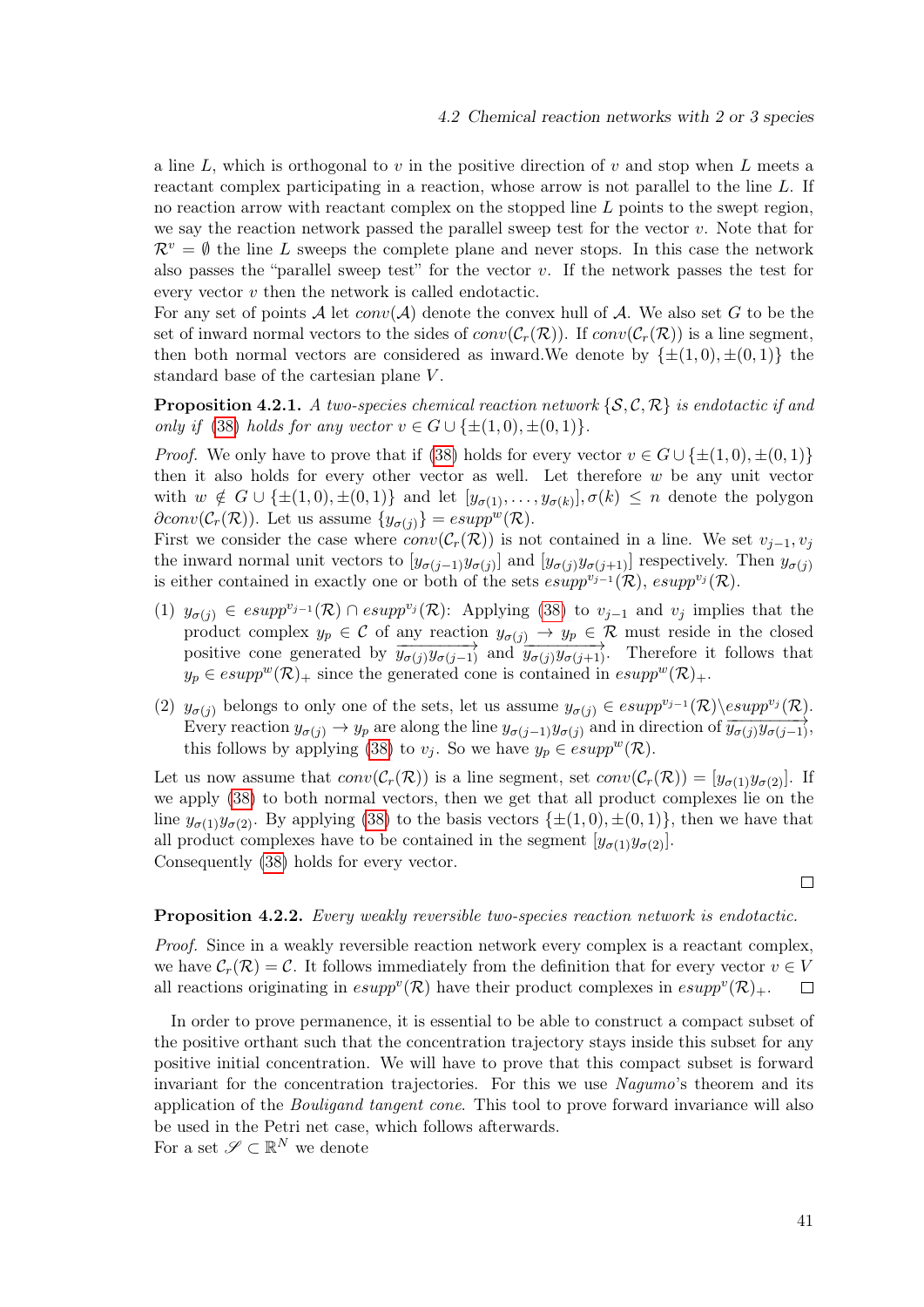a line $L$, which is orthogonal to $v$ in the positive direction of $v$ and stop when $L$ meets a reactant complex participating in a reaction, whose arrow is not parallel to the line $L$. If no reaction arrow with reactant complex on the stopped line $L$ points to the swept region, we say the reaction network passed the parallel sweep test for the vector $v$. Note that for $\mathcal{R}^v = \emptyset$ the line $L$ sweeps the complete plane and never stops. In this case the network also passes the "parallel sweep test" for the vector $v$. If the network passes the test for every vector $v$ then the network is called endotactic.

For any set of points $\mathcal{A}$ let $conv(\mathcal{A})$ denote the convex hull of $\mathcal{A}$. We also set $G$ to be the set of inward normal vectors to the sides of $conv(\mathcal{C}_r(\mathcal{R}))$. If $conv(\mathcal{C}_r(\mathcal{R}))$ is a line segment, then both normal vectors are considered as inward.We denote by $\{\pm(1,0), \pm(0,1)\}$ the standard base of the cartesian plane $V$.

**Proposition 4.2.1.** *A two-species chemical reaction network $\{\mathcal{S}, \mathcal{C}, \mathcal{R}\}$ is endotactic if and only if (38) holds for any vector $v \in G \cup \{\pm(1,0), \pm(0,1)\}$.*

*Proof.* We only have to prove that if (38) holds for every vector $v \in G \cup \{\pm(1,0), \pm(0,1)\}$ then it also holds for every other vector as well. Let therefore $w$ be any unit vector with $w \notin G \cup \{\pm(1,0), \pm(0,1)\}$ and let $[y_{\sigma(1)}, \dots, y_{\sigma(k)}], \sigma(k) \leq n$ denote the polygon $\partial conv(\mathcal{C}_r(\mathcal{R}))$. Let us assume $\{y_{\sigma(j)}\} = esupp^w(\mathcal{R})$.

First we consider the case where $conv(\mathcal{C}_r(\mathcal{R}))$ is not contained in a line. We set $v_{j-1}, v_j$ the inward normal unit vectors to $[y_{\sigma(j-1)} y_{\sigma(j)}]$ and $[y_{\sigma(j)} y_{\sigma(j+1)}]$ respectively. Then $y_{\sigma(j)}$ is either contained in exactly one or both of the sets $esupp^{v_{j-1}}(\mathcal{R})$, $esupp^{v_j}(\mathcal{R})$.

(1) $y_{\sigma(j)} \in esupp^{v_{j-1}}(\mathcal{R}) \cap esupp^{v_j}(\mathcal{R})$: Applying (38) to $v_{j-1}$ and $v_j$ implies that the product complex $y_p \in \mathcal{C}$ of any reaction $y_{\sigma(j)} \to y_p \in \mathcal{R}$ must reside in the closed positive cone generated by $\overrightarrow{y_{\sigma(j)} y_{\sigma(j-1)}}$ and $\overrightarrow{y_{\sigma(j)} y_{\sigma(j+1)}}$. Therefore it follows that $y_p \in esupp^w(\mathcal{R})_+$ since the generated cone is contained in $esupp^w(\mathcal{R})_+$.

(2) $y_{\sigma(j)}$ belongs to only one of the sets, let us assume $y_{\sigma(j)} \in esupp^{v_{j-1}}(\mathcal{R}) \backslash esupp^{v_j}(\mathcal{R})$. Every reaction $y_{\sigma(j)} \to y_p$ are along the line $y_{\sigma(j-1)} y_{\sigma(j)}$ and in direction of $\overrightarrow{y_{\sigma(j)} y_{\sigma(j-1)}}$, this follows by applying (38) to $v_j$. So we have $y_p \in esupp^w(\mathcal{R})$.

Let us now assume that $conv(\mathcal{C}_r(\mathcal{R}))$ is a line segment, set $conv(\mathcal{C}_r(\mathcal{R})) = [y_{\sigma(1)} y_{\sigma(2)}]$. If we apply (38) to both normal vectors, then we get that all product complexes lie on the line $y_{\sigma(1)} y_{\sigma(2)}$. By applying (38) to the basis vectors $\{\pm(1,0), \pm(0,1)\}$, then we have that all product complexes have to be contained in the segment $[y_{\sigma(1)} y_{\sigma(2)}]$.

Consequently (38) holds for every vector. $\square$

**Proposition 4.2.2.** *Every weakly reversible two-species reaction network is endotactic.*

*Proof.* Since in a weakly reversible reaction network every complex is a reactant complex, we have $\mathcal{C}_r(\mathcal{R}) = \mathcal{C}$. It follows immediately from the definition that for every vector $v \in V$ all reactions originating in $esupp^v(\mathcal{R})$ have their product complexes in $esupp^v(\mathcal{R})_+$. $\square$

In order to prove permanence, it is essential to be able to construct a compact subset of the positive orthant such that the concentration trajectory stays inside this subset for any positive initial concentration. We will have to prove that this compact subset is forward invariant for the concentration trajectories. For this we use *Nagumo*'s theorem and its application of the *Bouligand tangent cone*. This tool to prove forward invariance will also be used in the Petri net case, which follows afterwards.

For a set $\mathscr{S} \subset \mathbb{R}^N$ we denote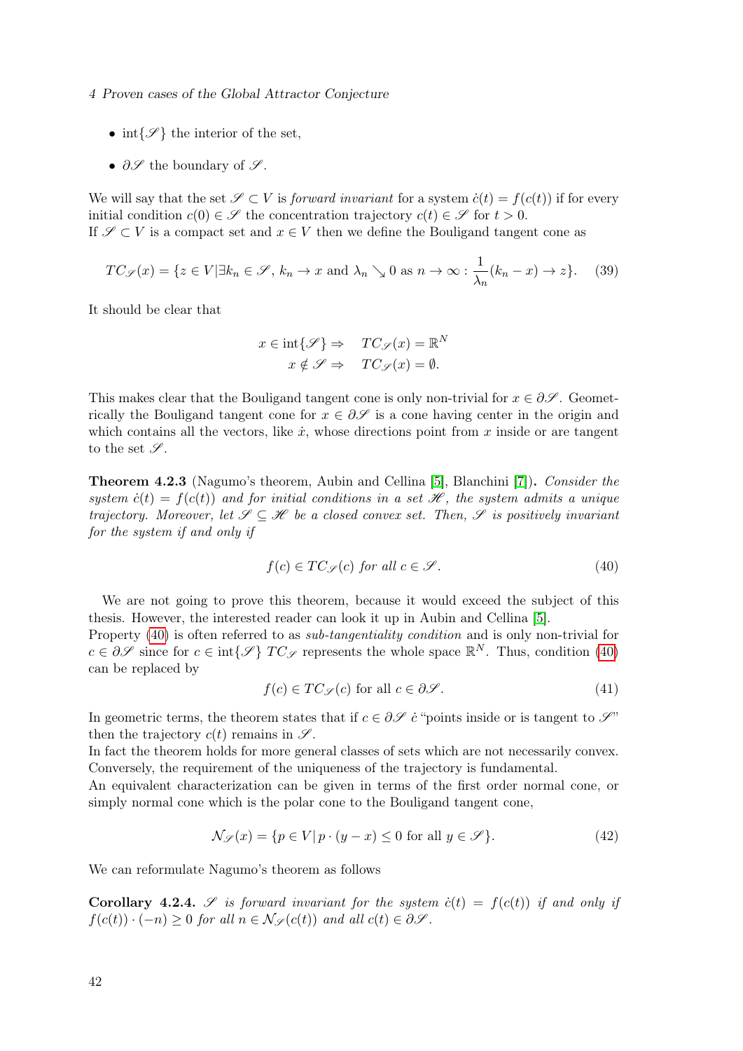- $\text{int}\{\mathscr{S}\}$ the interior of the set,
- $\partial\mathscr{S}$ the boundary of $\mathscr{S}$.

We will say that the set $\mathscr{S} \subset V$ is *forward invariant* for a system $\dot{c}(t) = f(c(t))$ if for every initial condition $c(0) \in \mathscr{S}$ the concentration trajectory $c(t) \in \mathscr{S}$ for $t > 0$.
If $\mathscr{S} \subset V$ is a compact set and $x \in V$ then we define the Bouligand tangent cone as

$$TC_{\mathscr{S}}(x) = \{z \in V | \exists k_n \in \mathscr{S},\, k_n \to x \text{ and } \lambda_n \searrow 0 \text{ as } n \to \infty : \frac{1}{\lambda_n}(k_n - x) \to z\}. \quad (39)$$

It should be clear that

$$\begin{aligned} x \in \text{int}\{\mathscr{S}\} \Rightarrow \quad & TC_{\mathscr{S}}(x) = \mathbb{R}^N \\ x \notin \mathscr{S} \Rightarrow \quad & TC_{\mathscr{S}}(x) = \emptyset. \end{aligned}$$

This makes clear that the Bouligand tangent cone is only non-trivial for $x \in \partial\mathscr{S}$. Geometrically the Bouligand tangent cone for $x \in \partial\mathscr{S}$ is a cone having center in the origin and which contains all the vectors, like $\dot{x}$, whose directions point from $x$ inside or are tangent to the set $\mathscr{S}$.

**Theorem 4.2.3** (Nagumo's theorem, Aubin and Cellina [5], Blanchini [7])**.** *Consider the system $\dot{c}(t) = f(c(t))$ and for initial conditions in a set $\mathscr{H}$, the system admits a unique trajectory. Moreover, let $\mathscr{S} \subseteq \mathscr{H}$ be a closed convex set. Then, $\mathscr{S}$ is positively invariant for the system if and only if*

$$f(c) \in TC_{\mathscr{S}}(c) \textit{ for all } c \in \mathscr{S}. \quad (40)$$

We are not going to prove this theorem, because it would exceed the subject of this thesis. However, the interested reader can look it up in Aubin and Cellina [5].
Property (40) is often referred to as *sub-tangentiality condition* and is only non-trivial for $c \in \partial\mathscr{S}$ since for $c \in \text{int}\{\mathscr{S}\}$ $TC_{\mathscr{S}}$ represents the whole space $\mathbb{R}^N$. Thus, condition (40) can be replaced by

$$f(c) \in TC_{\mathscr{S}}(c) \text{ for all } c \in \partial\mathscr{S}. \quad (41)$$

In geometric terms, the theorem states that if $c \in \partial\mathscr{S}$ $\dot{c}$ "points inside or is tangent to $\mathscr{S}$" then the trajectory $c(t)$ remains in $\mathscr{S}$.
In fact the theorem holds for more general classes of sets which are not necessarily convex. Conversely, the requirement of the uniqueness of the trajectory is fundamental.
An equivalent characterization can be given in terms of the first order normal cone, or simply normal cone which is the polar cone to the Bouligand tangent cone,

$$\mathcal{N}_{\mathscr{S}}(x) = \{p \in V | \, p \cdot (y - x) \leq 0 \text{ for all } y \in \mathscr{S}\}. \quad (42)$$

We can reformulate Nagumo's theorem as follows

**Corollary 4.2.4.** *$\mathscr{S}$ is forward invariant for the system $\dot{c}(t) = f(c(t))$ if and only if $f(c(t)) \cdot (-n) \geq 0$ for all $n \in \mathcal{N}_{\mathscr{S}}(c(t))$ and all $c(t) \in \partial\mathscr{S}$.*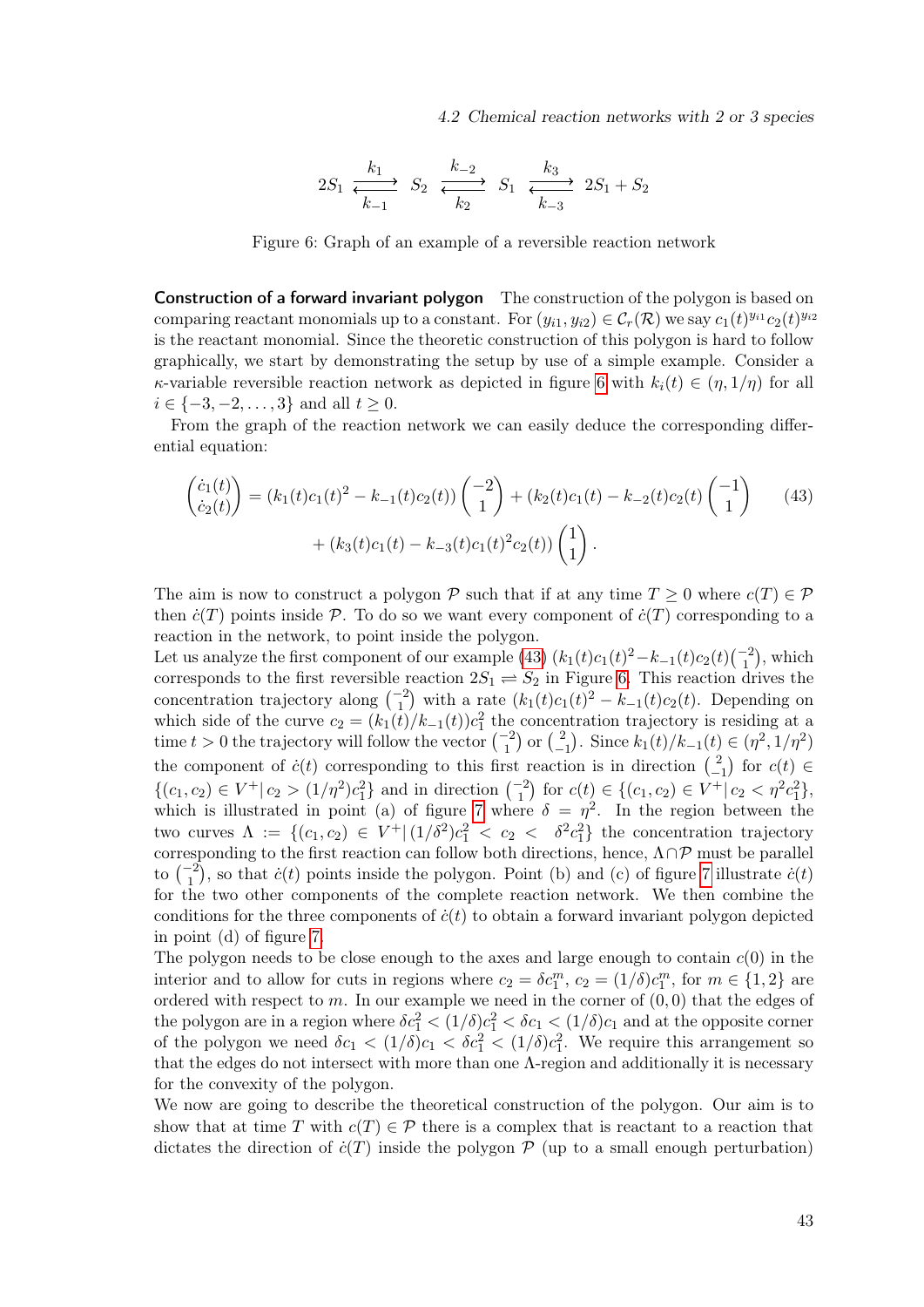$$2S_1 \underset{k_{-1}}{\overset{k_1}{\rightleftharpoons}} S_2 \underset{k_2}{\overset{k_{-2}}{\rightleftharpoons}} S_1 \underset{k_{-3}}{\overset{k_3}{\rightleftharpoons}} 2S_1 + S_2$$

Figure 6: Graph of an example of a reversible reaction network

**Construction of a forward invariant polygon** The construction of the polygon is based on comparing reactant monomials up to a constant. For $(y_{i1}, y_{i2}) \in \mathcal{C}_r(\mathcal{R})$ we say $c_1(t)^{y_{i1}} c_2(t)^{y_{i2}}$ is the reactant monomial. Since the theoretic construction of this polygon is hard to follow graphically, we start by demonstrating the setup by use of a simple example. Consider a $\kappa$-variable reversible reaction network as depicted in figure 6 with $k_i(t) \in (\eta, 1/\eta)$ for all $i \in \{-3, -2, \dots, 3\}$ and all $t \geq 0$.

From the graph of the reaction network we can easily deduce the corresponding differential equation:

$$\begin{pmatrix} \dot{c}_1(t) \\ \dot{c}_2(t) \end{pmatrix} = (k_1(t)c_1(t)^2 - k_{-1}(t)c_2(t)) \begin{pmatrix} -2 \\ 1 \end{pmatrix} + (k_2(t)c_1(t) - k_{-2}(t)c_2(t) \begin{pmatrix} -1 \\ 1 \end{pmatrix} \tag{43}$$
$$+ (k_3(t)c_1(t) - k_{-3}(t)c_1(t)^2 c_2(t)) \begin{pmatrix} 1 \\ 1 \end{pmatrix}.$$

The aim is now to construct a polygon $\mathcal{P}$ such that if at any time $T \geq 0$ where $c(T) \in \mathcal{P}$ then $\dot{c}(T)$ points inside $\mathcal{P}$. To do so we want every component of $\dot{c}(T)$ corresponding to a reaction in the network, to point inside the polygon.

Let us analyze the first component of our example (43) $(k_1(t)c_1(t)^2 - k_{-1}(t)c_2(t)\binom{-2}{1})$, which corresponds to the first reversible reaction $2S_1 \rightleftharpoons S_2$ in Figure 6. This reaction drives the concentration trajectory along $\binom{-2}{1}$ with a rate $(k_1(t)c_1(t)^2 - k_{-1}(t)c_2(t)$. Depending on which side of the curve $c_2 = (k_1(t)/k_{-1}(t))c_1^2$ the concentration trajectory is residing at a time $t > 0$ the trajectory will follow the vector $\binom{-2}{1}$ or $\binom{2}{-1}$. Since $k_1(t)/k_{-1}(t) \in (\eta^2, 1/\eta^2)$ the component of $\dot{c}(t)$ corresponding to this first reaction is in direction $\binom{2}{-1}$ for $c(t) \in \{(c_1, c_2) \in V^+ | \, c_2 > (1/\eta^2)c_1^2\}$ and in direction $\binom{-2}{1}$ for $c(t) \in \{(c_1, c_2) \in V^+ | \, c_2 < \eta^2 c_1^2\}$, which is illustrated in point (a) of figure 7 where $\delta = \eta^2$. In the region between the two curves $\Lambda := \{(c_1, c_2) \in V^+ | \, (1/\delta^2)c_1^2 < c_2 < \delta^2 c_1^2\}$ the concentration trajectory corresponding to the first reaction can follow both directions, hence, $\Lambda \cap \mathcal{P}$ must be parallel to $\binom{-2}{1}$, so that $\dot{c}(t)$ points inside the polygon. Point (b) and (c) of figure 7 illustrate $\dot{c}(t)$ for the two other components of the complete reaction network. We then combine the conditions for the three components of $\dot{c}(t)$ to obtain a forward invariant polygon depicted in point (d) of figure 7.

The polygon needs to be close enough to the axes and large enough to contain $c(0)$ in the interior and to allow for cuts in regions where $c_2 = \delta c_1^m$, $c_2 = (1/\delta)c_1^m$, for $m \in \{1, 2\}$ are ordered with respect to $m$. In our example we need in the corner of $(0, 0)$ that the edges of the polygon are in a region where $\delta c_1^2 < (1/\delta)c_1^2 < \delta c_1 < (1/\delta)c_1$ and at the opposite corner of the polygon we need $\delta c_1 < (1/\delta)c_1 < \delta c_1^2 < (1/\delta)c_1^2$. We require this arrangement so that the edges do not intersect with more than one $\Lambda$-region and additionally it is necessary for the convexity of the polygon.

We now are going to describe the theoretical construction of the polygon. Our aim is to show that at time $T$ with $c(T) \in \mathcal{P}$ there is a complex that is reactant to a reaction that dictates the direction of $\dot{c}(T)$ inside the polygon $\mathcal{P}$ (up to a small enough perturbation)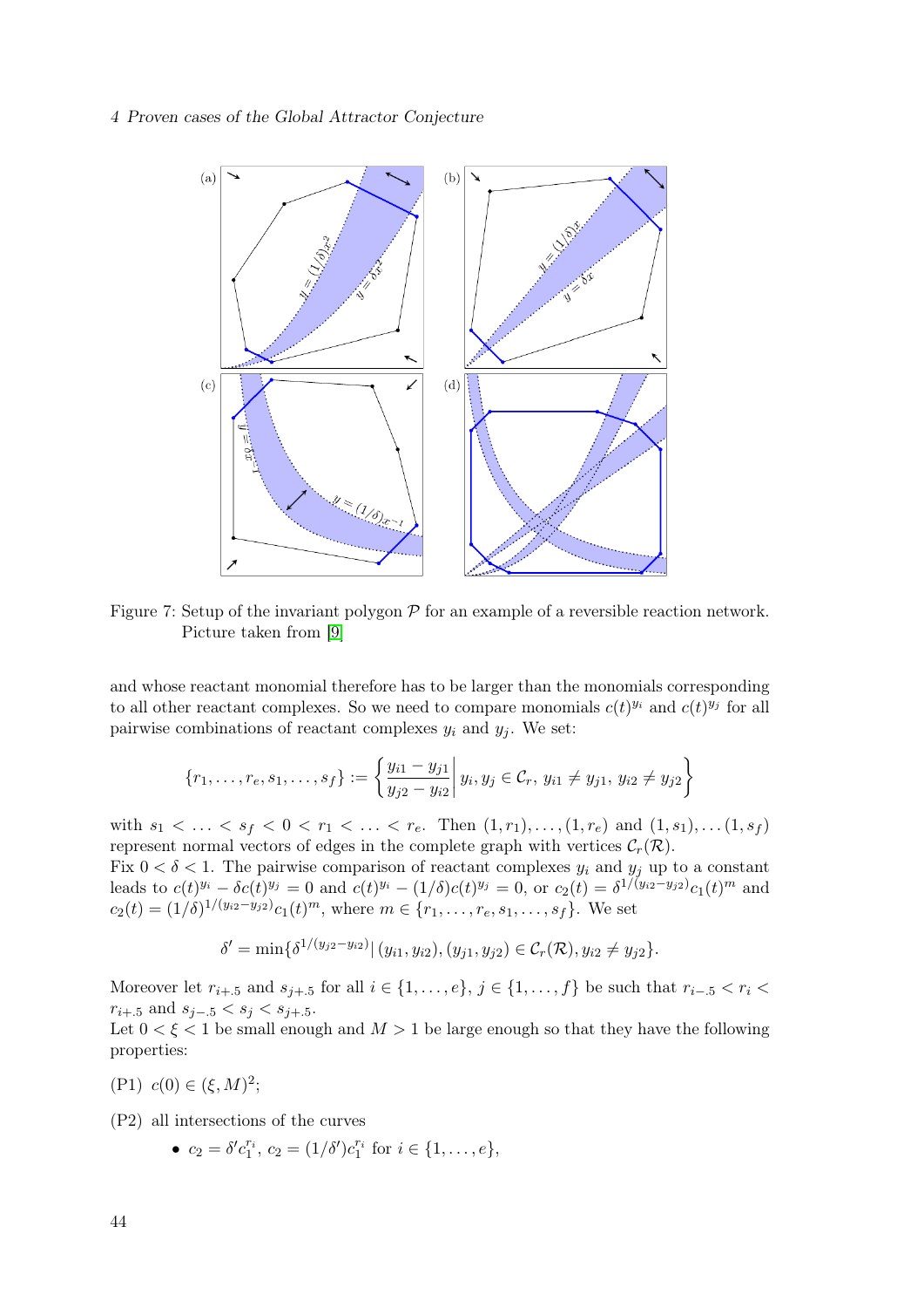Figure 7: Setup of the invariant polygon $\mathcal{P}$ for an example of a reversible reaction network. Picture taken from [9]

and whose reactant monomial therefore has to be larger than the monomials corresponding to all other reactant complexes. So we need to compare monomials $c(t)^{y_i}$ and $c(t)^{y_j}$ for all pairwise combinations of reactant complexes $y_i$ and $y_j$. We set:

$$\{r_1, \ldots, r_e, s_1, \ldots, s_f\} := \left\{ \frac{y_{i1} - y_{j1}}{y_{j2} - y_{i2}} \middle| \, y_i, y_j \in \mathcal{C}_r, \, y_{i1} \neq y_{j1}, \, y_{i2} \neq y_{j2} \right\}$$

with $s_1 < \ldots < s_f < 0 < r_1 < \ldots < r_e$. Then $(1, r_1), \ldots, (1, r_e)$ and $(1, s_1), \ldots (1, s_f)$ represent normal vectors of edges in the complete graph with vertices $\mathcal{C}_r(\mathcal{R})$.
Fix $0 < \delta < 1$. The pairwise comparison of reactant complexes $y_i$ and $y_j$ up to a constant leads to $c(t)^{y_i} - \delta c(t)^{y_j} = 0$ and $c(t)^{y_i} - (1/\delta)c(t)^{y_j} = 0$, or $c_2(t) = \delta^{1/(y_{i2}-y_{j2})}c_1(t)^m$ and $c_2(t) = (1/\delta)^{1/(y_{i2}-y_{j2})}c_1(t)^m$, where $m \in \{r_1, \ldots, r_e, s_1, \ldots, s_f\}$. We set

$$\delta' = \min\{\delta^{1/(y_{j2}-y_{i2})} | \, (y_{i1}, y_{i2}), (y_{j1}, y_{j2}) \in \mathcal{C}_r(\mathcal{R}), y_{i2} \neq y_{j2}\}.$$

Moreover let $r_{i+.5}$ and $s_{j+.5}$ for all $i \in \{1, \ldots, e\}$, $j \in \{1, \ldots, f\}$ be such that $r_{i-.5} < r_i < r_{i+.5}$ and $s_{j-.5} < s_j < s_{j+.5}$.
Let $0 < \xi < 1$ be small enough and $M > 1$ be large enough so that they have the following properties:

(P1) $c(0) \in (\xi, M)^2$;

(P2) all intersections of the curves

- $c_2 = \delta' c_1^{r_i}$, $c_2 = (1/\delta')c_1^{r_i}$ for $i \in \{1, \ldots, e\}$,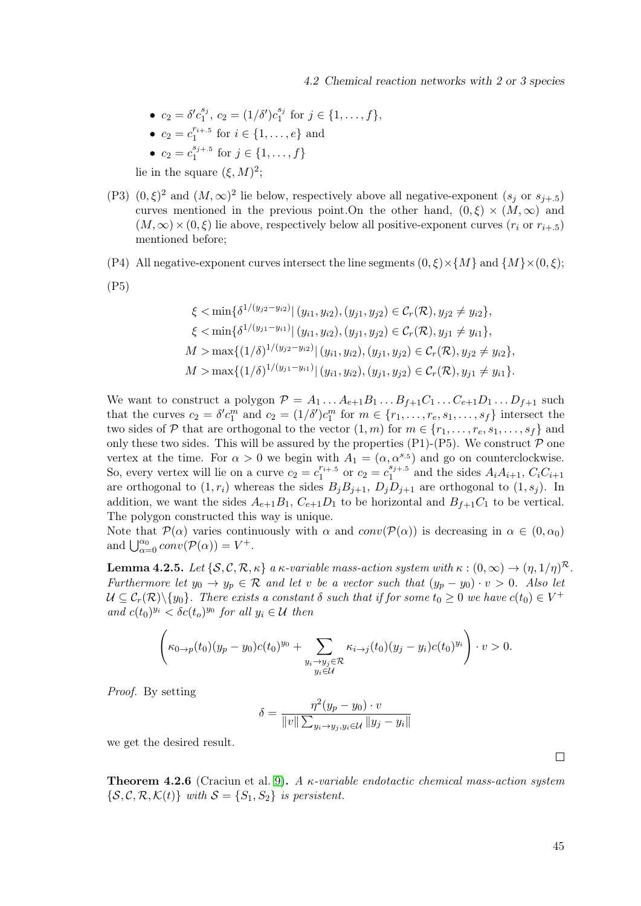- $c_2 = \delta' c_1^{s_j}$, $c_2 = (1/\delta')c_1^{s_j}$ for $j \in \{1, \ldots, f\}$,
- $c_2 = c_1^{r_{i+.5}}$ for $i \in \{1, \ldots, e\}$ and
- $c_2 = c_1^{s_{j+.5}}$ for $j \in \{1, \ldots, f\}$

lie in the square $(\xi, M)^2$;

(P3) $(0, \xi)^2$ and $(M, \infty)^2$ lie below, respectively above all negative-exponent ($s_j$ or $s_{j+.5}$) curves mentioned in the previous point.On the other hand, $(0, \xi) \times (M, \infty)$ and $(M, \infty) \times (0, \xi)$ lie above, respectively below all positive-exponent curves ($r_i$ or $r_{i+.5}$) mentioned before;

(P4) All negative-exponent curves intersect the line segments $(0, \xi) \times \{M\}$ and $\{M\} \times (0, \xi)$;

(P5)

$$
\begin{aligned}
\xi &< \min\{\delta^{1/(y_{j2} - y_{i2})} | \, (y_{i1}, y_{i2}), (y_{j1}, y_{j2}) \in \mathcal{C}_r(\mathcal{R}), y_{j2} \neq y_{i2}\}, \\
\xi &< \min\{\delta^{1/(y_{j1} - y_{i1})} | \, (y_{i1}, y_{i2}), (y_{j1}, y_{j2}) \in \mathcal{C}_r(\mathcal{R}), y_{j1} \neq y_{i1}\}, \\
M &> \max\{(1/\delta)^{1/(y_{j2} - y_{i2})} | \, (y_{i1}, y_{i2}), (y_{j1}, y_{j2}) \in \mathcal{C}_r(\mathcal{R}), y_{j2} \neq y_{i2}\}, \\
M &> \max\{(1/\delta)^{1/(y_{j1} - y_{i1})} | \, (y_{i1}, y_{i2}), (y_{j1}, y_{j2}) \in \mathcal{C}_r(\mathcal{R}), y_{j1} \neq y_{i1}\}.
\end{aligned}
$$

We want to construct a polygon $\mathcal{P} = A_1 \ldots A_{e+1} B_1 \ldots B_{f+1} C_1 \ldots C_{e+1} D_1 \ldots D_{f+1}$ such that the curves $c_2 = \delta' c_1^m$ and $c_2 = (1/\delta')c_1^m$ for $m \in \{r_1, \ldots, r_e, s_1, \ldots, s_f\}$ intersect the two sides of $\mathcal{P}$ that are orthogonal to the vector $(1, m)$ for $m \in \{r_1, \ldots, r_e, s_1, \ldots, s_f\}$ and only these two sides. This will be assured by the properties (P1)-(P5). We construct $\mathcal{P}$ one vertex at the time. For $\alpha > 0$ we begin with $A_1 = (\alpha, \alpha^{s.5})$ and go on counterclockwise. So, every vertex will lie on a curve $c_2 = c_1^{r_{i+.5}}$ or $c_2 = c_1^{s_{j+.5}}$ and the sides $A_i A_{i+1}$, $C_i C_{i+1}$ are orthogonal to $(1, r_i)$ whereas the sides $B_j B_{j+1}$, $D_j D_{j+1}$ are orthogonal to $(1, s_j)$. In addition, we want the sides $A_{e+1} B_1$, $C_{e+1} D_1$ to be horizontal and $B_{f+1} C_1$ to be vertical. The polygon constructed this way is unique.
Note that $\mathcal{P}(\alpha)$ varies continuously with $\alpha$ and $conv(\mathcal{P}(\alpha))$ is decreasing in $\alpha \in (0, \alpha_0)$ and $\bigcup_{\alpha=0}^{\alpha_0} conv(\mathcal{P}(\alpha)) = V^+$.

**Lemma 4.2.5.** *Let $\{\mathcal{S}, \mathcal{C}, \mathcal{R}, \kappa\}$ a $\kappa$-variable mass-action system with $\kappa : (0, \infty) \to (\eta, 1/\eta)^{\mathcal{R}}$. Furthermore let $y_0 \to y_p \in \mathcal{R}$ and let $v$ be a vector such that $(y_p - y_0) \cdot v > 0$. Also let $\mathcal{U} \subseteq \mathcal{C}_r(\mathcal{R}) \backslash \{y_0\}$. There exists a constant $\delta$ such that if for some $t_0 \geq 0$ we have $c(t_0) \in V^+$ and $c(t_0)^{y_i} < \delta c(t_o)^{y_0}$ for all $y_i \in \mathcal{U}$ then*

$$
\left( \kappa_{0 \to p}(t_0)(y_p - y_0)c(t_0)^{y_0} + \sum_{\substack{y_i \to y_j \in \mathcal{R} \\ y_i \in \mathcal{U}}} \kappa_{i \to j}(t_0)(y_j - y_i)c(t_0)^{y_i} \right) \cdot v > 0.
$$

*Proof.* By setting

$$
\delta = \frac{\eta^2 (y_p - y_0) \cdot v}{\|v\| \sum_{y_i \to y_j, y_i \in \mathcal{U}} \|y_j - y_i\|}
$$

we get the desired result.

□

**Theorem 4.2.6** (Craciun et al. [9]). *A $\kappa$-variable endotactic chemical mass-action system $\{\mathcal{S}, \mathcal{C}, \mathcal{R}, \mathcal{K}(t)\}$ with $\mathcal{S} = \{S_1, S_2\}$ is persistent.*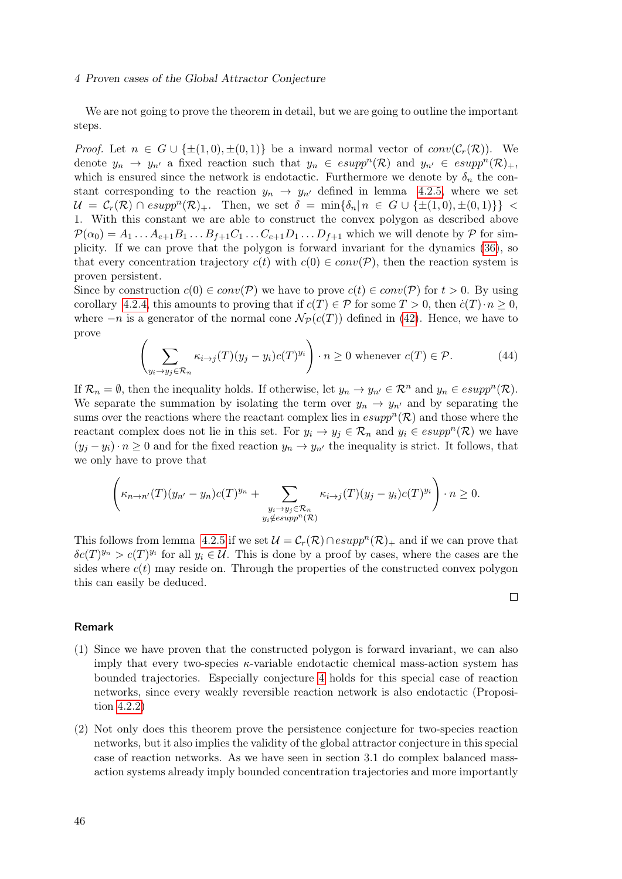We are not going to prove the theorem in detail, but we are going to outline the important steps.

*Proof.* Let $n \in G \cup \{\pm(1,0), \pm(0,1)\}$ be a inward normal vector of $conv(\mathcal{C}_r(\mathcal{R}))$. We denote $y_n \to y_{n'}$ a fixed reaction such that $y_n \in esupp^n(\mathcal{R})$ and $y_{n'} \in esupp^n(\mathcal{R})_+$, which is ensured since the network is endotactic. Furthermore we denote by $\delta_n$ the constant corresponding to the reaction $y_n \to y_{n'}$ defined in lemma 4.2.5, where we set $\mathcal{U} = \mathcal{C}_r(\mathcal{R}) \cap esupp^n(\mathcal{R})_+$. Then, we set $\delta = \min\{\delta_n | n \in G \cup \{\pm(1,0), \pm(0,1)\}\} < 1$. With this constant we are able to construct the convex polygon as described above $\mathcal{P}(\alpha_0) = A_1 \ldots A_{e+1} B_1 \ldots B_{f+1} C_1 \ldots C_{e+1} D_1 \ldots D_{f+1}$ which we will denote by $\mathcal{P}$ for simplicity. If we can prove that the polygon is forward invariant for the dynamics (36), so that every concentration trajectory $c(t)$ with $c(0) \in conv(\mathcal{P})$, then the reaction system is proven persistent.

Since by construction $c(0) \in conv(\mathcal{P})$ we have to prove $c(t) \in conv(\mathcal{P})$ for $t > 0$. By using corollary 4.2.4, this amounts to proving that if $c(T) \in \mathcal{P}$ for some $T > 0$, then $\dot{c}(T) \cdot n \geq 0$, where $-n$ is a generator of the normal cone $\mathcal{N}_\mathcal{P}(c(T))$ defined in (42). Hence, we have to prove

$$\left( \sum_{y_i \to y_j \in \mathcal{R}_n} \kappa_{i \to j}(T)(y_j - y_i) c(T)^{y_i} \right) \cdot n \geq 0 \text{ whenever } c(T) \in \mathcal{P}. \tag{44}$$

If $\mathcal{R}_n = \emptyset$, then the inequality holds. If otherwise, let $y_n \to y_{n'} \in \mathcal{R}^n$ and $y_n \in esupp^n(\mathcal{R})$. We separate the summation by isolating the term over $y_n \to y_{n'}$ and by separating the sums over the reactions where the reactant complex lies in $esupp^n(\mathcal{R})$ and those where the reactant complex does not lie in this set. For $y_i \to y_j \in \mathcal{R}_n$ and $y_i \in esupp^n(\mathcal{R})$ we have $(y_j - y_i) \cdot n \geq 0$ and for the fixed reaction $y_n \to y_{n'}$ the inequality is strict. It follows, that we only have to prove that

$$\left( \kappa_{n \to n'}(T)(y_{n'} - y_n) c(T)^{y_n} + \sum_{\substack{y_i \to y_j \in \mathcal{R}_n \\ y_i \notin esupp^n(\mathcal{R})}} \kappa_{i \to j}(T)(y_j - y_i) c(T)^{y_i} \right) \cdot n \geq 0.$$

This follows from lemma 4.2.5 if we set $\mathcal{U} = \mathcal{C}_r(\mathcal{R}) \cap esupp^n(\mathcal{R})_+$ and if we can prove that $\delta c(T)^{y_n} > c(T)^{y_i}$ for all $y_i \in \mathcal{U}$. This is done by a proof by cases, where the cases are the sides where $c(t)$ may reside on. Through the properties of the constructed convex polygon this can easily be deduced.

□

**Remark**

(1) Since we have proven that the constructed polygon is forward invariant, we can also imply that every two-species $\kappa$-variable endotactic chemical mass-action system has bounded trajectories. Especially conjecture 4 holds for this special case of reaction networks, since every weakly reversible reaction network is also endotactic (Proposition 4.2.2)

(2) Not only does this theorem prove the persistence conjecture for two-species reaction networks, but it also implies the validity of the global attractor conjecture in this special case of reaction networks. As we have seen in section 3.1 do complex balanced mass-action systems already imply bounded concentration trajectories and more importantly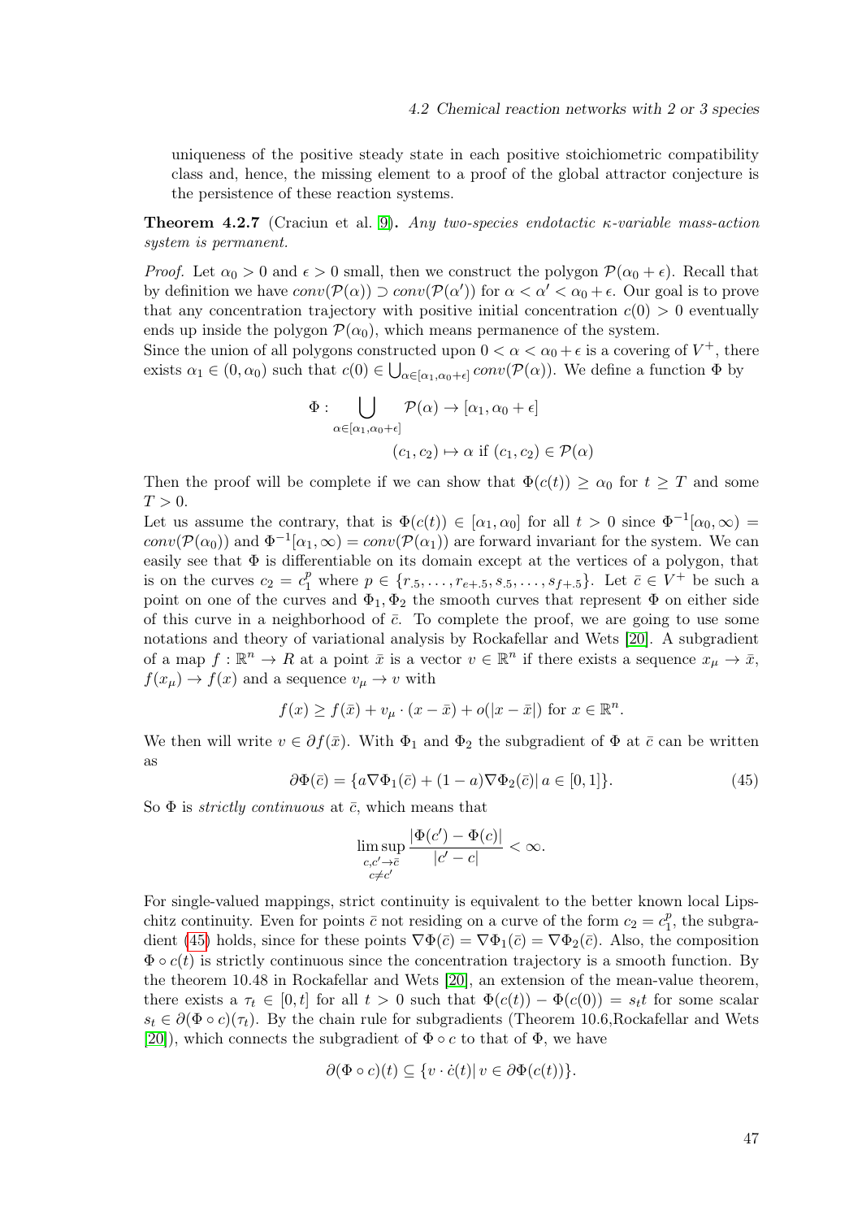uniqueness of the positive steady state in each positive stoichiometric compatibility class and, hence, the missing element to a proof of the global attractor conjecture is the persistence of these reaction systems.

**Theorem 4.2.7** (Craciun et al. [9]). *Any two-species endotactic $\kappa$-variable mass-action system is permanent.*

*Proof.* Let $\alpha_0 > 0$ and $\epsilon > 0$ small, then we construct the polygon $\mathcal{P}(\alpha_0 + \epsilon)$. Recall that by definition we have $conv(\mathcal{P}(\alpha)) \supset conv(\mathcal{P}(\alpha'))$ for $\alpha < \alpha' < \alpha_0 + \epsilon$. Our goal is to prove that any concentration trajectory with positive initial concentration $c(0) > 0$ eventually ends up inside the polygon $\mathcal{P}(\alpha_0)$, which means permanence of the system.
Since the union of all polygons constructed upon $0 < \alpha < \alpha_0 + \epsilon$ is a covering of $V^+$, there exists $\alpha_1 \in (0, \alpha_0)$ such that $c(0) \in \bigcup_{\alpha \in [\alpha_1, \alpha_0+\epsilon]} conv(\mathcal{P}(\alpha))$. We define a function $\Phi$ by

$$\Phi : \bigcup_{\alpha \in [\alpha_1, \alpha_0+\epsilon]} \mathcal{P}(\alpha) \to [\alpha_1, \alpha_0 + \epsilon]$$

$$(c_1, c_2) \mapsto \alpha \text{ if } (c_1, c_2) \in \mathcal{P}(\alpha)$$

Then the proof will be complete if we can show that $\Phi(c(t)) \geq \alpha_0$ for $t \geq T$ and some $T > 0$.
Let us assume the contrary, that is $\Phi(c(t)) \in [\alpha_1, \alpha_0]$ for all $t > 0$ since $\Phi^{-1}[\alpha_0, \infty) = conv(\mathcal{P}(\alpha_0))$ and $\Phi^{-1}[\alpha_1, \infty) = conv(\mathcal{P}(\alpha_1))$ are forward invariant for the system. We can easily see that $\Phi$ is differentiable on its domain except at the vertices of a polygon, that is on the curves $c_2 = c_1^p$ where $p \in \{r_{.5}, \ldots, r_{e+.5}, s_{.5}, \ldots, s_{f+.5}\}$. Let $\bar{c} \in V^+$ be such a point on one of the curves and $\Phi_1, \Phi_2$ the smooth curves that represent $\Phi$ on either side of this curve in a neighborhood of $\bar{c}$. To complete the proof, we are going to use some notations and theory of variational analysis by Rockafellar and Wets [20]. A subgradient of a map $f : \mathbb{R}^n \to R$ at a point $\bar{x}$ is a vector $v \in \mathbb{R}^n$ if there exists a sequence $x_\mu \to \bar{x}$, $f(x_\mu) \to f(x)$ and a sequence $v_\mu \to v$ with

$$f(x) \geq f(\bar{x}) + v_\mu \cdot (x - \bar{x}) + o(|x - \bar{x}|) \text{ for } x \in \mathbb{R}^n.$$

We then will write $v \in \partial f(\bar{x})$. With $\Phi_1$ and $\Phi_2$ the subgradient of $\Phi$ at $\bar{c}$ can be written as

$$\partial\Phi(\bar{c}) = \{a\nabla\Phi_1(\bar{c}) + (1 - a)\nabla\Phi_2(\bar{c}) |\, a \in [0, 1]\}. \tag{45}$$

So $\Phi$ is *strictly continuous* at $\bar{c}$, which means that

$$\limsup_{\substack{c,c' \to \bar{c} \\ c \neq c'}} \frac{|\Phi(c') - \Phi(c)|}{|c' - c|} < \infty.$$

For single-valued mappings, strict continuity is equivalent to the better known local Lipschitz continuity. Even for points $\bar{c}$ not residing on a curve of the form $c_2 = c_1^p$, the subgradient (45) holds, since for these points $\nabla\Phi(\bar{c}) = \nabla\Phi_1(\bar{c}) = \nabla\Phi_2(\bar{c})$. Also, the composition $\Phi \circ c(t)$ is strictly continuous since the concentration trajectory is a smooth function. By the theorem 10.48 in Rockafellar and Wets [20], an extension of the mean-value theorem, there exists a $\tau_t \in [0, t]$ for all $t > 0$ such that $\Phi(c(t)) - \Phi(c(0)) = s_t t$ for some scalar $s_t \in \partial(\Phi \circ c)(\tau_t)$. By the chain rule for subgradients (Theorem 10.6,Rockafellar and Wets [20]), which connects the subgradient of $\Phi \circ c$ to that of $\Phi$, we have

$$\partial(\Phi \circ c)(t) \subseteq \{v \cdot \dot{c}(t) |\, v \in \partial\Phi(c(t))\}.$$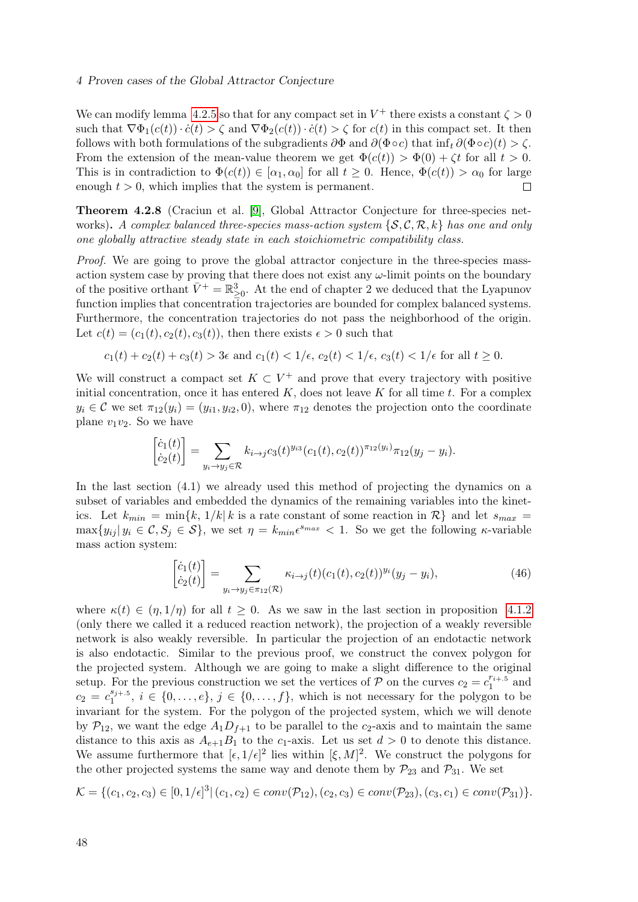We can modify lemma 4.2.5 so that for any compact set in $V^+$ there exists a constant $\zeta > 0$ such that $\nabla\Phi_1(c(t)) \cdot \dot{c}(t) > \zeta$ and $\nabla\Phi_2(c(t)) \cdot \dot{c}(t) > \zeta$ for $c(t)$ in this compact set. It then follows with both formulations of the subgradients $\partial\Phi$ and $\partial(\Phi \circ c)$ that $\inf_t \partial(\Phi \circ c)(t) > \zeta$. From the extension of the mean-value theorem we get $\Phi(c(t)) > \Phi(0) + \zeta t$ for all $t > 0$. This is in contradiction to $\Phi(c(t)) \in [\alpha_1, \alpha_0]$ for all $t \geq 0$. Hence, $\Phi(c(t)) > \alpha_0$ for large enough $t > 0$, which implies that the system is permanent. □

**Theorem 4.2.8** (Craciun et al. [9], Global Attractor Conjecture for three-species networks)**.** *A complex balanced three-species mass-action system $\{\mathcal{S}, \mathcal{C}, \mathcal{R}, k\}$ has one and only one globally attractive steady state in each stoichiometric compatibility class.*

*Proof.* We are going to prove the global attractor conjecture in the three-species mass-action system case by proving that there does not exist any $\omega$-limit points on the boundary of the positive orthant $\bar{V}^+ = \mathbb{R}^3_{\geq 0}$. At the end of chapter 2 we deduced that the Lyapunov function implies that concentration trajectories are bounded for complex balanced systems. Furthermore, the concentration trajectories do not pass the neighborhood of the origin. Let $c(t) = (c_1(t), c_2(t), c_3(t))$, then there exists $\epsilon > 0$ such that

$$c_1(t) + c_2(t) + c_3(t) > 3\epsilon \text{ and } c_1(t) < 1/\epsilon,\ c_2(t) < 1/\epsilon,\ c_3(t) < 1/\epsilon \text{ for all } t \geq 0.$$

We will construct a compact set $K \subset V^+$ and prove that every trajectory with positive initial concentration, once it has entered $K$, does not leave $K$ for all time $t$. For a complex $y_i \in \mathcal{C}$ we set $\pi_{12}(y_i) = (y_{i1}, y_{i2}, 0)$, where $\pi_{12}$ denotes the projection onto the coordinate plane $v_1v_2$. So we have

$$\begin{bmatrix} \dot{c}_1(t) \\ \dot{c}_2(t) \end{bmatrix} = \sum_{y_i \to y_j \in \mathcal{R}} k_{i\to j} c_3(t)^{y_{i3}} (c_1(t), c_2(t))^{\pi_{12}(y_i)} \pi_{12}(y_j - y_i).$$

In the last section (4.1) we already used this method of projecting the dynamics on a subset of variables and embedded the dynamics of the remaining variables into the kinetics. Let $k_{min} = \min\{k, 1/k \mid k \text{ is a rate constant of some reaction in } \mathcal{R}\}$ and let $s_{max} = \max\{y_{ij} \mid y_i \in \mathcal{C}, S_j \in \mathcal{S}\}$, we set $\eta = k_{min}\epsilon^{s_{max}} < 1$. So we get the following $\kappa$-variable mass action system:

$$\begin{bmatrix} \dot{c}_1(t) \\ \dot{c}_2(t) \end{bmatrix} = \sum_{y_i \to y_j \in \pi_{12}(\mathcal{R})} \kappa_{i\to j}(t) (c_1(t), c_2(t))^{y_i} (y_j - y_i), \tag{46}$$

where $\kappa(t) \in (\eta, 1/\eta)$ for all $t \geq 0$. As we saw in the last section in proposition 4.1.2 (only there we called it a reduced reaction network), the projection of a weakly reversible network is also weakly reversible. In particular the projection of an endotactic network is also endotactic. Similar to the previous proof, we construct the convex polygon for the projected system. Although we are going to make a slight difference to the original setup. For the previous construction we set the vertices of $\mathcal{P}$ on the curves $c_2 = c_1^{r_i + .5}$ and $c_2 = c_1^{s_j + .5}$, $i \in \{0, \ldots, e\}$, $j \in \{0, \ldots, f\}$, which is not necessary for the polygon to be invariant for the system. For the polygon of the projected system, which we will denote by $\mathcal{P}_{12}$, we want the edge $A_1D_{f+1}$ to be parallel to the $c_2$-axis and to maintain the same distance to this axis as $A_{e+1}B_1$ to the $c_1$-axis. Let us set $d > 0$ to denote this distance. We assume furthermore that $[\epsilon, 1/\epsilon]^2$ lies within $[\xi, M]^2$. We construct the polygons for the other projected systems the same way and denote them by $\mathcal{P}_{23}$ and $\mathcal{P}_{31}$. We set

$$\mathcal{K} = \{(c_1, c_2, c_3) \in [0, 1/\epsilon]^3 \mid (c_1, c_2) \in conv(\mathcal{P}_{12}), (c_2, c_3) \in conv(\mathcal{P}_{23}), (c_3, c_1) \in conv(\mathcal{P}_{31})\}.$$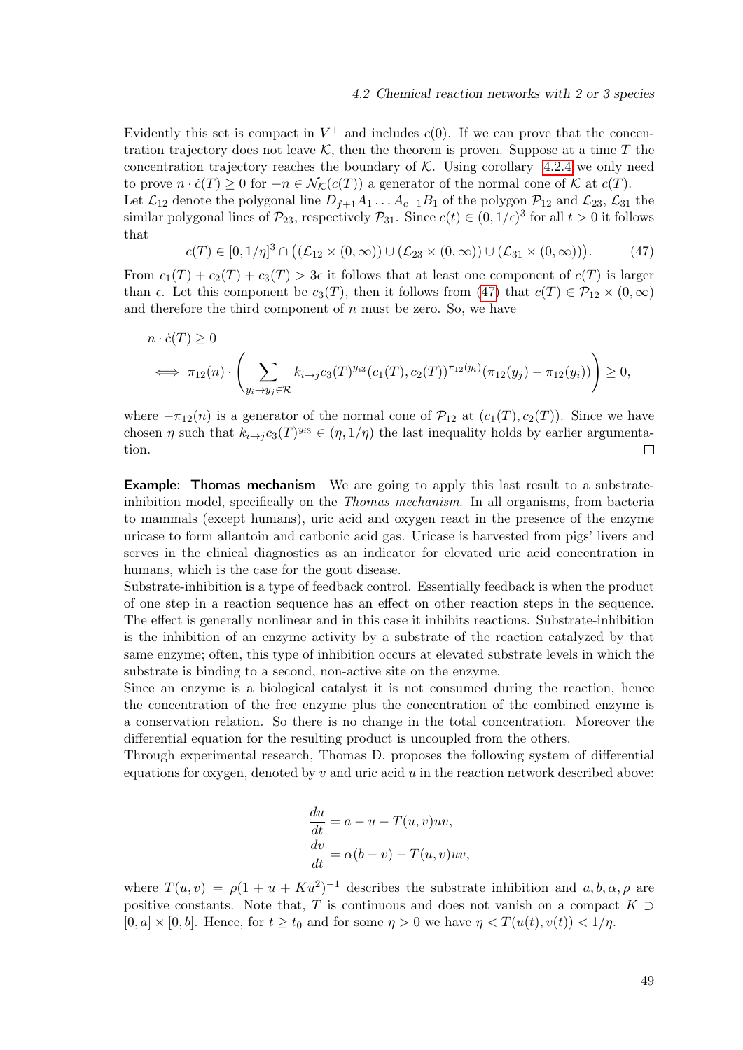Evidently this set is compact in $V^+$ and includes $c(0)$. If we can prove that the concentration trajectory does not leave $\mathcal{K}$, then the theorem is proven. Suppose at a time $T$ the concentration trajectory reaches the boundary of $\mathcal{K}$. Using corollary 4.2.4 we only need to prove $n \cdot \dot{c}(T) \geq 0$ for $-n \in \mathcal{N}_{\mathcal{K}}(c(T))$ a generator of the normal cone of $\mathcal{K}$ at $c(T)$.
Let $\mathcal{L}_{12}$ denote the polygonal line $D_{f+1}A_1 \ldots A_{e+1}B_1$ of the polygon $\mathcal{P}_{12}$ and $\mathcal{L}_{23}$, $\mathcal{L}_{31}$ the similar polygonal lines of $\mathcal{P}_{23}$, respectively $\mathcal{P}_{31}$. Since $c(t) \in (0, 1/\epsilon)^3$ for all $t > 0$ it follows that

$$c(T) \in [0, 1/\eta]^3 \cap \big( (\mathcal{L}_{12} \times (0, \infty)) \cup (\mathcal{L}_{23} \times (0, \infty)) \cup (\mathcal{L}_{31} \times (0, \infty)) \big). \tag{47}$$

From $c_1(T) + c_2(T) + c_3(T) > 3\epsilon$ it follows that at least one component of $c(T)$ is larger than $\epsilon$. Let this component be $c_3(T)$, then it follows from (47) that $c(T) \in \mathcal{P}_{12} \times (0, \infty)$ and therefore the third component of $n$ must be zero. So, we have

$$\begin{aligned}
&n \cdot \dot{c}(T) \geq 0 \\
\iff \; &\pi_{12}(n) \cdot \left( \sum_{y_i \to y_j \in \mathcal{R}} k_{i \to j} c_3(T)^{y_{i3}} (c_1(T), c_2(T))^{\pi_{12}(y_i)} (\pi_{12}(y_j) - \pi_{12}(y_i)) \right) \geq 0,
\end{aligned}$$

where $-\pi_{12}(n)$ is a generator of the normal cone of $\mathcal{P}_{12}$ at $(c_1(T), c_2(T))$. Since we have chosen $\eta$ such that $k_{i \to j} c_3(T)^{y_{i3}} \in (\eta, 1/\eta)$ the last inequality holds by earlier argumentation. $\square$

**Example: Thomas mechanism** We are going to apply this last result to a substrate-inhibition model, specifically on the *Thomas mechanism*. In all organisms, from bacteria to mammals (except humans), uric acid and oxygen react in the presence of the enzyme uricase to form allantoin and carbonic acid gas. Uricase is harvested from pigs' livers and serves in the clinical diagnostics as an indicator for elevated uric acid concentration in humans, which is the case for the gout disease.
Substrate-inhibition is a type of feedback control. Essentially feedback is when the product of one step in a reaction sequence has an effect on other reaction steps in the sequence. The effect is generally nonlinear and in this case it inhibits reactions. Substrate-inhibition is the inhibition of an enzyme activity by a substrate of the reaction catalyzed by that same enzyme; often, this type of inhibition occurs at elevated substrate levels in which the substrate is binding to a second, non-active site on the enzyme.
Since an enzyme is a biological catalyst it is not consumed during the reaction, hence the concentration of the free enzyme plus the concentration of the combined enzyme is a conservation relation. So there is no change in the total concentration. Moreover the differential equation for the resulting product is uncoupled from the others.
Through experimental research, Thomas D. proposes the following system of differential equations for oxygen, denoted by $v$ and uric acid $u$ in the reaction network described above:

$$\begin{aligned}
\frac{du}{dt} &= a - u - T(u,v)uv, \\
\frac{dv}{dt} &= \alpha(b - v) - T(u,v)uv,
\end{aligned}$$

where $T(u,v) = \rho(1 + u + Ku^2)^{-1}$ describes the substrate inhibition and $a, b, \alpha, \rho$ are positive constants. Note that, $T$ is continuous and does not vanish on a compact $K \supset [0,a] \times [0,b]$. Hence, for $t \geq t_0$ and for some $\eta > 0$ we have $\eta < T(u(t), v(t)) < 1/\eta$.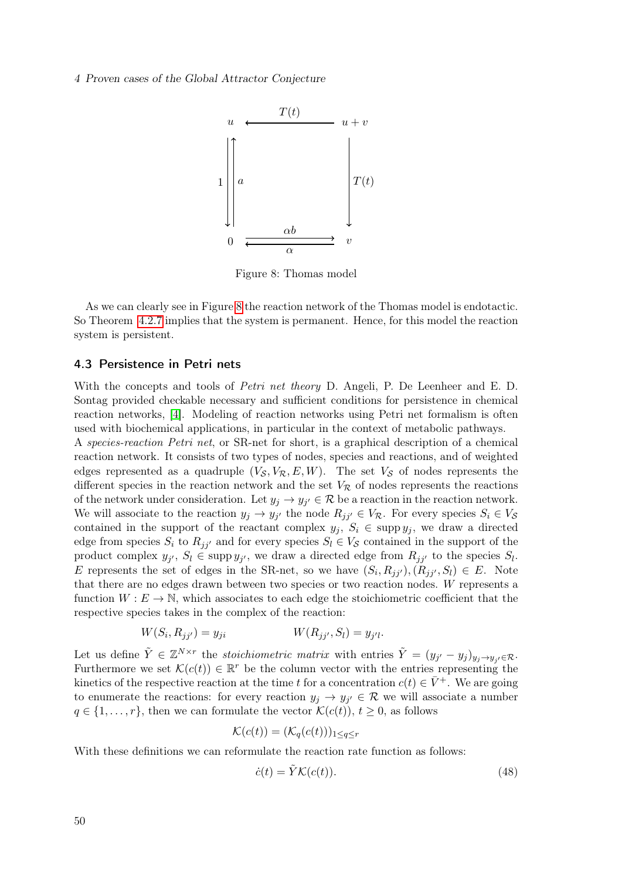Figure 8: Thomas model

As we can clearly see in Figure 8 the reaction network of the Thomas model is endotactic. So Theorem 4.2.7 implies that the system is permanent. Hence, for this model the reaction system is persistent.

### 4.3 Persistence in Petri nets

With the concepts and tools of *Petri net theory* D. Angeli, P. De Leenheer and E. D. Sontag provided checkable necessary and sufficient conditions for persistence in chemical reaction networks, [4]. Modeling of reaction networks using Petri net formalism is often used with biochemical applications, in particular in the context of metabolic pathways.

A *species-reaction Petri net*, or SR-net for short, is a graphical description of a chemical reaction network. It consists of two types of nodes, species and reactions, and of weighted edges represented as a quadruple $(V_{\mathcal{S}}, V_{\mathcal{R}}, E, W)$. The set $V_{\mathcal{S}}$ of nodes represents the different species in the reaction network and the set $V_{\mathcal{R}}$ of nodes represents the reactions of the network under consideration. Let $y_j \to y_{j'} \in \mathcal{R}$ be a reaction in the reaction network. We will associate to the reaction $y_j \to y_{j'}$ the node $R_{jj'} \in V_{\mathcal{R}}$. For every species $S_i \in V_{\mathcal{S}}$ contained in the support of the reactant complex $y_j$, $S_i \in \operatorname{supp} y_j$, we draw a directed edge from species $S_i$ to $R_{jj'}$ and for every species $S_l \in V_{\mathcal{S}}$ contained in the support of the product complex $y_{j'}$, $S_l \in \operatorname{supp} y_{j'}$, we draw a directed edge from $R_{jj'}$ to the species $S_l$. $E$ represents the set of edges in the SR-net, so we have $(S_i, R_{jj'}), (R_{jj'}, S_l) \in E$. Note that there are no edges drawn between two species or two reaction nodes. $W$ represents a function $W : E \to \mathbb{N}$, which associates to each edge the stoichiometric coefficient that the respective species takes in the complex of the reaction:

$$W(S_i, R_{jj'}) = y_{ji} \qquad\qquad W(R_{jj'}, S_l) = y_{j'l}.$$

Let us define $\tilde{Y} \in \mathbb{Z}^{N \times r}$ the *stoichiometric matrix* with entries $\tilde{Y} = (y_{j'} - y_j)_{y_j \to y_{j'} \in \mathcal{R}}$. Furthermore we set $\mathcal{K}(c(t)) \in \mathbb{R}^r$ be the column vector with the entries representing the kinetics of the respective reaction at the time $t$ for a concentration $c(t) \in \bar{V}^+$. We are going to enumerate the reactions: for every reaction $y_j \to y_{j'} \in \mathcal{R}$ we will associate a number $q \in \{1, \ldots, r\}$, then we can formulate the vector $\mathcal{K}(c(t))$, $t \geq 0$, as follows

$$\mathcal{K}(c(t)) = (\mathcal{K}_q(c(t)))_{1 \leq q \leq r}$$

With these definitions we can reformulate the reaction rate function as follows:

$$\dot{c}(t) = \tilde{Y} \mathcal{K}(c(t)). \tag{48}$$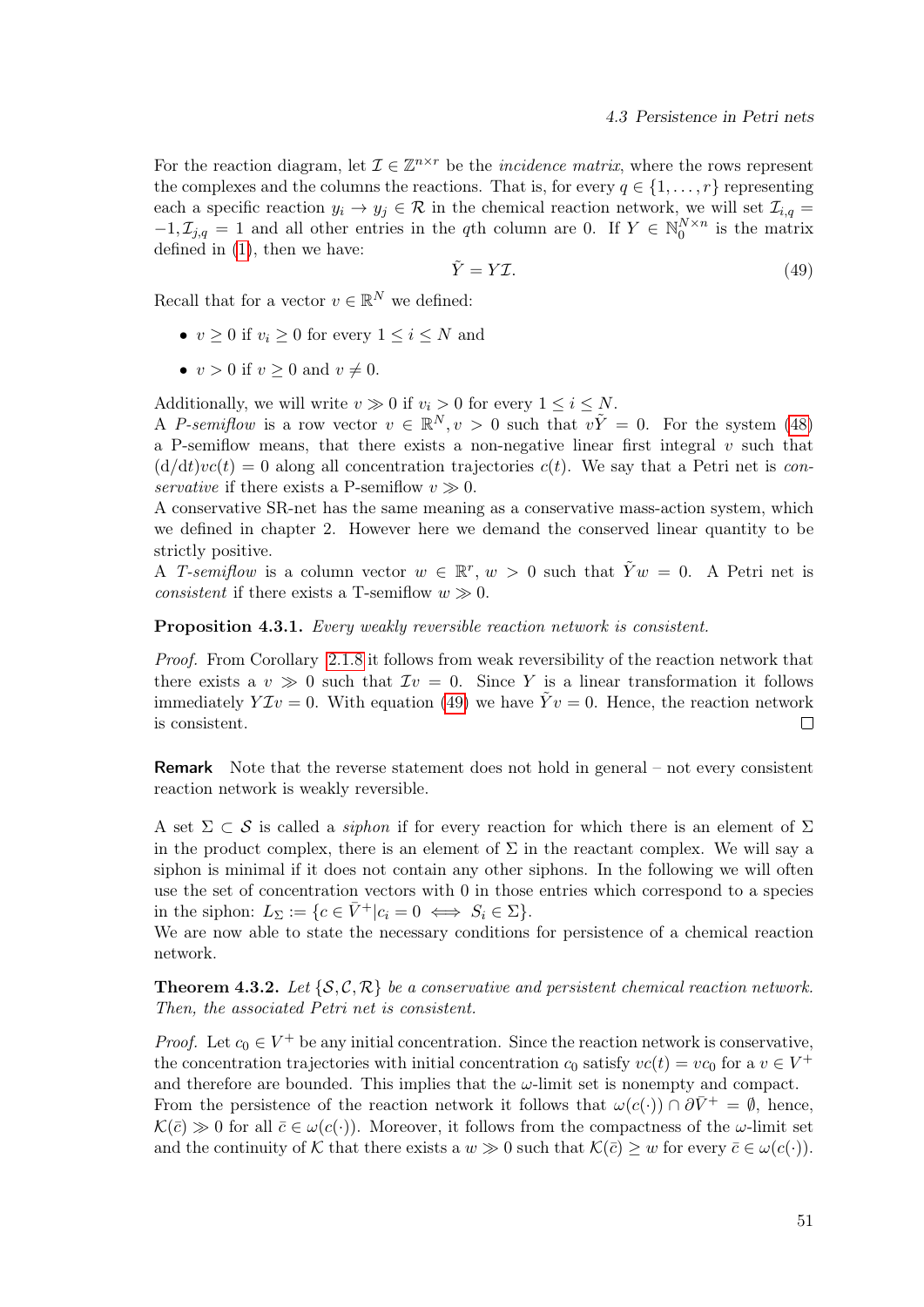For the reaction diagram, let $\mathcal{I} \in \mathbb{Z}^{n\times r}$ be the *incidence matrix*, where the rows represent the complexes and the columns the reactions. That is, for every $q \in \{1, \dots, r\}$ representing each a specific reaction $y_i \to y_j \in \mathcal{R}$ in the chemical reaction network, we will set $\mathcal{I}_{i,q} = -1, \mathcal{I}_{j,q} = 1$ and all other entries in the $q$th column are 0. If $Y \in \mathbb{N}_0^{N\times n}$ is the matrix defined in (1), then we have:

$$\tilde{Y} = Y\mathcal{I}. \tag{49}$$

Recall that for a vector $v \in \mathbb{R}^N$ we defined:

- $v \geq 0$ if $v_i \geq 0$ for every $1 \leq i \leq N$ and
- $v > 0$ if $v \geq 0$ and $v \neq 0$.

Additionally, we will write $v \gg 0$ if $v_i > 0$ for every $1 \leq i \leq N$.
A *P-semiflow* is a row vector $v \in \mathbb{R}^N, v > 0$ such that $v\tilde{Y} = 0$. For the system (48) a P-semiflow means, that there exists a non-negative linear first integral $v$ such that $(\mathrm{d}/\mathrm{d}t)vc(t) = 0$ along all concentration trajectories $c(t)$. We say that a Petri net is *conservative* if there exists a P-semiflow $v \gg 0$.
A conservative SR-net has the same meaning as a conservative mass-action system, which we defined in chapter 2. However here we demand the conserved linear quantity to be strictly positive.
A *T-semiflow* is a column vector $w \in \mathbb{R}^r$, $w > 0$ such that $\tilde{Y}w = 0$. A Petri net is *consistent* if there exists a T-semiflow $w \gg 0$.

**Proposition 4.3.1.** *Every weakly reversible reaction network is consistent.*

*Proof.* From Corollary 2.1.8 it follows from weak reversibility of the reaction network that there exists a $v \gg 0$ such that $\mathcal{I}v = 0$. Since $Y$ is a linear transformation it follows immediately $Y\mathcal{I}v = 0$. With equation (49) we have $\tilde{Y}v = 0$. Hence, the reaction network is consistent. □

**Remark** Note that the reverse statement does not hold in general – not every consistent reaction network is weakly reversible.

A set $\Sigma \subset \mathcal{S}$ is called a *siphon* if for every reaction for which there is an element of $\Sigma$ in the product complex, there is an element of $\Sigma$ in the reactant complex. We will say a siphon is minimal if it does not contain any other siphons. In the following we will often use the set of concentration vectors with 0 in those entries which correspond to a species in the siphon: $L_\Sigma := \{c \in \bar{V}^+ | c_i = 0 \iff S_i \in \Sigma\}$.
We are now able to state the necessary conditions for persistence of a chemical reaction network.

**Theorem 4.3.2.** *Let $\{\mathcal{S}, \mathcal{C}, \mathcal{R}\}$ be a conservative and persistent chemical reaction network. Then, the associated Petri net is consistent.*

*Proof.* Let $c_0 \in V^+$ be any initial concentration. Since the reaction network is conservative, the concentration trajectories with initial concentration $c_0$ satisfy $vc(t) = vc_0$ for a $v \in V^+$ and therefore are bounded. This implies that the $\omega$-limit set is nonempty and compact.
From the persistence of the reaction network it follows that $\omega(c(\cdot)) \cap \partial\bar{V}^+ = \emptyset$, hence, $\mathcal{K}(\bar{c}) \gg 0$ for all $\bar{c} \in \omega(c(\cdot))$. Moreover, it follows from the compactness of the $\omega$-limit set and the continuity of $\mathcal{K}$ that there exists a $w \gg 0$ such that $\mathcal{K}(\bar{c}) \geq w$ for every $\bar{c} \in \omega(c(\cdot))$.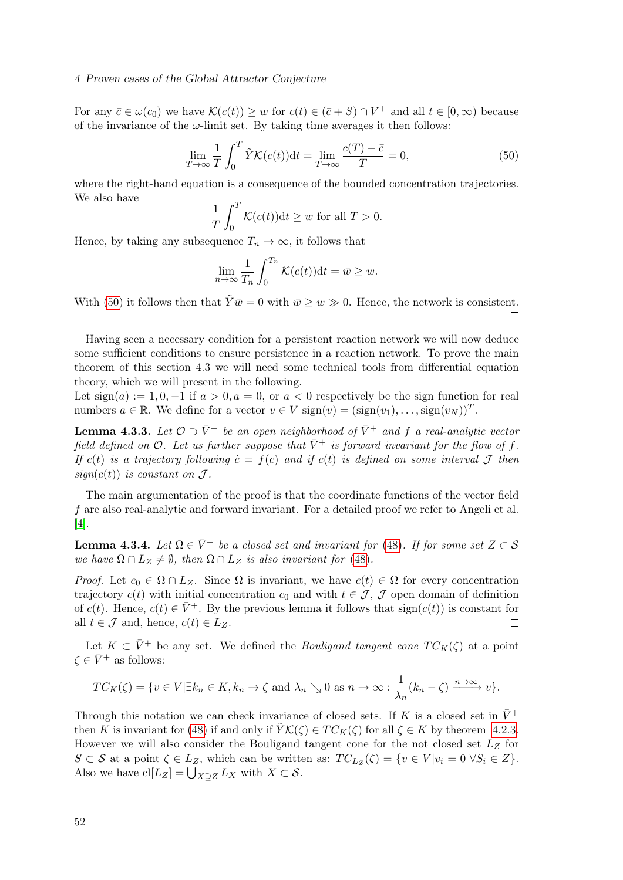For any $\bar{c} \in \omega(c_0)$ we have $\mathcal{K}(c(t)) \geq w$ for $c(t) \in (\bar{c} + S) \cap V^+$ and all $t \in [0, \infty)$ because of the invariance of the $\omega$-limit set. By taking time averages it then follows:

$$\lim_{T \to \infty} \frac{1}{T} \int_0^T \tilde{Y} \mathcal{K}(c(t)) \mathrm{d}t = \lim_{T \to \infty} \frac{c(T) - \bar{c}}{T} = 0, \tag{50}$$

where the right-hand equation is a consequence of the bounded concentration trajectories. We also have

$$\frac{1}{T} \int_0^T \mathcal{K}(c(t)) \mathrm{d}t \geq w \text{ for all } T > 0.$$

Hence, by taking any subsequence $T_n \to \infty$, it follows that

$$\lim_{n \to \infty} \frac{1}{T_n} \int_0^{T_n} \mathcal{K}(c(t)) \mathrm{d}t = \bar{w} \geq w.$$

With (50) it follows then that $\tilde{Y} \bar{w} = 0$ with $\bar{w} \geq w \gg 0$. Hence, the network is consistent. □

Having seen a necessary condition for a persistent reaction network we will now deduce some sufficient conditions to ensure persistence in a reaction network. To prove the main theorem of this section 4.3 we will need some technical tools from differential equation theory, which we will present in the following.
Let $\text{sign}(a) := 1, 0, -1$ if $a > 0, a = 0$, or $a < 0$ respectively be the sign function for real numbers $a \in \mathbb{R}$. We define for a vector $v \in V$ $\text{sign}(v) = (\text{sign}(v_1), \dots, \text{sign}(v_N))^T$.

**Lemma 4.3.3.** *Let $\mathcal{O} \supset \bar{V}^+$ be an open neighborhood of $\bar{V}^+$ and $f$ a real-analytic vector field defined on $\mathcal{O}$. Let us further suppose that $\bar{V}^+$ is forward invariant for the flow of $f$. If $c(t)$ is a trajectory following $\dot{c} = f(c)$ and if $c(t)$ is defined on some interval $\mathcal{J}$ then $\text{sign}(c(t))$ is constant on $\mathcal{J}$.*

The main argumentation of the proof is that the coordinate functions of the vector field $f$ are also real-analytic and forward invariant. For a detailed proof we refer to Angeli et al. [4].

**Lemma 4.3.4.** *Let $\Omega \in \bar{V}^+$ be a closed set and invariant for (48). If for some set $Z \subset \mathcal{S}$ we have $\Omega \cap L_Z \neq \emptyset$, then $\Omega \cap L_Z$ is also invariant for (48).*

*Proof.* Let $c_0 \in \Omega \cap L_Z$. Since $\Omega$ is invariant, we have $c(t) \in \Omega$ for every concentration trajectory $c(t)$ with initial concentration $c_0$ and with $t \in \mathcal{J}$, $\mathcal{J}$ open domain of definition of $c(t)$. Hence, $c(t) \in \bar{V}^+$. By the previous lemma it follows that $\text{sign}(c(t))$ is constant for all $t \in \mathcal{J}$ and, hence, $c(t) \in L_Z$. □

Let $K \subset \bar{V}^+$ be any set. We defined the *Bouligand tangent cone* $TC_K(\zeta)$ at a point $\zeta \in \bar{V}^+$ as follows:

$$TC_K(\zeta) = \{v \in V | \exists k_n \in K, k_n \to \zeta \text{ and } \lambda_n \searrow 0 \text{ as } n \to \infty : \frac{1}{\lambda_n}(k_n - \zeta) \xrightarrow{n \to \infty} v\}.$$

Through this notation we can check invariance of closed sets. If $K$ is a closed set in $\bar{V}^+$ then $K$ is invariant for (48) if and only if $\tilde{Y}\mathcal{K}(\zeta) \in TC_K(\zeta)$ for all $\zeta \in K$ by theorem 4.2.3. However we will also consider the Bouligand tangent cone for the not closed set $L_Z$ for $S \subset \mathcal{S}$ at a point $\zeta \in L_Z$, which can be written as: $TC_{L_Z}(\zeta) = \{v \in V | v_i = 0 \; \forall S_i \in Z\}$. Also we have $\text{cl}[L_Z] = \bigcup_{X \supseteq Z} L_X$ with $X \subset \mathcal{S}$.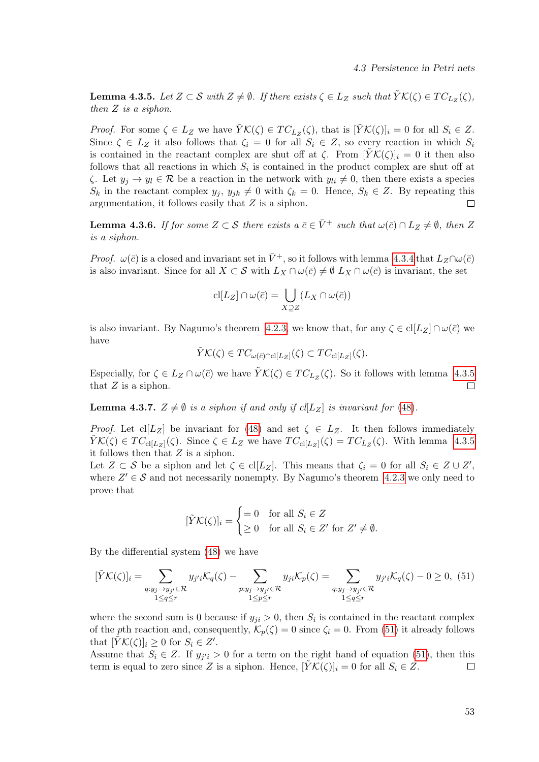**Lemma 4.3.5.** *Let $Z \subset \mathcal{S}$ with $Z \neq \emptyset$. If there exists $\zeta \in L_Z$ such that $\tilde{Y}\mathcal{K}(\zeta) \in TC_{L_Z}(\zeta)$, then $Z$ is a siphon.*

*Proof.* For some $\zeta \in L_Z$ we have $\tilde{Y}\mathcal{K}(\zeta) \in TC_{L_Z}(\zeta)$, that is $[\tilde{Y}\mathcal{K}(\zeta)]_i = 0$ for all $S_i \in Z$. Since $\zeta \in L_Z$ it also follows that $\zeta_i = 0$ for all $S_i \in Z$, so every reaction in which $S_i$ is contained in the reactant complex are shut off at $\zeta$. From $[\tilde{Y}\mathcal{K}(\zeta)]_i = 0$ it then also follows that all reactions in which $S_i$ is contained in the product complex are shut off at $\zeta$. Let $y_j \to y_l \in \mathcal{R}$ be a reaction in the network with $y_{li} \neq 0$, then there exists a species $S_k$ in the reactant complex $y_j$, $y_{jk} \neq 0$ with $\zeta_k = 0$. Hence, $S_k \in Z$. By repeating this argumentation, it follows easily that $Z$ is a siphon. □

**Lemma 4.3.6.** *If for some $Z \subset \mathcal{S}$ there exists a $\bar{c} \in \bar{V}^+$ such that $\omega(\bar{c}) \cap L_Z \neq \emptyset$, then $Z$ is a siphon.*

*Proof.* $\omega(\bar{c})$ is a closed and invariant set in $\bar{V}^+$, so it follows with lemma 4.3.4 that $L_Z \cap \omega(\bar{c})$ is also invariant. Since for all $X \subset \mathcal{S}$ with $L_X \cap \omega(\bar{c}) \neq \emptyset$ $L_X \cap \omega(\bar{c})$ is invariant, the set

$$\text{cl}[L_Z] \cap \omega(\bar{c}) = \bigcup_{X \supseteq Z} (L_X \cap \omega(\bar{c}))$$

is also invariant. By Nagumo's theorem 4.2.3, we know that, for any $\zeta \in \text{cl}[L_Z] \cap \omega(\bar{c})$ we have

$$\tilde{Y}\mathcal{K}(\zeta) \in TC_{\omega(\bar{c}) \cap \text{cl}[L_Z]}(\zeta) \subset TC_{\text{cl}[L_Z]}(\zeta).$$

Especially, for $\zeta \in L_Z \cap \omega(\bar{c})$ we have $\tilde{Y}\mathcal{K}(\zeta) \in TC_{L_Z}(\zeta)$. So it follows with lemma 4.3.5 that $Z$ is a siphon. □

**Lemma 4.3.7.** *$Z \neq \emptyset$ is a siphon if and only if cl$[L_Z]$ is invariant for (48).*

*Proof.* Let cl$[L_Z]$ be invariant for (48) and set $\zeta \in L_Z$. It then follows immediately $\tilde{Y}\mathcal{K}(\zeta) \in TC_{\text{cl}[L_Z]}(\zeta)$. Since $\zeta \in L_Z$ we have $TC_{\text{cl}[L_Z]}(\zeta) = TC_{L_Z}(\zeta)$. With lemma 4.3.5 it follows then that $Z$ is a siphon.
Let $Z \subset \mathcal{S}$ be a siphon and let $\zeta \in \text{cl}[L_Z]$. This means that $\zeta_i = 0$ for all $S_i \in Z \cup Z'$, where $Z' \in \mathcal{S}$ and not necessarily nonempty. By Nagumo's theorem 4.2.3 we only need to prove that

$$[\tilde{Y}\mathcal{K}(\zeta)]_i = \begin{cases} = 0 & \text{for all } S_i \in Z \\ \geq 0 & \text{for all } S_i \in Z' \text{ for } Z' \neq \emptyset. \end{cases}$$

By the differential system (48) we have

$$[\tilde{Y}\mathcal{K}(\zeta)]_i = \sum_{\substack{q: y_j \to y_{j'} \in \mathcal{R} \\ 1 \leq q \leq r}} y_{j'i}\mathcal{K}_q(\zeta) - \sum_{\substack{p: y_j \to y_{j'} \in \mathcal{R} \\ 1 \leq p \leq r}} y_{ji}\mathcal{K}_p(\zeta) = \sum_{\substack{q: y_j \to y_{j'} \in \mathcal{R} \\ 1 \leq q \leq r}} y_{j'i}\mathcal{K}_q(\zeta) - 0 \geq 0, \quad (51)$$

where the second sum is 0 because if $y_{ji} > 0$, then $S_i$ is contained in the reactant complex of the $p$th reaction and, consequently, $\mathcal{K}_p(\zeta) = 0$ since $\zeta_i = 0$. From (51) it already follows that $[\tilde{Y}\mathcal{K}(\zeta)]_i \geq 0$ for $S_i \in Z'$.
Assume that $S_i \in Z$. If $y_{j'i} > 0$ for a term on the right hand of equation (51), then this term is equal to zero since $Z$ is a siphon. Hence, $[\tilde{Y}\mathcal{K}(\zeta)]_i = 0$ for all $S_i \in Z$. □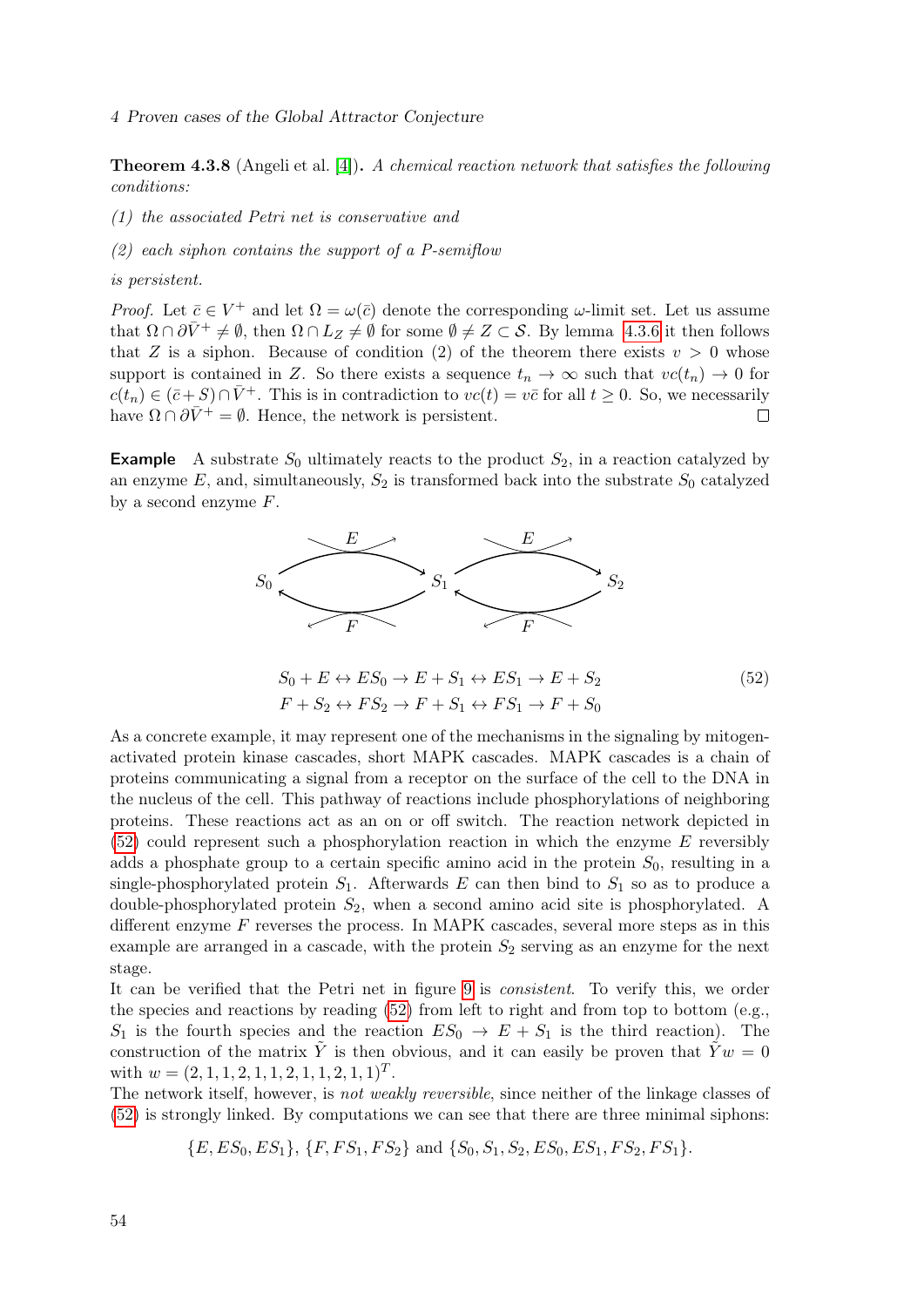**Theorem 4.3.8** (Angeli et al. [4]). *A chemical reaction network that satisfies the following conditions:*

*(1) the associated Petri net is conservative and*

*(2) each siphon contains the support of a P-semiflow*

*is persistent.*

*Proof.* Let $\bar{c} \in V^+$ and let $\Omega = \omega(\bar{c})$ denote the corresponding $\omega$-limit set. Let us assume that $\Omega \cap \partial \bar{V}^+ \neq \emptyset$, then $\Omega \cap L_Z \neq \emptyset$ for some $\emptyset \neq Z \subset \mathcal{S}$. By lemma 4.3.6 it then follows that $Z$ is a siphon. Because of condition (2) of the theorem there exists $v > 0$ whose support is contained in $Z$. So there exists a sequence $t_n \to \infty$ such that $vc(t_n) \to 0$ for $c(t_n) \in (\bar{c} + S) \cap \bar{V}^+$. This is in contradiction to $vc(t) = v\bar{c}$ for all $t \geq 0$. So, we necessarily have $\Omega \cap \partial \bar{V}^+ = \emptyset$. Hence, the network is persistent. □

**Example** A substrate $S_0$ ultimately reacts to the product $S_2$, in a reaction catalyzed by an enzyme $E$, and, simultaneously, $S_2$ is transformed back into the substrate $S_0$ catalyzed by a second enzyme $F$.

$$
\begin{aligned}
&S_0 + E \leftrightarrow ES_0 \to E + S_1 \leftrightarrow ES_1 \to E + S_2 \\
&F + S_2 \leftrightarrow FS_2 \to F + S_1 \leftrightarrow FS_1 \to F + S_0
\end{aligned}
\tag{52}
$$

As a concrete example, it may represent one of the mechanisms in the signaling by mitogen-activated protein kinase cascades, short MAPK cascades. MAPK cascades is a chain of proteins communicating a signal from a receptor on the surface of the cell to the DNA in the nucleus of the cell. This pathway of reactions include phosphorylations of neighboring proteins. These reactions act as an on or off switch. The reaction network depicted in (52) could represent such a phosphorylation reaction in which the enzyme $E$ reversibly adds a phosphate group to a certain specific amino acid in the protein $S_0$, resulting in a single-phosphorylated protein $S_1$. Afterwards $E$ can then bind to $S_1$ so as to produce a double-phosphorylated protein $S_2$, when a second amino acid site is phosphorylated. A different enzyme $F$ reverses the process. In MAPK cascades, several more steps as in this example are arranged in a cascade, with the protein $S_2$ serving as an enzyme for the next stage.

It can be verified that the Petri net in figure 9 is *consistent*. To verify this, we order the species and reactions by reading (52) from left to right and from top to bottom (e.g., $S_1$ is the fourth species and the reaction $ES_0 \to E + S_1$ is the third reaction). The construction of the matrix $\tilde{Y}$ is then obvious, and it can easily be proven that $\tilde{Y}w = 0$ with $w = (2, 1, 1, 2, 1, 1, 2, 1, 1, 2, 1, 1)^T$.

The network itself, however, is *not weakly reversible*, since neither of the linkage classes of (52) is strongly linked. By computations we can see that there are three minimal siphons:

$$\{E, ES_0, ES_1\},\ \{F, FS_1, FS_2\} \text{ and } \{S_0, S_1, S_2, ES_0, ES_1, FS_2, FS_1\}.$$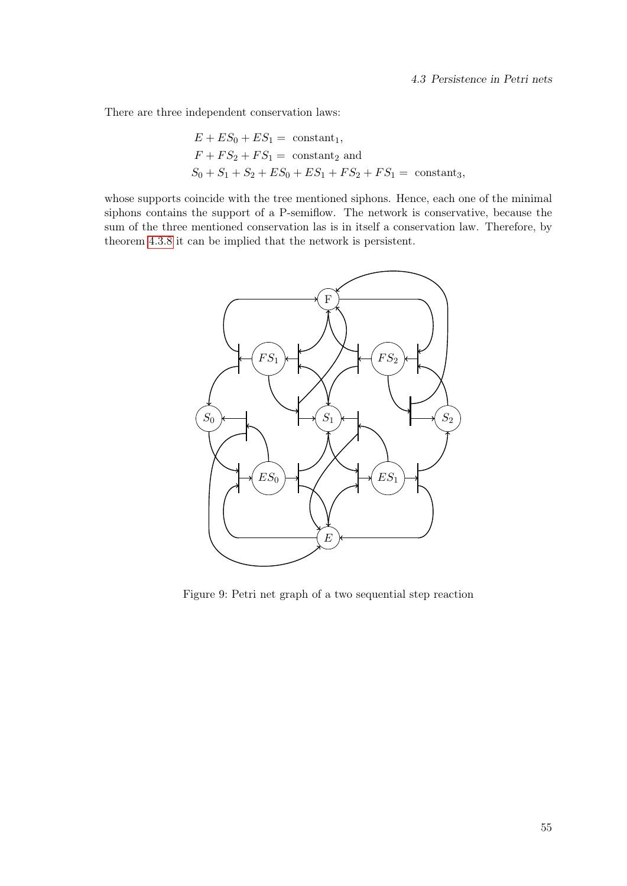There are three independent conservation laws:

$$
\begin{aligned}
E + ES_0 + ES_1 &= \text{ constant}_1, \\
F + FS_2 + FS_1 &= \text{ constant}_2 \text{ and} \\
S_0 + S_1 + S_2 + ES_0 + ES_1 + FS_2 + FS_1 &= \text{ constant}_3,
\end{aligned}
$$

whose supports coincide with the tree mentioned siphons. Hence, each one of the minimal siphons contains the support of a P-semiflow. The network is conservative, because the sum of the three mentioned conservation las is in itself a conservation law. Therefore, by theorem 4.3.8 it can be implied that the network is persistent.

Figure 9: Petri net graph of a two sequential step reaction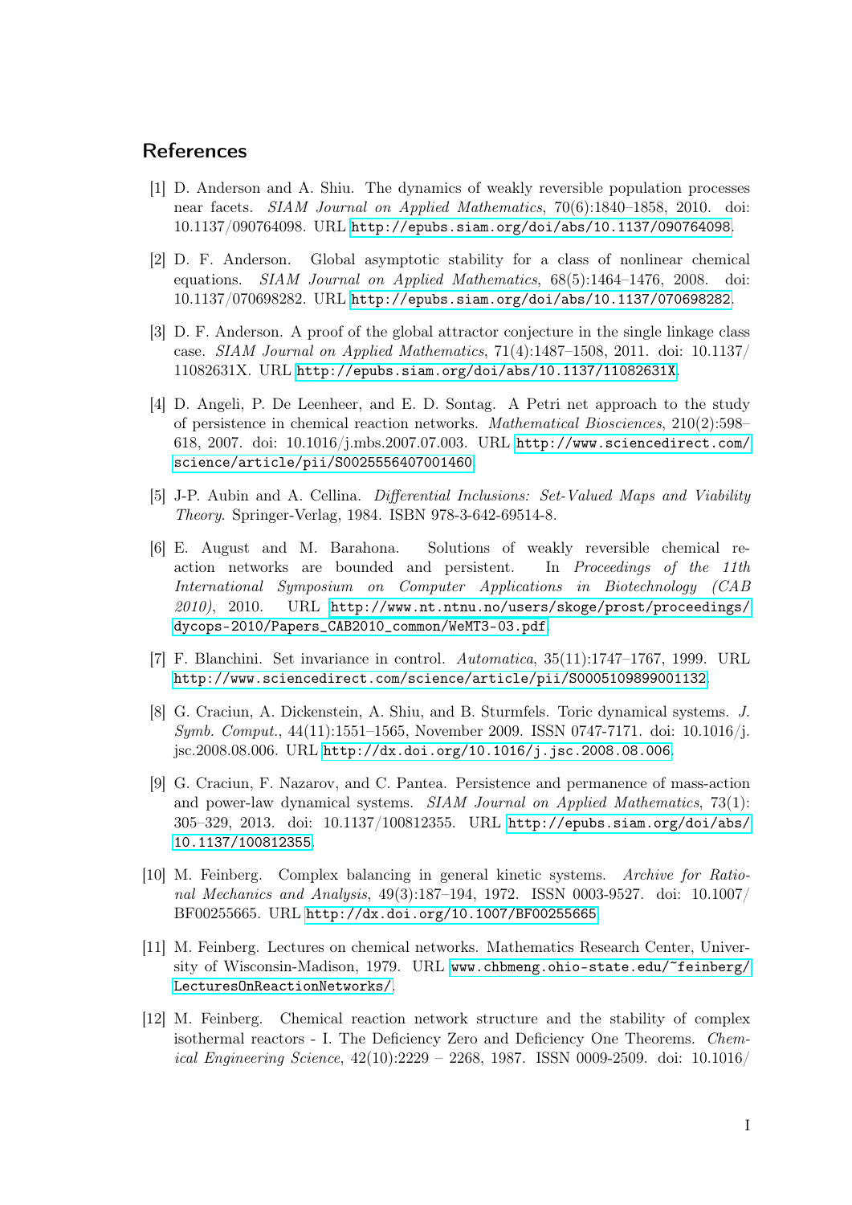## References

[1] D. Anderson and A. Shiu. The dynamics of weakly reversible population processes near facets. *SIAM Journal on Applied Mathematics*, 70(6):1840–1858, 2010. doi: 10.1137/090764098. URL http://epubs.siam.org/doi/abs/10.1137/090764098.

[2] D. F. Anderson. Global asymptotic stability for a class of nonlinear chemical equations. *SIAM Journal on Applied Mathematics*, 68(5):1464–1476, 2008. doi: 10.1137/070698282. URL http://epubs.siam.org/doi/abs/10.1137/070698282.

[3] D. F. Anderson. A proof of the global attractor conjecture in the single linkage class case. *SIAM Journal on Applied Mathematics*, 71(4):1487–1508, 2011. doi: 10.1137/11082631X. URL http://epubs.siam.org/doi/abs/10.1137/11082631X.

[4] D. Angeli, P. De Leenheer, and E. D. Sontag. A Petri net approach to the study of persistence in chemical reaction networks. *Mathematical Biosciences*, 210(2):598–618, 2007. doi: 10.1016/j.mbs.2007.07.003. URL http://www.sciencedirect.com/science/article/pii/S0025556407001460.

[5] J-P. Aubin and A. Cellina. *Differential Inclusions: Set-Valued Maps and Viability Theory*. Springer-Verlag, 1984. ISBN 978-3-642-69514-8.

[6] E. August and M. Barahona. Solutions of weakly reversible chemical reaction networks are bounded and persistent. In *Proceedings of the 11th International Symposium on Computer Applications in Biotechnology (CAB 2010)*, 2010. URL http://www.nt.ntnu.no/users/skoge/prost/proceedings/dycops-2010/Papers_CAB2010_common/WeMT3-03.pdf.

[7] F. Blanchini. Set invariance in control. *Automatica*, 35(11):1747–1767, 1999. URL http://www.sciencedirect.com/science/article/pii/S0005109899001132.

[8] G. Craciun, A. Dickenstein, A. Shiu, and B. Sturmfels. Toric dynamical systems. *J. Symb. Comput.*, 44(11):1551–1565, November 2009. ISSN 0747-7171. doi: 10.1016/j.jsc.2008.08.006. URL http://dx.doi.org/10.1016/j.jsc.2008.08.006.

[9] G. Craciun, F. Nazarov, and C. Pantea. Persistence and permanence of mass-action and power-law dynamical systems. *SIAM Journal on Applied Mathematics*, 73(1):305–329, 2013. doi: 10.1137/100812355. URL http://epubs.siam.org/doi/abs/10.1137/100812355.

[10] M. Feinberg. Complex balancing in general kinetic systems. *Archive for Rational Mechanics and Analysis*, 49(3):187–194, 1972. ISSN 0003-9527. doi: 10.1007/BF00255665. URL http://dx.doi.org/10.1007/BF00255665.

[11] M. Feinberg. Lectures on chemical networks. Mathematics Research Center, University of Wisconsin-Madison, 1979. URL www.chbmeng.ohio-state.edu/~feinberg/LecturesOnReactionNetworks/.

[12] M. Feinberg. Chemical reaction network structure and the stability of complex isothermal reactors - I. The Deficiency Zero and Deficiency One Theorems. *Chemical Engineering Science*, 42(10):2229 – 2268, 1987. ISSN 0009-2509. doi: 10.1016/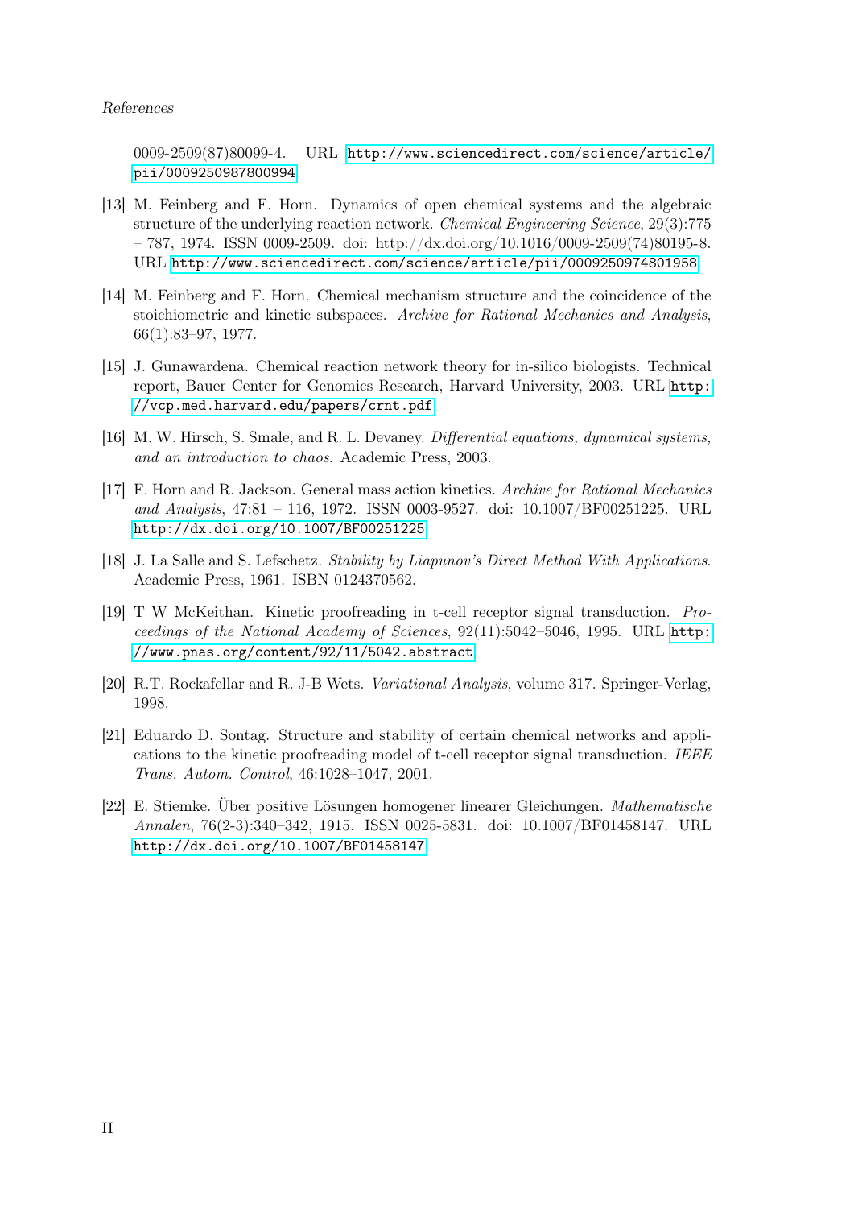0009-2509(87)80099-4. URL http://www.sciencedirect.com/science/article/pii/0009250987800994

[13] M. Feinberg and F. Horn. Dynamics of open chemical systems and the algebraic structure of the underlying reaction network. *Chemical Engineering Science*, 29(3):775 – 787, 1974. ISSN 0009-2509. doi: http://dx.doi.org/10.1016/0009-2509(74)80195-8. URL http://www.sciencedirect.com/science/article/pii/0009250974801958.

[14] M. Feinberg and F. Horn. Chemical mechanism structure and the coincidence of the stoichiometric and kinetic subspaces. *Archive for Rational Mechanics and Analysis*, 66(1):83–97, 1977.

[15] J. Gunawardena. Chemical reaction network theory for in-silico biologists. Technical report, Bauer Center for Genomics Research, Harvard University, 2003. URL http://vcp.med.harvard.edu/papers/crnt.pdf.

[16] M. W. Hirsch, S. Smale, and R. L. Devaney. *Differential equations, dynamical systems, and an introduction to chaos*. Academic Press, 2003.

[17] F. Horn and R. Jackson. General mass action kinetics. *Archive for Rational Mechanics and Analysis*, 47:81 – 116, 1972. ISSN 0003-9527. doi: 10.1007/BF00251225. URL http://dx.doi.org/10.1007/BF00251225.

[18] J. La Salle and S. Lefschetz. *Stability by Liapunov's Direct Method With Applications*. Academic Press, 1961. ISBN 0124370562.

[19] T W McKeithan. Kinetic proofreading in t-cell receptor signal transduction. *Proceedings of the National Academy of Sciences*, 92(11):5042–5046, 1995. URL http://www.pnas.org/content/92/11/5042.abstract.

[20] R.T. Rockafellar and R. J-B Wets. *Variational Analysis*, volume 317. Springer-Verlag, 1998.

[21] Eduardo D. Sontag. Structure and stability of certain chemical networks and applications to the kinetic proofreading model of t-cell receptor signal transduction. *IEEE Trans. Autom. Control*, 46:1028–1047, 2001.

[22] E. Stiemke. Über positive Lösungen homogener linearer Gleichungen. *Mathematische Annalen*, 76(2-3):340–342, 1915. ISSN 0025-5831. doi: 10.1007/BF01458147. URL http://dx.doi.org/10.1007/BF01458147.